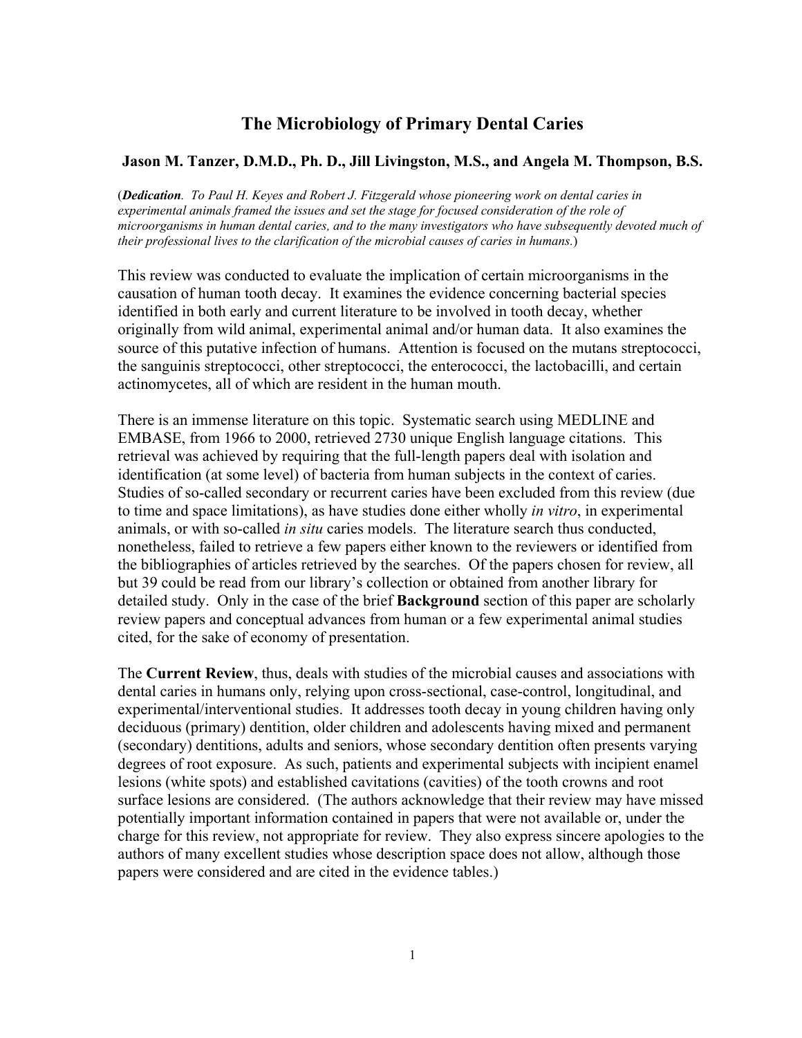# The Microbiology of Primary Dental Caries

**Jason M. Tanzer, D.M.D., Ph. D., Jill Livingston, M.S., and Angela M. Thompson, B.S.**

(***Dedication****. To Paul H. Keyes and Robert J. Fitzgerald whose pioneering work on dental caries in experimental animals framed the issues and set the stage for focused consideration of the role of microorganisms in human dental caries, and to the many investigators who have subsequently devoted much of their professional lives to the clarification of the microbial causes of caries in humans.*)

This review was conducted to evaluate the implication of certain microorganisms in the causation of human tooth decay. It examines the evidence concerning bacterial species identified in both early and current literature to be involved in tooth decay, whether originally from wild animal, experimental animal and/or human data. It also examines the source of this putative infection of humans. Attention is focused on the mutans streptococci, the sanguinis streptococci, other streptococci, the enterococci, the lactobacilli, and certain actinomycetes, all of which are resident in the human mouth.

There is an immense literature on this topic. Systematic search using MEDLINE and EMBASE, from 1966 to 2000, retrieved 2730 unique English language citations. This retrieval was achieved by requiring that the full-length papers deal with isolation and identification (at some level) of bacteria from human subjects in the context of caries. Studies of so-called secondary or recurrent caries have been excluded from this review (due to time and space limitations), as have studies done either wholly *in vitro*, in experimental animals, or with so-called *in situ* caries models. The literature search thus conducted, nonetheless, failed to retrieve a few papers either known to the reviewers or identified from the bibliographies of articles retrieved by the searches. Of the papers chosen for review, all but 39 could be read from our library's collection or obtained from another library for detailed study. Only in the case of the brief **Background** section of this paper are scholarly review papers and conceptual advances from human or a few experimental animal studies cited, for the sake of economy of presentation.

The **Current Review**, thus, deals with studies of the microbial causes and associations with dental caries in humans only, relying upon cross-sectional, case-control, longitudinal, and experimental/interventional studies. It addresses tooth decay in young children having only deciduous (primary) dentition, older children and adolescents having mixed and permanent (secondary) dentitions, adults and seniors, whose secondary dentition often presents varying degrees of root exposure. As such, patients and experimental subjects with incipient enamel lesions (white spots) and established cavitations (cavities) of the tooth crowns and root surface lesions are considered. (The authors acknowledge that their review may have missed potentially important information contained in papers that were not available or, under the charge for this review, not appropriate for review. They also express sincere apologies to the authors of many excellent studies whose description space does not allow, although those papers were considered and are cited in the evidence tables.)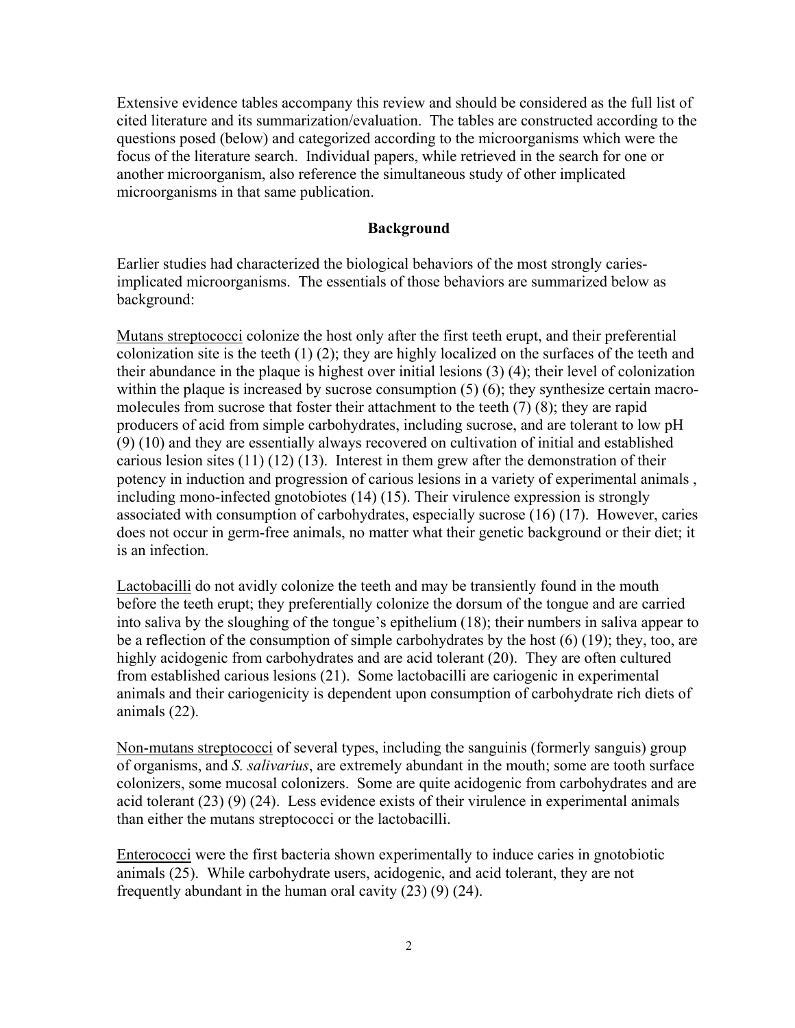Extensive evidence tables accompany this review and should be considered as the full list of cited literature and its summarization/evaluation. The tables are constructed according to the questions posed (below) and categorized according to the microorganisms which were the focus of the literature search. Individual papers, while retrieved in the search for one or another microorganism, also reference the simultaneous study of other implicated microorganisms in that same publication.

## Background

Earlier studies had characterized the biological behaviors of the most strongly caries-implicated microorganisms. The essentials of those behaviors are summarized below as background:

Mutans streptococci colonize the host only after the first teeth erupt, and their preferential colonization site is the teeth (1) (2); they are highly localized on the surfaces of the teeth and their abundance in the plaque is highest over initial lesions (3) (4); their level of colonization within the plaque is increased by sucrose consumption (5) (6); they synthesize certain macro-molecules from sucrose that foster their attachment to the teeth (7) (8); they are rapid producers of acid from simple carbohydrates, including sucrose, and are tolerant to low pH (9) (10) and they are essentially always recovered on cultivation of initial and established carious lesion sites (11) (12) (13). Interest in them grew after the demonstration of their potency in induction and progression of carious lesions in a variety of experimental animals , including mono-infected gnotobiotes (14) (15). Their virulence expression is strongly associated with consumption of carbohydrates, especially sucrose (16) (17). However, caries does not occur in germ-free animals, no matter what their genetic background or their diet; it is an infection.

Lactobacilli do not avidly colonize the teeth and may be transiently found in the mouth before the teeth erupt; they preferentially colonize the dorsum of the tongue and are carried into saliva by the sloughing of the tongue's epithelium (18); their numbers in saliva appear to be a reflection of the consumption of simple carbohydrates by the host (6) (19); they, too, are highly acidogenic from carbohydrates and are acid tolerant (20). They are often cultured from established carious lesions (21). Some lactobacilli are cariogenic in experimental animals and their cariogenicity is dependent upon consumption of carbohydrate rich diets of animals (22).

Non-mutans streptococci of several types, including the sanguinis (formerly sanguis) group of organisms, and *S. salivarius*, are extremely abundant in the mouth; some are tooth surface colonizers, some mucosal colonizers. Some are quite acidogenic from carbohydrates and are acid tolerant (23) (9) (24). Less evidence exists of their virulence in experimental animals than either the mutans streptococci or the lactobacilli.

Enterococci were the first bacteria shown experimentally to induce caries in gnotobiotic animals (25). While carbohydrate users, acidogenic, and acid tolerant, they are not frequently abundant in the human oral cavity (23) (9) (24).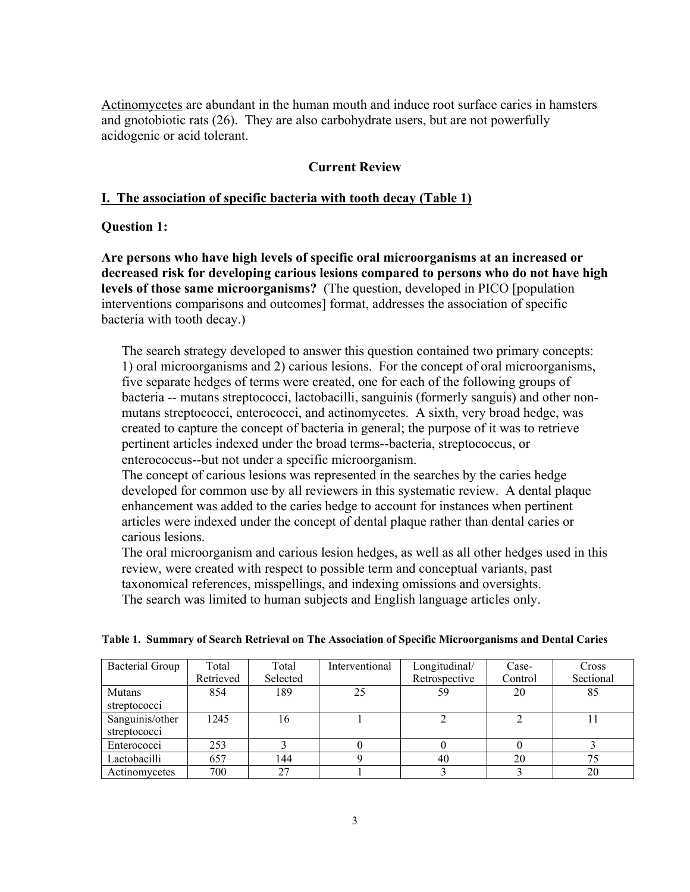<u>Actinomycetes</u> are abundant in the human mouth and induce root surface caries in hamsters and gnotobiotic rats (26). They are also carbohydrate users, but are not powerfully acidogenic or acid tolerant.

## Current Review

### <u>I. The association of specific bacteria with tooth decay (Table 1)</u>

**Question 1:**

**Are persons who have high levels of specific oral microorganisms at an increased or decreased risk for developing carious lesions compared to persons who do not have high levels of those same microorganisms?** (The question, developed in PICO [population interventions comparisons and outcomes] format, addresses the association of specific bacteria with tooth decay.)

The search strategy developed to answer this question contained two primary concepts: 1) oral microorganisms and 2) carious lesions. For the concept of oral microorganisms, five separate hedges of terms were created, one for each of the following groups of bacteria -- mutans streptococci, lactobacilli, sanguinis (formerly sanguis) and other non-mutans streptococci, enterococci, and actinomycetes. A sixth, very broad hedge, was created to capture the concept of bacteria in general; the purpose of it was to retrieve pertinent articles indexed under the broad terms--bacteria, streptococcus, or enterococcus--but not under a specific microorganism.

The concept of carious lesions was represented in the searches by the caries hedge developed for common use by all reviewers in this systematic review. A dental plaque enhancement was added to the caries hedge to account for instances when pertinent articles were indexed under the concept of dental plaque rather than dental caries or carious lesions.

The oral microorganism and carious lesion hedges, as well as all other hedges used in this review, were created with respect to possible term and conceptual variants, past taxonomical references, misspellings, and indexing omissions and oversights.

The search was limited to human subjects and English language articles only.

**Table 1. Summary of Search Retrieval on The Association of Specific Microorganisms and Dental Caries**

| Bacterial Group | Total Retrieved | Total Selected | Interventional | Longitudinal/ Retrospective | Case-Control | Cross Sectional |
|---|---|---|---|---|---|---|
| Mutans streptococci | 854 | 189 | 25 | 59 | 20 | 85 |
| Sanguinis/other streptococci | 1245 | 16 | 1 | 2 | 2 | 11 |
| Enterococci | 253 | 3 | 0 | 0 | 0 | 3 |
| Lactobacilli | 657 | 144 | 9 | 40 | 20 | 75 |
| Actinomycetes | 700 | 27 | 1 | 3 | 3 | 20 |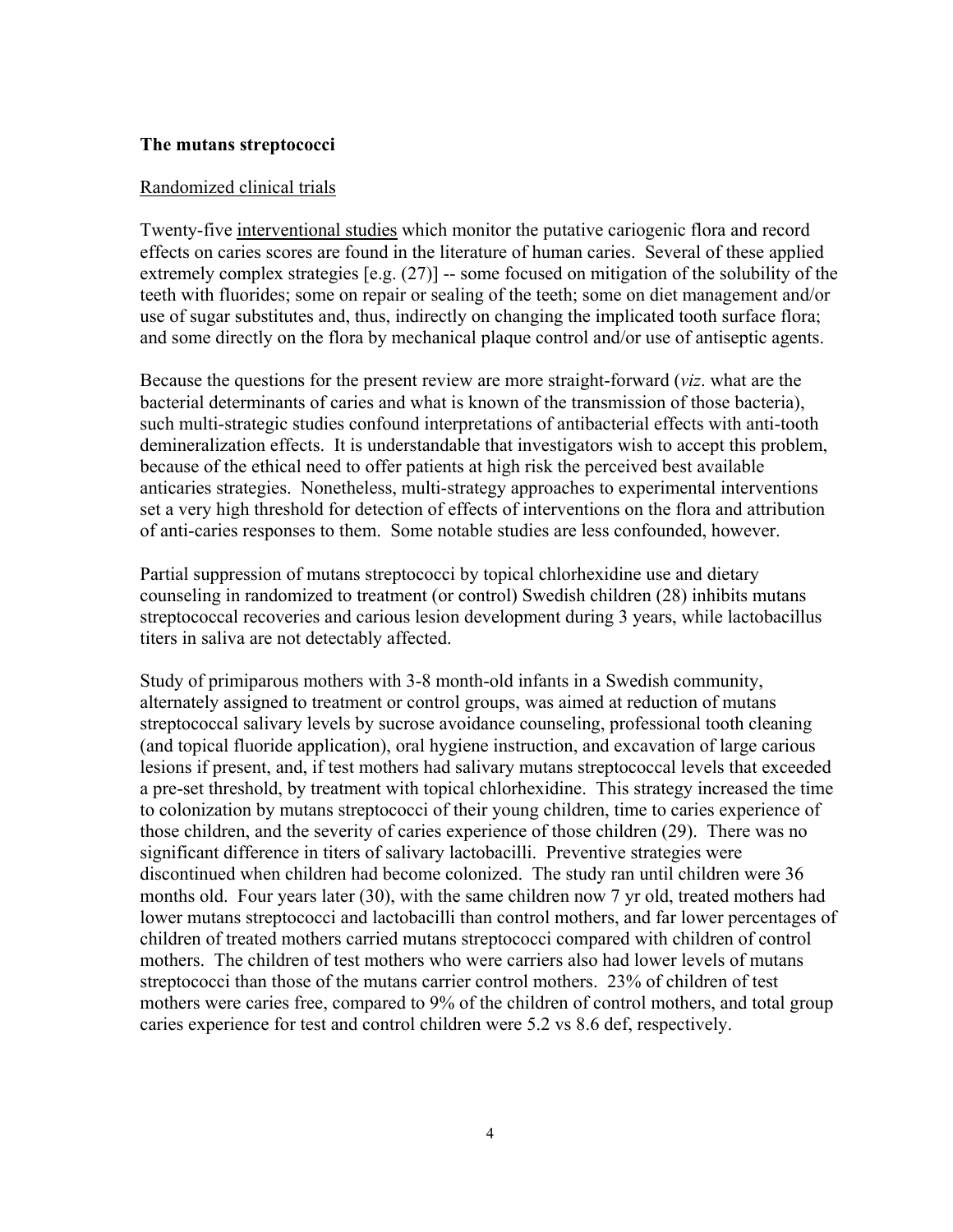## The mutans streptococci

### Randomized clinical trials

Twenty-five interventional studies which monitor the putative cariogenic flora and record effects on caries scores are found in the literature of human caries. Several of these applied extremely complex strategies [e.g. (27)] -- some focused on mitigation of the solubility of the teeth with fluorides; some on repair or sealing of the teeth; some on diet management and/or use of sugar substitutes and, thus, indirectly on changing the implicated tooth surface flora; and some directly on the flora by mechanical plaque control and/or use of antiseptic agents.

Because the questions for the present review are more straight-forward (*viz*. what are the bacterial determinants of caries and what is known of the transmission of those bacteria), such multi-strategic studies confound interpretations of antibacterial effects with anti-tooth demineralization effects. It is understandable that investigators wish to accept this problem, because of the ethical need to offer patients at high risk the perceived best available anticaries strategies. Nonetheless, multi-strategy approaches to experimental interventions set a very high threshold for detection of effects of interventions on the flora and attribution of anti-caries responses to them. Some notable studies are less confounded, however.

Partial suppression of mutans streptococci by topical chlorhexidine use and dietary counseling in randomized to treatment (or control) Swedish children (28) inhibits mutans streptococcal recoveries and carious lesion development during 3 years, while lactobacillus titers in saliva are not detectably affected.

Study of primiparous mothers with 3-8 month-old infants in a Swedish community, alternately assigned to treatment or control groups, was aimed at reduction of mutans streptococcal salivary levels by sucrose avoidance counseling, professional tooth cleaning (and topical fluoride application), oral hygiene instruction, and excavation of large carious lesions if present, and, if test mothers had salivary mutans streptococcal levels that exceeded a pre-set threshold, by treatment with topical chlorhexidine. This strategy increased the time to colonization by mutans streptococci of their young children, time to caries experience of those children, and the severity of caries experience of those children (29). There was no significant difference in titers of salivary lactobacilli. Preventive strategies were discontinued when children had become colonized. The study ran until children were 36 months old. Four years later (30), with the same children now 7 yr old, treated mothers had lower mutans streptococci and lactobacilli than control mothers, and far lower percentages of children of treated mothers carried mutans streptococci compared with children of control mothers. The children of test mothers who were carriers also had lower levels of mutans streptococci than those of the mutans carrier control mothers. 23% of children of test mothers were caries free, compared to 9% of the children of control mothers, and total group caries experience for test and control children were 5.2 vs 8.6 def, respectively.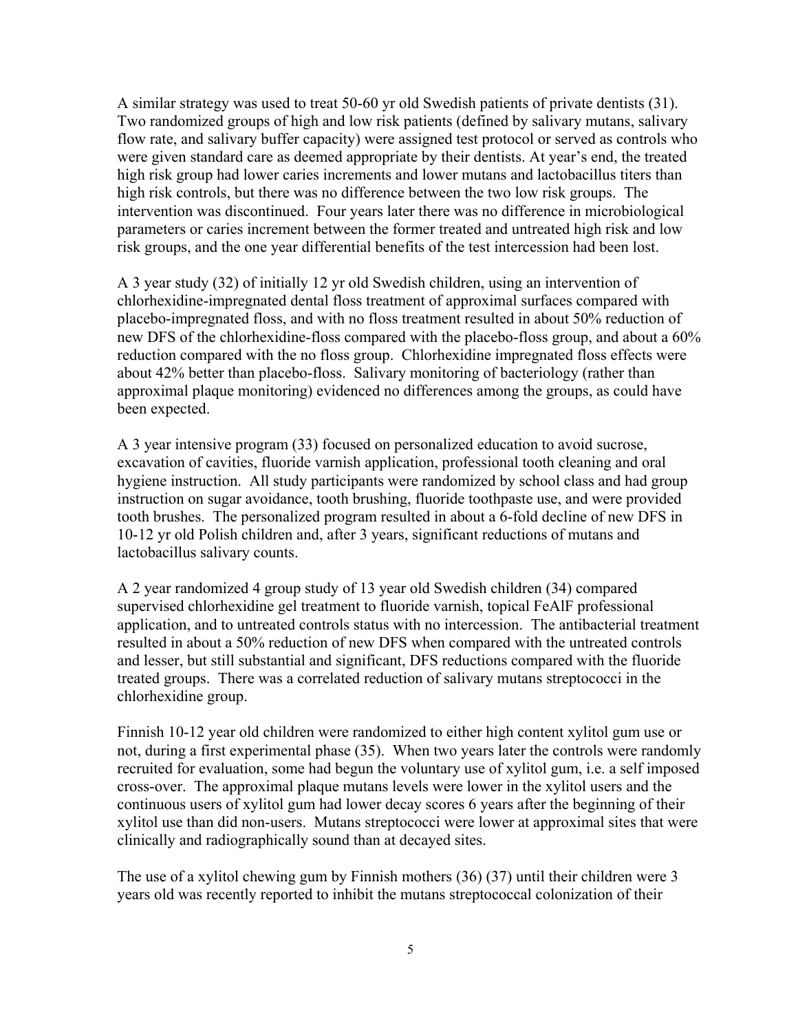A similar strategy was used to treat 50-60 yr old Swedish patients of private dentists (31). Two randomized groups of high and low risk patients (defined by salivary mutans, salivary flow rate, and salivary buffer capacity) were assigned test protocol or served as controls who were given standard care as deemed appropriate by their dentists. At year's end, the treated high risk group had lower caries increments and lower mutans and lactobacillus titers than high risk controls, but there was no difference between the two low risk groups. The intervention was discontinued. Four years later there was no difference in microbiological parameters or caries increment between the former treated and untreated high risk and low risk groups, and the one year differential benefits of the test intercession had been lost.

A 3 year study (32) of initially 12 yr old Swedish children, using an intervention of chlorhexidine-impregnated dental floss treatment of approximal surfaces compared with placebo-impregnated floss, and with no floss treatment resulted in about 50% reduction of new DFS of the chlorhexidine-floss compared with the placebo-floss group, and about a 60% reduction compared with the no floss group. Chlorhexidine impregnated floss effects were about 42% better than placebo-floss. Salivary monitoring of bacteriology (rather than approximal plaque monitoring) evidenced no differences among the groups, as could have been expected.

A 3 year intensive program (33) focused on personalized education to avoid sucrose, excavation of cavities, fluoride varnish application, professional tooth cleaning and oral hygiene instruction. All study participants were randomized by school class and had group instruction on sugar avoidance, tooth brushing, fluoride toothpaste use, and were provided tooth brushes. The personalized program resulted in about a 6-fold decline of new DFS in 10-12 yr old Polish children and, after 3 years, significant reductions of mutans and lactobacillus salivary counts.

A 2 year randomized 4 group study of 13 year old Swedish children (34) compared supervised chlorhexidine gel treatment to fluoride varnish, topical FeAlF professional application, and to untreated controls status with no intercession. The antibacterial treatment resulted in about a 50% reduction of new DFS when compared with the untreated controls and lesser, but still substantial and significant, DFS reductions compared with the fluoride treated groups. There was a correlated reduction of salivary mutans streptococci in the chlorhexidine group.

Finnish 10-12 year old children were randomized to either high content xylitol gum use or not, during a first experimental phase (35). When two years later the controls were randomly recruited for evaluation, some had begun the voluntary use of xylitol gum, i.e. a self imposed cross-over. The approximal plaque mutans levels were lower in the xylitol users and the continuous users of xylitol gum had lower decay scores 6 years after the beginning of their xylitol use than did non-users. Mutans streptococci were lower at approximal sites that were clinically and radiographically sound than at decayed sites.

The use of a xylitol chewing gum by Finnish mothers (36) (37) until their children were 3 years old was recently reported to inhibit the mutans streptococcal colonization of their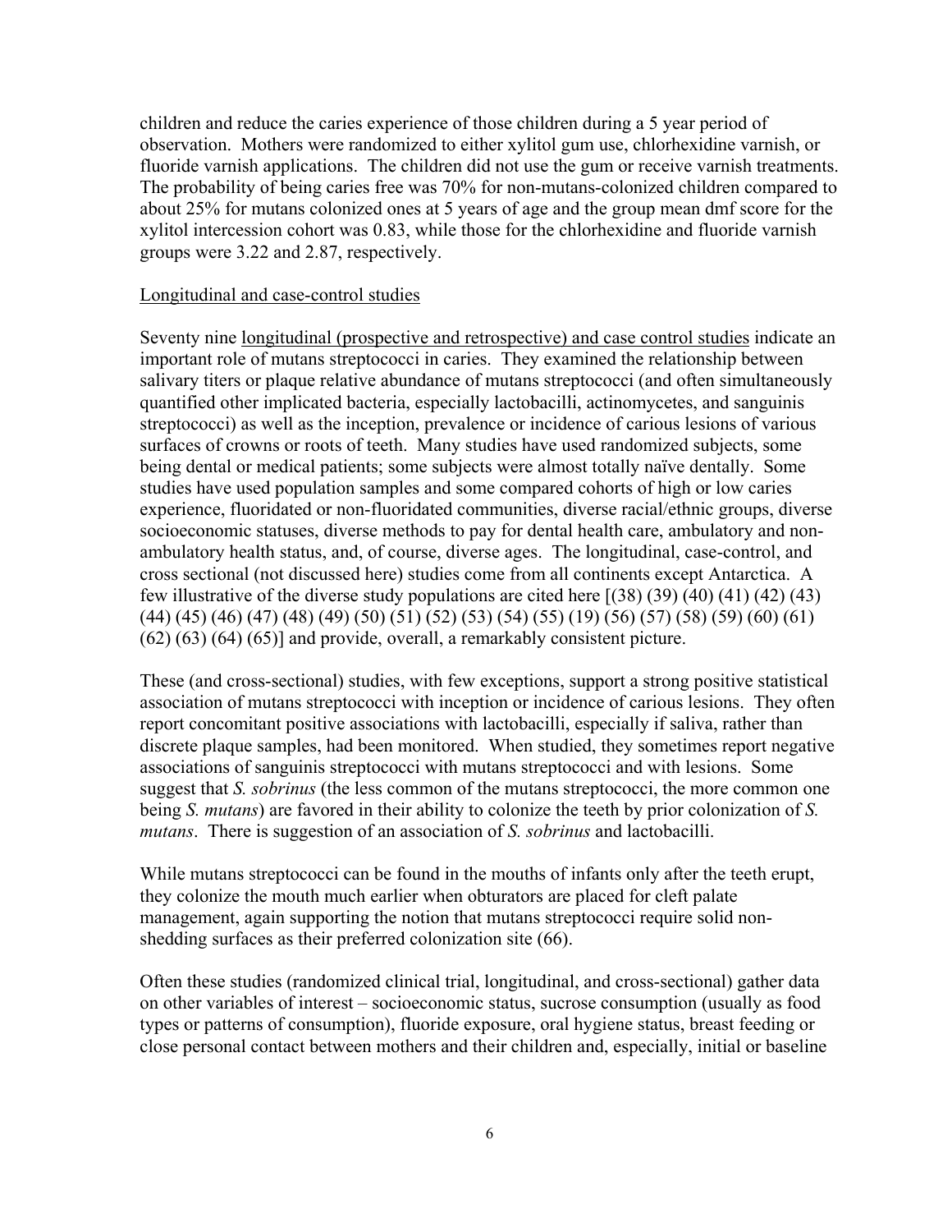children and reduce the caries experience of those children during a 5 year period of observation. Mothers were randomized to either xylitol gum use, chlorhexidine varnish, or fluoride varnish applications. The children did not use the gum or receive varnish treatments. The probability of being caries free was 70% for non-mutans-colonized children compared to about 25% for mutans colonized ones at 5 years of age and the group mean dmf score for the xylitol intercession cohort was 0.83, while those for the chlorhexidine and fluoride varnish groups were 3.22 and 2.87, respectively.

Longitudinal and case-control studies

Seventy nine longitudinal (prospective and retrospective) and case control studies indicate an important role of mutans streptococci in caries. They examined the relationship between salivary titers or plaque relative abundance of mutans streptococci (and often simultaneously quantified other implicated bacteria, especially lactobacilli, actinomycetes, and sanguinis streptococci) as well as the inception, prevalence or incidence of carious lesions of various surfaces of crowns or roots of teeth. Many studies have used randomized subjects, some being dental or medical patients; some subjects were almost totally naïve dentally. Some studies have used population samples and some compared cohorts of high or low caries experience, fluoridated or non-fluoridated communities, diverse racial/ethnic groups, diverse socioeconomic statuses, diverse methods to pay for dental health care, ambulatory and non-ambulatory health status, and, of course, diverse ages. The longitudinal, case-control, and cross sectional (not discussed here) studies come from all continents except Antarctica. A few illustrative of the diverse study populations are cited here [(38) (39) (40) (41) (42) (43) (44) (45) (46) (47) (48) (49) (50) (51) (52) (53) (54) (55) (19) (56) (57) (58) (59) (60) (61) (62) (63) (64) (65)] and provide, overall, a remarkably consistent picture.

These (and cross-sectional) studies, with few exceptions, support a strong positive statistical association of mutans streptococci with inception or incidence of carious lesions. They often report concomitant positive associations with lactobacilli, especially if saliva, rather than discrete plaque samples, had been monitored. When studied, they sometimes report negative associations of sanguinis streptococci with mutans streptococci and with lesions. Some suggest that *S. sobrinus* (the less common of the mutans streptococci, the more common one being *S. mutans*) are favored in their ability to colonize the teeth by prior colonization of *S. mutans*. There is suggestion of an association of *S. sobrinus* and lactobacilli.

While mutans streptococci can be found in the mouths of infants only after the teeth erupt, they colonize the mouth much earlier when obturators are placed for cleft palate management, again supporting the notion that mutans streptococci require solid non-shedding surfaces as their preferred colonization site (66).

Often these studies (randomized clinical trial, longitudinal, and cross-sectional) gather data on other variables of interest – socioeconomic status, sucrose consumption (usually as food types or patterns of consumption), fluoride exposure, oral hygiene status, breast feeding or close personal contact between mothers and their children and, especially, initial or baseline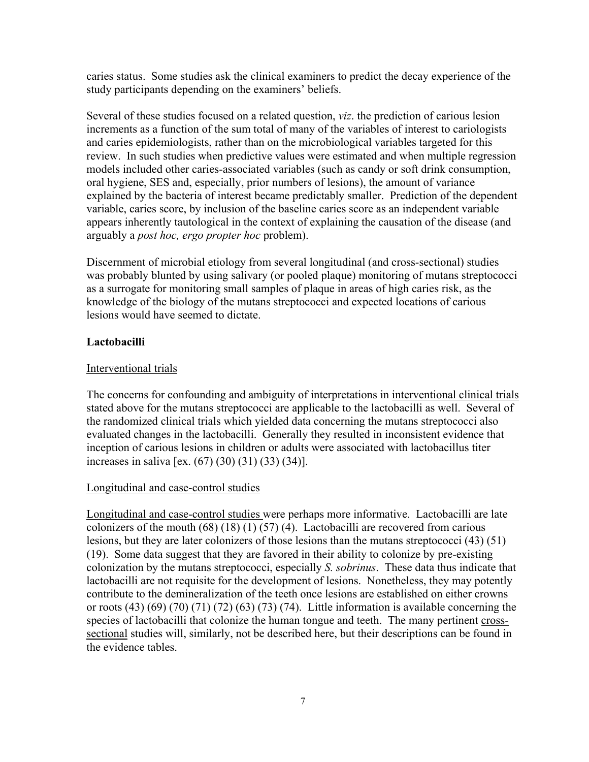caries status. Some studies ask the clinical examiners to predict the decay experience of the study participants depending on the examiners' beliefs.

Several of these studies focused on a related question, *viz*. the prediction of carious lesion increments as a function of the sum total of many of the variables of interest to cariologists and caries epidemiologists, rather than on the microbiological variables targeted for this review. In such studies when predictive values were estimated and when multiple regression models included other caries-associated variables (such as candy or soft drink consumption, oral hygiene, SES and, especially, prior numbers of lesions), the amount of variance explained by the bacteria of interest became predictably smaller. Prediction of the dependent variable, caries score, by inclusion of the baseline caries score as an independent variable appears inherently tautological in the context of explaining the causation of the disease (and arguably a *post hoc, ergo propter hoc* problem).

Discernment of microbial etiology from several longitudinal (and cross-sectional) studies was probably blunted by using salivary (or pooled plaque) monitoring of mutans streptococci as a surrogate for monitoring small samples of plaque in areas of high caries risk, as the knowledge of the biology of the mutans streptococci and expected locations of carious lesions would have seemed to dictate.

**Lactobacilli**

Interventional trials

The concerns for confounding and ambiguity of interpretations in interventional clinical trials stated above for the mutans streptococci are applicable to the lactobacilli as well. Several of the randomized clinical trials which yielded data concerning the mutans streptococci also evaluated changes in the lactobacilli. Generally they resulted in inconsistent evidence that inception of carious lesions in children or adults were associated with lactobacillus titer increases in saliva [ex. (67) (30) (31) (33) (34)].

Longitudinal and case-control studies

Longitudinal and case-control studies were perhaps more informative. Lactobacilli are late colonizers of the mouth (68) (18) (1) (57) (4). Lactobacilli are recovered from carious lesions, but they are later colonizers of those lesions than the mutans streptococci (43) (51) (19). Some data suggest that they are favored in their ability to colonize by pre-existing colonization by the mutans streptococci, especially *S. sobrinus*. These data thus indicate that lactobacilli are not requisite for the development of lesions. Nonetheless, they may potently contribute to the demineralization of the teeth once lesions are established on either crowns or roots (43) (69) (70) (71) (72) (63) (73) (74). Little information is available concerning the species of lactobacilli that colonize the human tongue and teeth. The many pertinent cross-sectional studies will, similarly, not be described here, but their descriptions can be found in the evidence tables.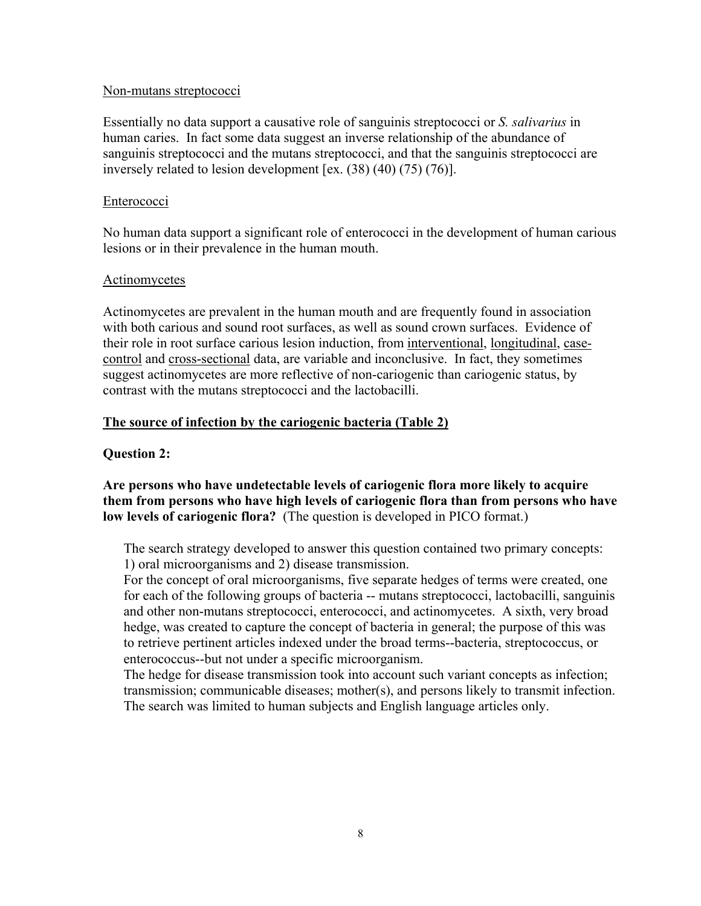Non-mutans streptococci

Essentially no data support a causative role of sanguinis streptococci or *S. salivarius* in human caries. In fact some data suggest an inverse relationship of the abundance of sanguinis streptococci and the mutans streptococci, and that the sanguinis streptococci are inversely related to lesion development [ex. (38) (40) (75) (76)].

Enterococci

No human data support a significant role of enterococci in the development of human carious lesions or in their prevalence in the human mouth.

Actinomycetes

Actinomycetes are prevalent in the human mouth and are frequently found in association with both carious and sound root surfaces, as well as sound crown surfaces. Evidence of their role in root surface carious lesion induction, from interventional, longitudinal, case-control and cross-sectional data, are variable and inconclusive. In fact, they sometimes suggest actinomycetes are more reflective of non-cariogenic than cariogenic status, by contrast with the mutans streptococci and the lactobacilli.

**The source of infection by the cariogenic bacteria (Table 2)**

**Question 2:**

**Are persons who have undetectable levels of cariogenic flora more likely to acquire them from persons who have high levels of cariogenic flora than from persons who have low levels of cariogenic flora?** (The question is developed in PICO format.)

The search strategy developed to answer this question contained two primary concepts: 1) oral microorganisms and 2) disease transmission.

For the concept of oral microorganisms, five separate hedges of terms were created, one for each of the following groups of bacteria -- mutans streptococci, lactobacilli, sanguinis and other non-mutans streptococci, enterococci, and actinomycetes. A sixth, very broad hedge, was created to capture the concept of bacteria in general; the purpose of this was to retrieve pertinent articles indexed under the broad terms--bacteria, streptococcus, or enterococcus--but not under a specific microorganism.

The hedge for disease transmission took into account such variant concepts as infection; transmission; communicable diseases; mother(s), and persons likely to transmit infection. The search was limited to human subjects and English language articles only.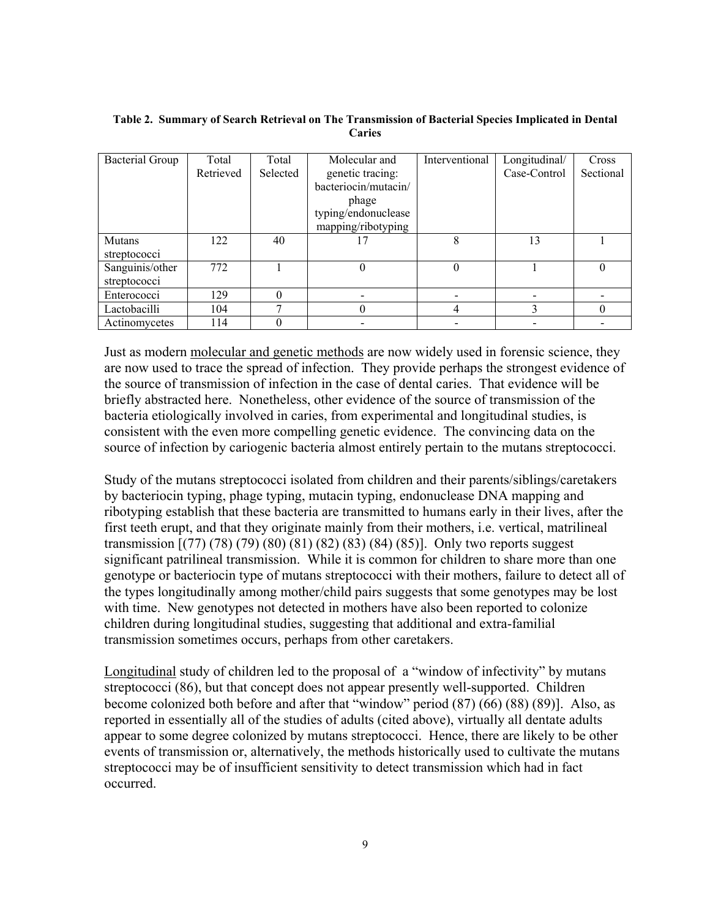**Table 2. Summary of Search Retrieval on The Transmission of Bacterial Species Implicated in Dental Caries**

| Bacterial Group | Total Retrieved | Total Selected | Molecular and genetic tracing: bacteriocin/mutacin/ phage typing/endonuclease mapping/ribotyping | Interventional | Longitudinal/ Case-Control | Cross Sectional |
|---|---|---|---|---|---|---|
| Mutans streptococci | 122 | 40 | 17 | 8 | 13 | 1 |
| Sanguinis/other streptococci | 772 | 1 | 0 | 0 | 1 | 0 |
| Enterococci | 129 | 0 | - | - | - | - |
| Lactobacilli | 104 | 7 | 0 | 4 | 3 | 0 |
| Actinomycetes | 114 | 0 | - | - | - | - |

Just as modern <u>molecular and genetic methods</u> are now widely used in forensic science, they are now used to trace the spread of infection. They provide perhaps the strongest evidence of the source of transmission of infection in the case of dental caries. That evidence will be briefly abstracted here. Nonetheless, other evidence of the source of transmission of the bacteria etiologically involved in caries, from experimental and longitudinal studies, is consistent with the even more compelling genetic evidence. The convincing data on the source of infection by cariogenic bacteria almost entirely pertain to the mutans streptococci.

Study of the mutans streptococci isolated from children and their parents/siblings/caretakers by bacteriocin typing, phage typing, mutacin typing, endonuclease DNA mapping and ribotyping establish that these bacteria are transmitted to humans early in their lives, after the first teeth erupt, and that they originate mainly from their mothers, i.e. vertical, matrilineal transmission [(77) (78) (79) (80) (81) (82) (83) (84) (85)]. Only two reports suggest significant patrilineal transmission. While it is common for children to share more than one genotype or bacteriocin type of mutans streptococci with their mothers, failure to detect all of the types longitudinally among mother/child pairs suggests that some genotypes may be lost with time. New genotypes not detected in mothers have also been reported to colonize children during longitudinal studies, suggesting that additional and extra-familial transmission sometimes occurs, perhaps from other caretakers.

<u>Longitudinal</u> study of children led to the proposal of a "window of infectivity" by mutans streptococci (86), but that concept does not appear presently well-supported. Children become colonized both before and after that "window" period (87) (66) (88) (89)]. Also, as reported in essentially all of the studies of adults (cited above), virtually all dentate adults appear to some degree colonized by mutans streptococci. Hence, there are likely to be other events of transmission or, alternatively, the methods historically used to cultivate the mutans streptococci may be of insufficient sensitivity to detect transmission which had in fact occurred.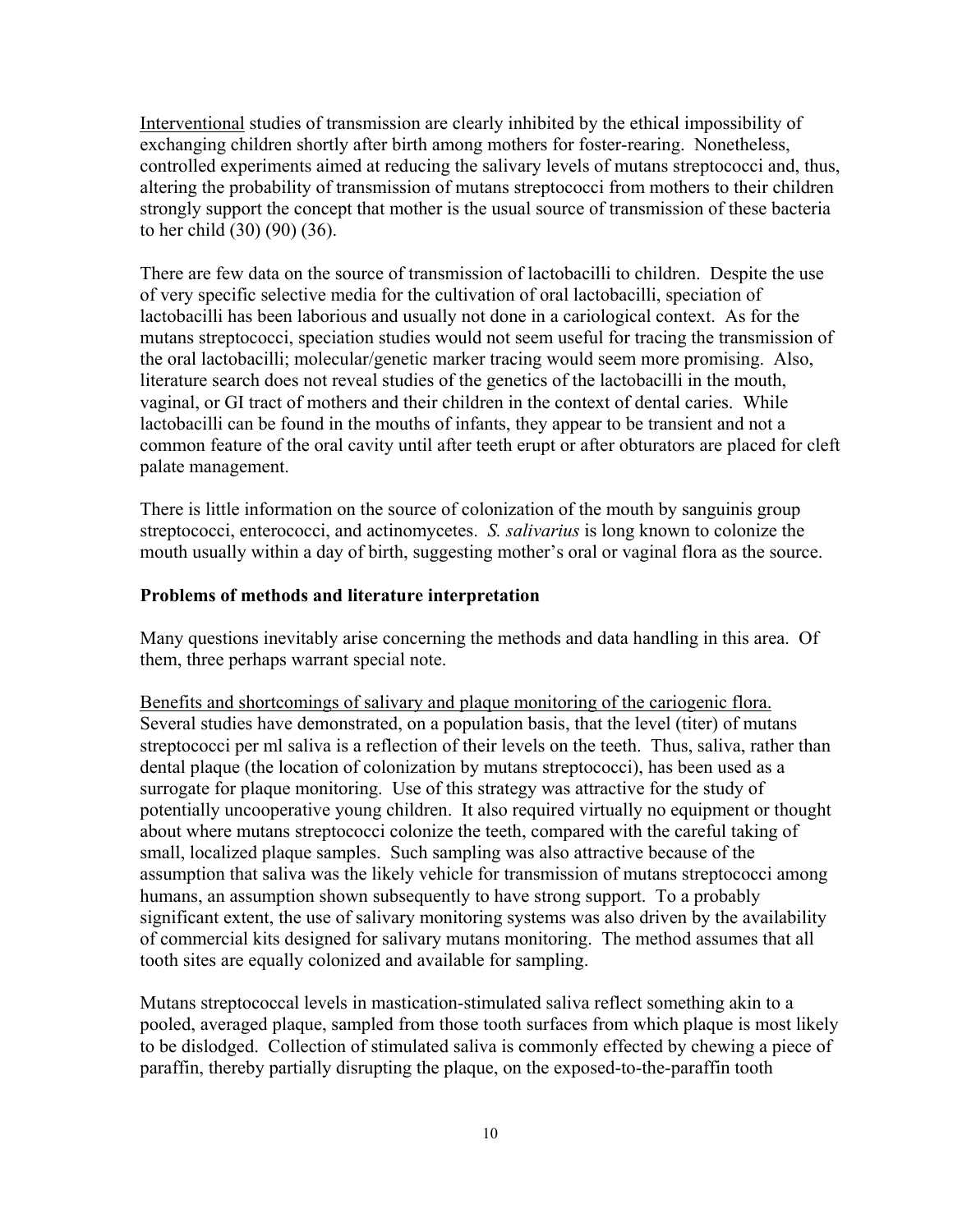Interventional studies of transmission are clearly inhibited by the ethical impossibility of exchanging children shortly after birth among mothers for foster-rearing. Nonetheless, controlled experiments aimed at reducing the salivary levels of mutans streptococci and, thus, altering the probability of transmission of mutans streptococci from mothers to their children strongly support the concept that mother is the usual source of transmission of these bacteria to her child (30) (90) (36).

There are few data on the source of transmission of lactobacilli to children. Despite the use of very specific selective media for the cultivation of oral lactobacilli, speciation of lactobacilli has been laborious and usually not done in a cariological context. As for the mutans streptococci, speciation studies would not seem useful for tracing the transmission of the oral lactobacilli; molecular/genetic marker tracing would seem more promising. Also, literature search does not reveal studies of the genetics of the lactobacilli in the mouth, vaginal, or GI tract of mothers and their children in the context of dental caries. While lactobacilli can be found in the mouths of infants, they appear to be transient and not a common feature of the oral cavity until after teeth erupt or after obturators are placed for cleft palate management.

There is little information on the source of colonization of the mouth by sanguinis group streptococci, enterococci, and actinomycetes. *S. salivarius* is long known to colonize the mouth usually within a day of birth, suggesting mother's oral or vaginal flora as the source.

### Problems of methods and literature interpretation

Many questions inevitably arise concerning the methods and data handling in this area. Of them, three perhaps warrant special note.

Benefits and shortcomings of salivary and plaque monitoring of the cariogenic flora. Several studies have demonstrated, on a population basis, that the level (titer) of mutans streptococci per ml saliva is a reflection of their levels on the teeth. Thus, saliva, rather than dental plaque (the location of colonization by mutans streptococci), has been used as a surrogate for plaque monitoring. Use of this strategy was attractive for the study of potentially uncooperative young children. It also required virtually no equipment or thought about where mutans streptococci colonize the teeth, compared with the careful taking of small, localized plaque samples. Such sampling was also attractive because of the assumption that saliva was the likely vehicle for transmission of mutans streptococci among humans, an assumption shown subsequently to have strong support. To a probably significant extent, the use of salivary monitoring systems was also driven by the availability of commercial kits designed for salivary mutans monitoring. The method assumes that all tooth sites are equally colonized and available for sampling.

Mutans streptococcal levels in mastication-stimulated saliva reflect something akin to a pooled, averaged plaque, sampled from those tooth surfaces from which plaque is most likely to be dislodged. Collection of stimulated saliva is commonly effected by chewing a piece of paraffin, thereby partially disrupting the plaque, on the exposed-to-the-paraffin tooth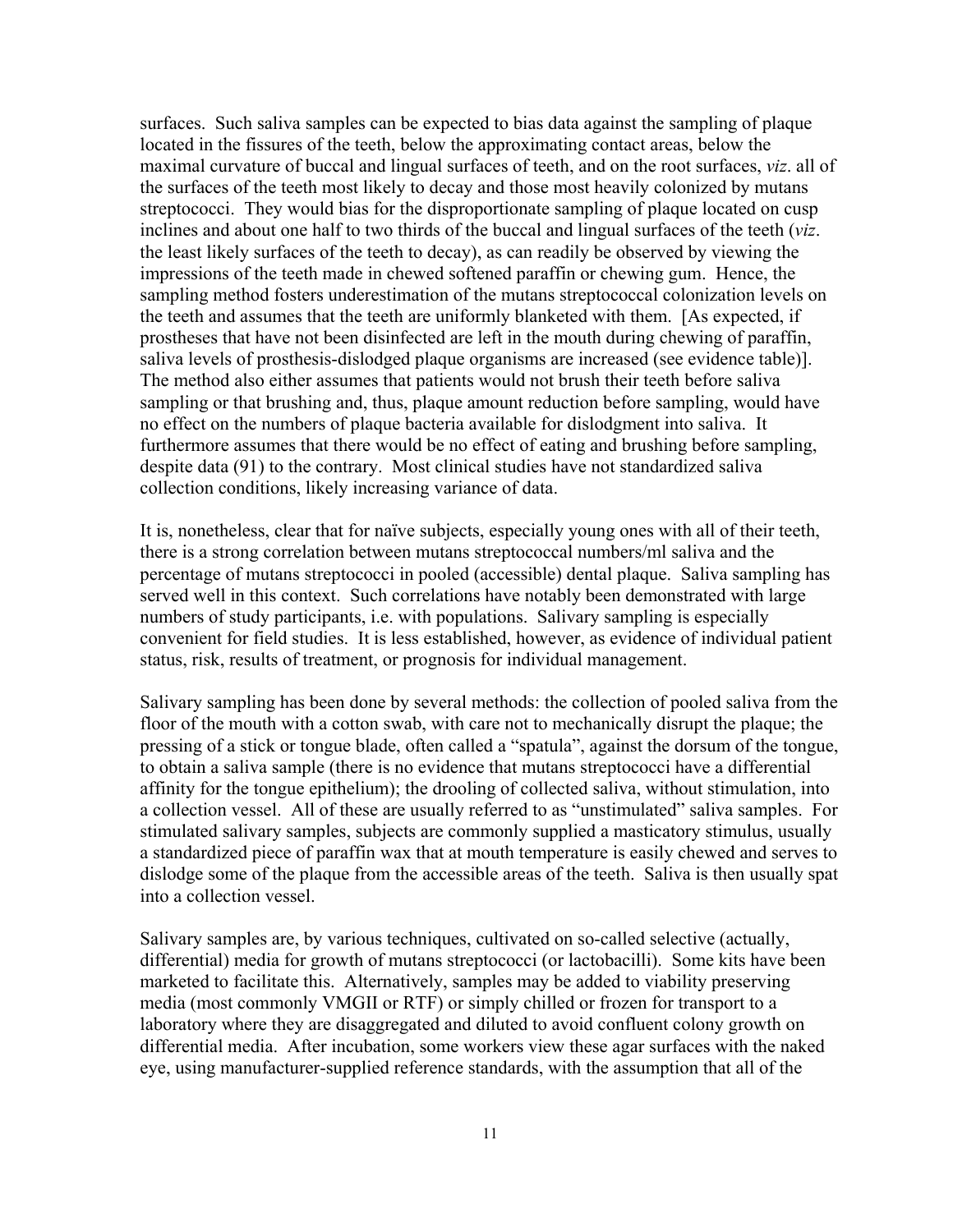surfaces. Such saliva samples can be expected to bias data against the sampling of plaque located in the fissures of the teeth, below the approximating contact areas, below the maximal curvature of buccal and lingual surfaces of teeth, and on the root surfaces, *viz*. all of the surfaces of the teeth most likely to decay and those most heavily colonized by mutans streptococci. They would bias for the disproportionate sampling of plaque located on cusp inclines and about one half to two thirds of the buccal and lingual surfaces of the teeth (*viz*. the least likely surfaces of the teeth to decay), as can readily be observed by viewing the impressions of the teeth made in chewed softened paraffin or chewing gum. Hence, the sampling method fosters underestimation of the mutans streptococcal colonization levels on the teeth and assumes that the teeth are uniformly blanketed with them. [As expected, if prostheses that have not been disinfected are left in the mouth during chewing of paraffin, saliva levels of prosthesis-dislodged plaque organisms are increased (see evidence table)]. The method also either assumes that patients would not brush their teeth before saliva sampling or that brushing and, thus, plaque amount reduction before sampling, would have no effect on the numbers of plaque bacteria available for dislodgment into saliva. It furthermore assumes that there would be no effect of eating and brushing before sampling, despite data (91) to the contrary. Most clinical studies have not standardized saliva collection conditions, likely increasing variance of data.

It is, nonetheless, clear that for naïve subjects, especially young ones with all of their teeth, there is a strong correlation between mutans streptococcal numbers/ml saliva and the percentage of mutans streptococci in pooled (accessible) dental plaque. Saliva sampling has served well in this context. Such correlations have notably been demonstrated with large numbers of study participants, i.e. with populations. Salivary sampling is especially convenient for field studies. It is less established, however, as evidence of individual patient status, risk, results of treatment, or prognosis for individual management.

Salivary sampling has been done by several methods: the collection of pooled saliva from the floor of the mouth with a cotton swab, with care not to mechanically disrupt the plaque; the pressing of a stick or tongue blade, often called a "spatula", against the dorsum of the tongue, to obtain a saliva sample (there is no evidence that mutans streptococci have a differential affinity for the tongue epithelium); the drooling of collected saliva, without stimulation, into a collection vessel. All of these are usually referred to as "unstimulated" saliva samples. For stimulated salivary samples, subjects are commonly supplied a masticatory stimulus, usually a standardized piece of paraffin wax that at mouth temperature is easily chewed and serves to dislodge some of the plaque from the accessible areas of the teeth. Saliva is then usually spat into a collection vessel.

Salivary samples are, by various techniques, cultivated on so-called selective (actually, differential) media for growth of mutans streptococci (or lactobacilli). Some kits have been marketed to facilitate this. Alternatively, samples may be added to viability preserving media (most commonly VMGII or RTF) or simply chilled or frozen for transport to a laboratory where they are disaggregated and diluted to avoid confluent colony growth on differential media. After incubation, some workers view these agar surfaces with the naked eye, using manufacturer-supplied reference standards, with the assumption that all of the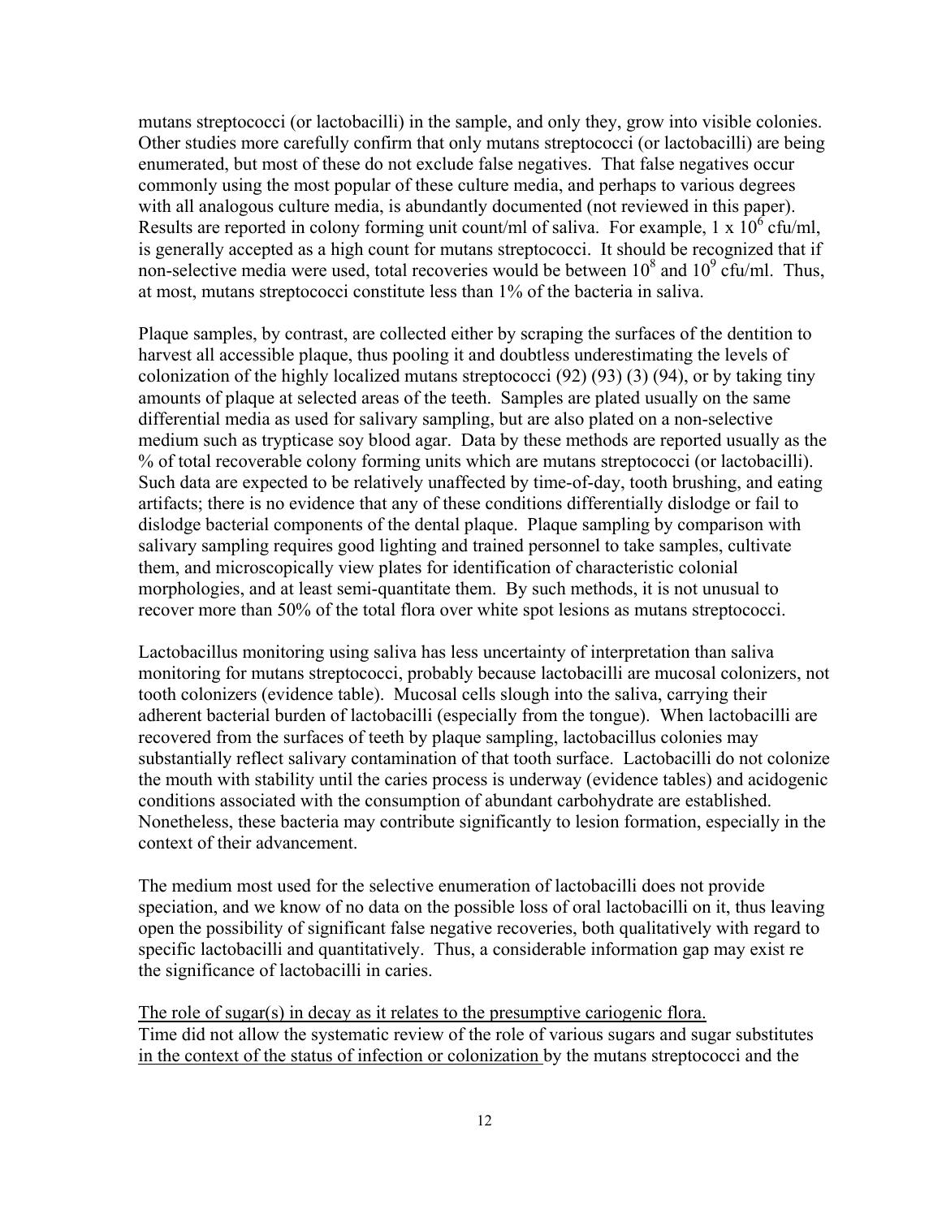mutans streptococci (or lactobacilli) in the sample, and only they, grow into visible colonies. Other studies more carefully confirm that only mutans streptococci (or lactobacilli) are being enumerated, but most of these do not exclude false negatives. That false negatives occur commonly using the most popular of these culture media, and perhaps to various degrees with all analogous culture media, is abundantly documented (not reviewed in this paper). Results are reported in colony forming unit count/ml of saliva. For example, $1 \times 10^6$ cfu/ml, is generally accepted as a high count for mutans streptococci. It should be recognized that if non-selective media were used, total recoveries would be between $10^8$ and $10^9$ cfu/ml. Thus, at most, mutans streptococci constitute less than 1% of the bacteria in saliva.

Plaque samples, by contrast, are collected either by scraping the surfaces of the dentition to harvest all accessible plaque, thus pooling it and doubtless underestimating the levels of colonization of the highly localized mutans streptococci (92) (93) (3) (94), or by taking tiny amounts of plaque at selected areas of the teeth. Samples are plated usually on the same differential media as used for salivary sampling, but are also plated on a non-selective medium such as trypticase soy blood agar. Data by these methods are reported usually as the % of total recoverable colony forming units which are mutans streptococci (or lactobacilli). Such data are expected to be relatively unaffected by time-of-day, tooth brushing, and eating artifacts; there is no evidence that any of these conditions differentially dislodge or fail to dislodge bacterial components of the dental plaque. Plaque sampling by comparison with salivary sampling requires good lighting and trained personnel to take samples, cultivate them, and microscopically view plates for identification of characteristic colonial morphologies, and at least semi-quantitate them. By such methods, it is not unusual to recover more than 50% of the total flora over white spot lesions as mutans streptococci.

Lactobacillus monitoring using saliva has less uncertainty of interpretation than saliva monitoring for mutans streptococci, probably because lactobacilli are mucosal colonizers, not tooth colonizers (evidence table). Mucosal cells slough into the saliva, carrying their adherent bacterial burden of lactobacilli (especially from the tongue). When lactobacilli are recovered from the surfaces of teeth by plaque sampling, lactobacillus colonies may substantially reflect salivary contamination of that tooth surface. Lactobacilli do not colonize the mouth with stability until the caries process is underway (evidence tables) and acidogenic conditions associated with the consumption of abundant carbohydrate are established. Nonetheless, these bacteria may contribute significantly to lesion formation, especially in the context of their advancement.

The medium most used for the selective enumeration of lactobacilli does not provide speciation, and we know of no data on the possible loss of oral lactobacilli on it, thus leaving open the possibility of significant false negative recoveries, both qualitatively with regard to specific lactobacilli and quantitatively. Thus, a considerable information gap may exist re the significance of lactobacilli in caries.

<u>The role of sugar(s) in decay as it relates to the presumptive cariogenic flora.</u>
Time did not allow the systematic review of the role of various sugars and sugar substitutes <u>in the context of the status of infection or colonization</u> by the mutans streptococci and the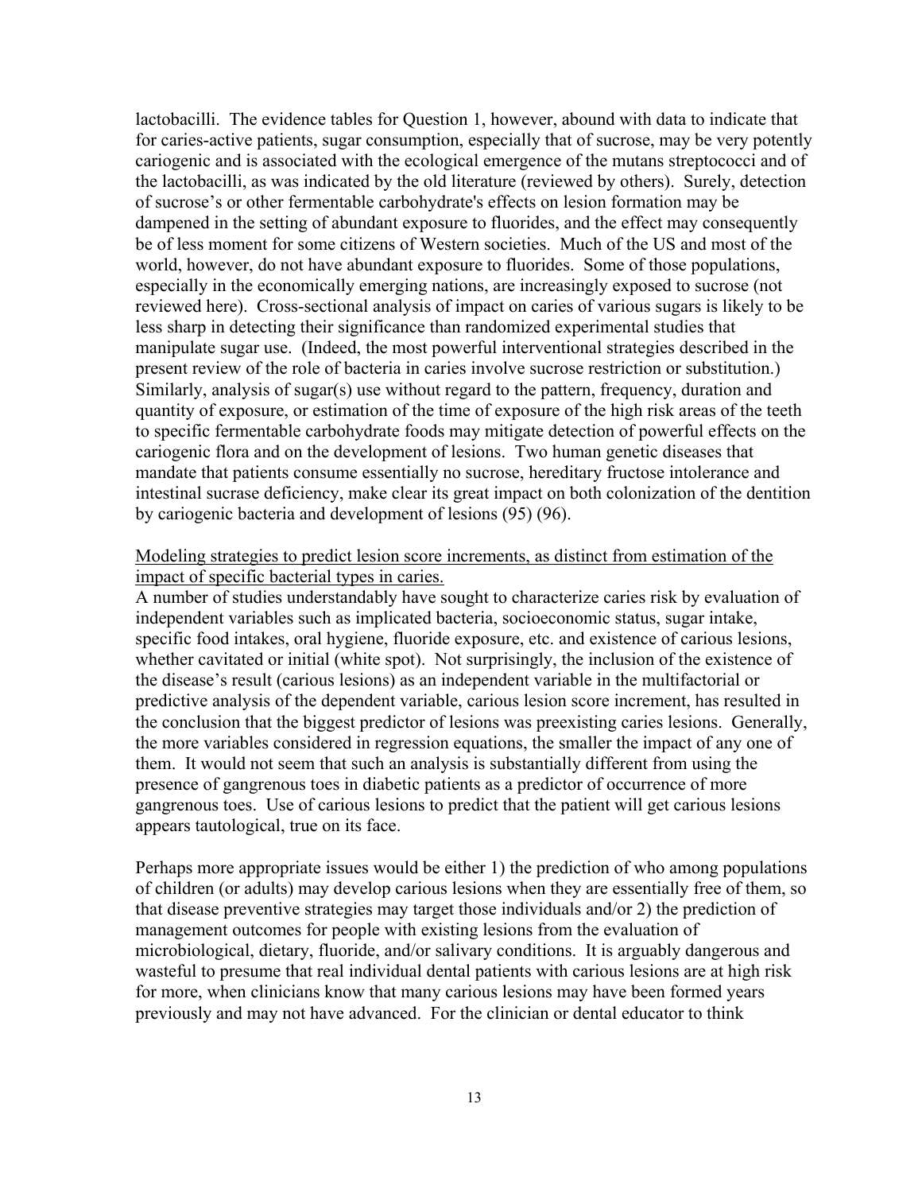lactobacilli. The evidence tables for Question 1, however, abound with data to indicate that for caries-active patients, sugar consumption, especially that of sucrose, may be very potently cariogenic and is associated with the ecological emergence of the mutans streptococci and of the lactobacilli, as was indicated by the old literature (reviewed by others). Surely, detection of sucrose's or other fermentable carbohydrate's effects on lesion formation may be dampened in the setting of abundant exposure to fluorides, and the effect may consequently be of less moment for some citizens of Western societies. Much of the US and most of the world, however, do not have abundant exposure to fluorides. Some of those populations, especially in the economically emerging nations, are increasingly exposed to sucrose (not reviewed here). Cross-sectional analysis of impact on caries of various sugars is likely to be less sharp in detecting their significance than randomized experimental studies that manipulate sugar use. (Indeed, the most powerful interventional strategies described in the present review of the role of bacteria in caries involve sucrose restriction or substitution.) Similarly, analysis of sugar(s) use without regard to the pattern, frequency, duration and quantity of exposure, or estimation of the time of exposure of the high risk areas of the teeth to specific fermentable carbohydrate foods may mitigate detection of powerful effects on the cariogenic flora and on the development of lesions. Two human genetic diseases that mandate that patients consume essentially no sucrose, hereditary fructose intolerance and intestinal sucrase deficiency, make clear its great impact on both colonization of the dentition by cariogenic bacteria and development of lesions (95) (96).

<u>Modeling strategies to predict lesion score increments, as distinct from estimation of the impact of specific bacterial types in caries.</u>

A number of studies understandably have sought to characterize caries risk by evaluation of independent variables such as implicated bacteria, socioeconomic status, sugar intake, specific food intakes, oral hygiene, fluoride exposure, etc. and existence of carious lesions, whether cavitated or initial (white spot). Not surprisingly, the inclusion of the existence of the disease's result (carious lesions) as an independent variable in the multifactorial or predictive analysis of the dependent variable, carious lesion score increment, has resulted in the conclusion that the biggest predictor of lesions was preexisting caries lesions. Generally, the more variables considered in regression equations, the smaller the impact of any one of them. It would not seem that such an analysis is substantially different from using the presence of gangrenous toes in diabetic patients as a predictor of occurrence of more gangrenous toes. Use of carious lesions to predict that the patient will get carious lesions appears tautological, true on its face.

Perhaps more appropriate issues would be either 1) the prediction of who among populations of children (or adults) may develop carious lesions when they are essentially free of them, so that disease preventive strategies may target those individuals and/or 2) the prediction of management outcomes for people with existing lesions from the evaluation of microbiological, dietary, fluoride, and/or salivary conditions. It is arguably dangerous and wasteful to presume that real individual dental patients with carious lesions are at high risk for more, when clinicians know that many carious lesions may have been formed years previously and may not have advanced. For the clinician or dental educator to think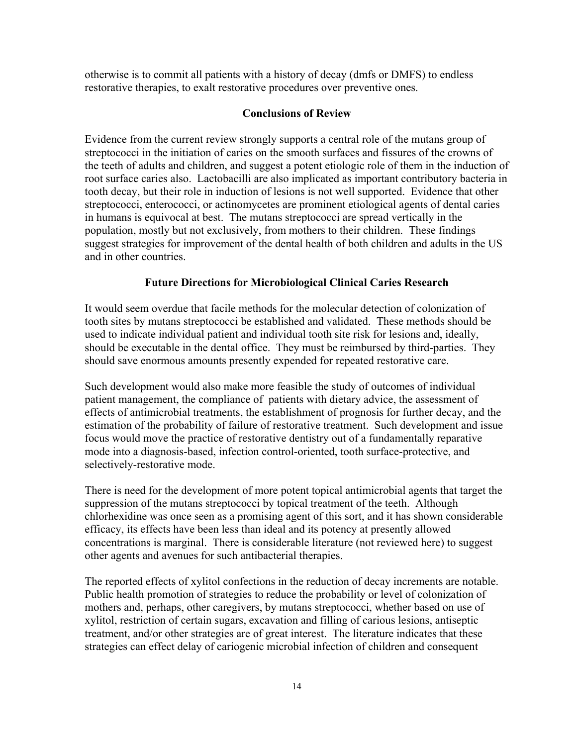otherwise is to commit all patients with a history of decay (dmfs or DMFS) to endless restorative therapies, to exalt restorative procedures over preventive ones.

## Conclusions of Review

Evidence from the current review strongly supports a central role of the mutans group of streptococci in the initiation of caries on the smooth surfaces and fissures of the crowns of the teeth of adults and children, and suggest a potent etiologic role of them in the induction of root surface caries also. Lactobacilli are also implicated as important contributory bacteria in tooth decay, but their role in induction of lesions is not well supported. Evidence that other streptococci, enterococci, or actinomycetes are prominent etiological agents of dental caries in humans is equivocal at best. The mutans streptococci are spread vertically in the population, mostly but not exclusively, from mothers to their children. These findings suggest strategies for improvement of the dental health of both children and adults in the US and in other countries.

## Future Directions for Microbiological Clinical Caries Research

It would seem overdue that facile methods for the molecular detection of colonization of tooth sites by mutans streptococci be established and validated. These methods should be used to indicate individual patient and individual tooth site risk for lesions and, ideally, should be executable in the dental office. They must be reimbursed by third-parties. They should save enormous amounts presently expended for repeated restorative care.

Such development would also make more feasible the study of outcomes of individual patient management, the compliance of patients with dietary advice, the assessment of effects of antimicrobial treatments, the establishment of prognosis for further decay, and the estimation of the probability of failure of restorative treatment. Such development and issue focus would move the practice of restorative dentistry out of a fundamentally reparative mode into a diagnosis-based, infection control-oriented, tooth surface-protective, and selectively-restorative mode.

There is need for the development of more potent topical antimicrobial agents that target the suppression of the mutans streptococci by topical treatment of the teeth. Although chlorhexidine was once seen as a promising agent of this sort, and it has shown considerable efficacy, its effects have been less than ideal and its potency at presently allowed concentrations is marginal. There is considerable literature (not reviewed here) to suggest other agents and avenues for such antibacterial therapies.

The reported effects of xylitol confections in the reduction of decay increments are notable. Public health promotion of strategies to reduce the probability or level of colonization of mothers and, perhaps, other caregivers, by mutans streptococci, whether based on use of xylitol, restriction of certain sugars, excavation and filling of carious lesions, antiseptic treatment, and/or other strategies are of great interest. The literature indicates that these strategies can effect delay of cariogenic microbial infection of children and consequent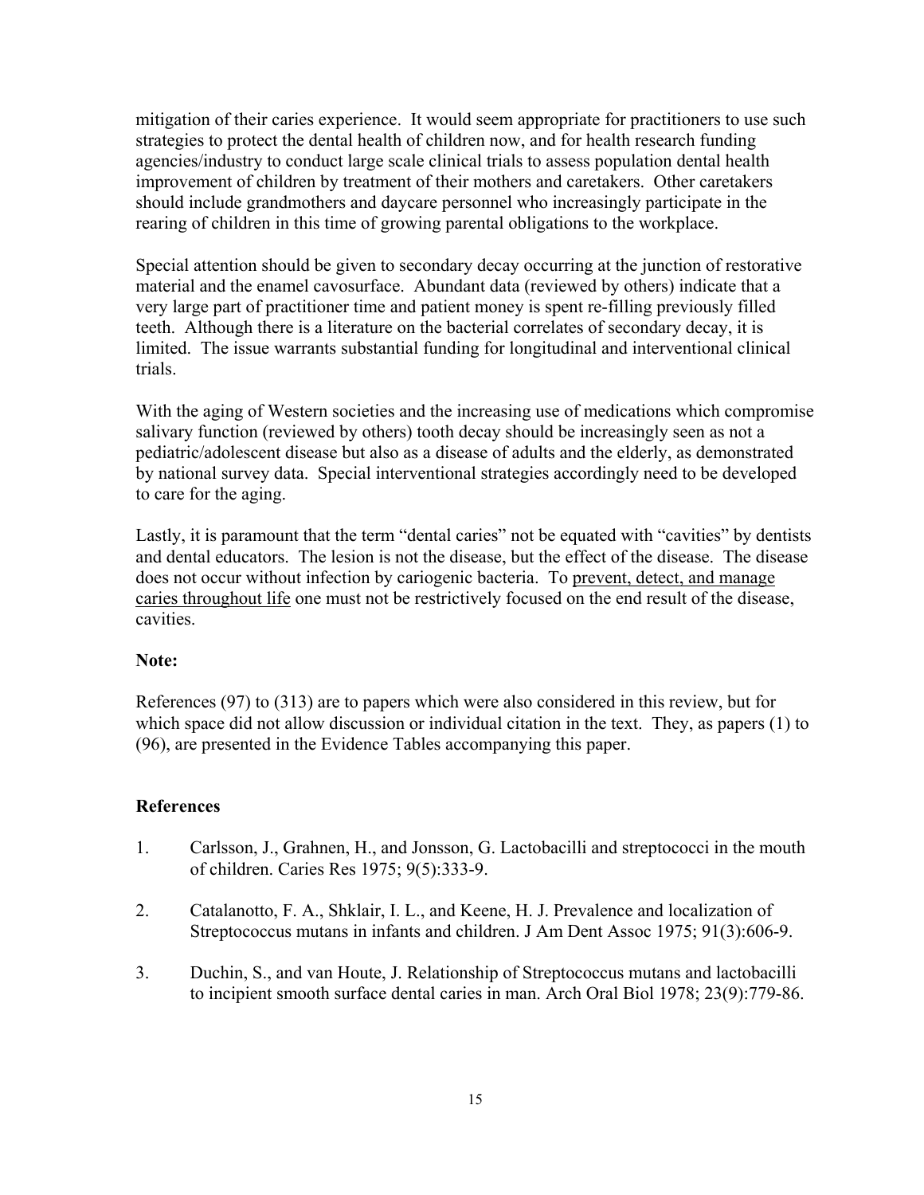mitigation of their caries experience. It would seem appropriate for practitioners to use such strategies to protect the dental health of children now, and for health research funding agencies/industry to conduct large scale clinical trials to assess population dental health improvement of children by treatment of their mothers and caretakers. Other caretakers should include grandmothers and daycare personnel who increasingly participate in the rearing of children in this time of growing parental obligations to the workplace.

Special attention should be given to secondary decay occurring at the junction of restorative material and the enamel cavosurface. Abundant data (reviewed by others) indicate that a very large part of practitioner time and patient money is spent re-filling previously filled teeth. Although there is a literature on the bacterial correlates of secondary decay, it is limited. The issue warrants substantial funding for longitudinal and interventional clinical trials.

With the aging of Western societies and the increasing use of medications which compromise salivary function (reviewed by others) tooth decay should be increasingly seen as not a pediatric/adolescent disease but also as a disease of adults and the elderly, as demonstrated by national survey data. Special interventional strategies accordingly need to be developed to care for the aging.

Lastly, it is paramount that the term "dental caries" not be equated with "cavities" by dentists and dental educators. The lesion is not the disease, but the effect of the disease. The disease does not occur without infection by cariogenic bacteria. To <u>prevent, detect, and manage caries throughout life</u> one must not be restrictively focused on the end result of the disease, cavities.

**Note:**

References (97) to (313) are to papers which were also considered in this review, but for which space did not allow discussion or individual citation in the text. They, as papers (1) to (96), are presented in the Evidence Tables accompanying this paper.

## References

1. Carlsson, J., Grahnen, H., and Jonsson, G. Lactobacilli and streptococci in the mouth of children. Caries Res 1975; 9(5):333-9.

2. Catalanotto, F. A., Shklair, I. L., and Keene, H. J. Prevalence and localization of Streptococcus mutans in infants and children. J Am Dent Assoc 1975; 91(3):606-9.

3. Duchin, S., and van Houte, J. Relationship of Streptococcus mutans and lactobacilli to incipient smooth surface dental caries in man. Arch Oral Biol 1978; 23(9):779-86.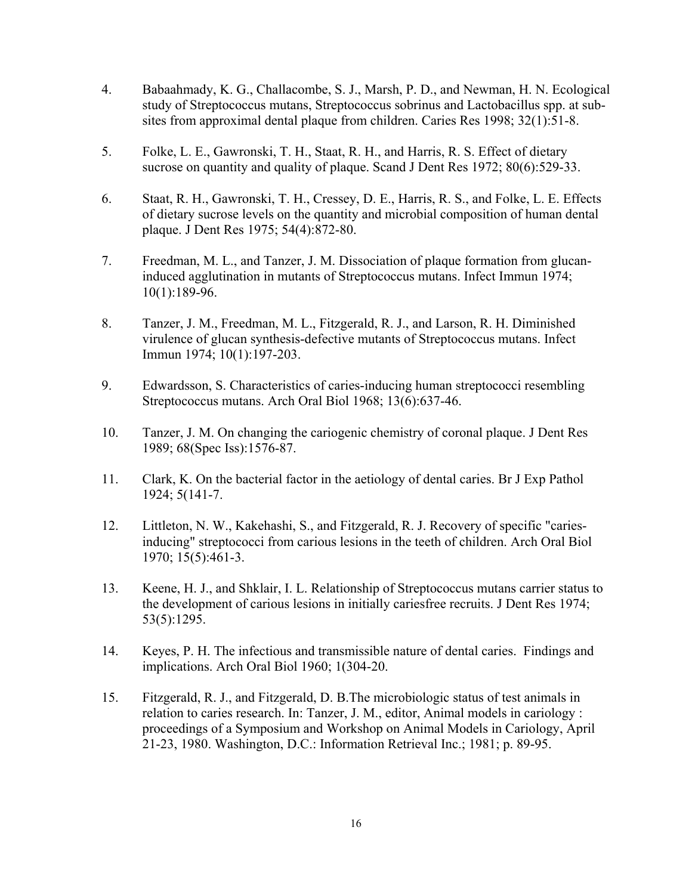4. Babaahmady, K. G., Challacombe, S. J., Marsh, P. D., and Newman, H. N. Ecological study of Streptococcus mutans, Streptococcus sobrinus and Lactobacillus spp. at sub-sites from approximal dental plaque from children. Caries Res 1998; 32(1):51-8.

5. Folke, L. E., Gawronski, T. H., Staat, R. H., and Harris, R. S. Effect of dietary sucrose on quantity and quality of plaque. Scand J Dent Res 1972; 80(6):529-33.

6. Staat, R. H., Gawronski, T. H., Cressey, D. E., Harris, R. S., and Folke, L. E. Effects of dietary sucrose levels on the quantity and microbial composition of human dental plaque. J Dent Res 1975; 54(4):872-80.

7. Freedman, M. L., and Tanzer, J. M. Dissociation of plaque formation from glucan-induced agglutination in mutants of Streptococcus mutans. Infect Immun 1974; 10(1):189-96.

8. Tanzer, J. M., Freedman, M. L., Fitzgerald, R. J., and Larson, R. H. Diminished virulence of glucan synthesis-defective mutants of Streptococcus mutans. Infect Immun 1974; 10(1):197-203.

9. Edwardsson, S. Characteristics of caries-inducing human streptococci resembling Streptococcus mutans. Arch Oral Biol 1968; 13(6):637-46.

10. Tanzer, J. M. On changing the cariogenic chemistry of coronal plaque. J Dent Res 1989; 68(Spec Iss):1576-87.

11. Clark, K. On the bacterial factor in the aetiology of dental caries. Br J Exp Pathol 1924; 5(141-7.

12. Littleton, N. W., Kakehashi, S., and Fitzgerald, R. J. Recovery of specific "caries-inducing" streptococci from carious lesions in the teeth of children. Arch Oral Biol 1970; 15(5):461-3.

13. Keene, H. J., and Shklair, I. L. Relationship of Streptococcus mutans carrier status to the development of carious lesions in initially cariesfree recruits. J Dent Res 1974; 53(5):1295.

14. Keyes, P. H. The infectious and transmissible nature of dental caries. Findings and implications. Arch Oral Biol 1960; 1(304-20.

15. Fitzgerald, R. J., and Fitzgerald, D. B.The microbiologic status of test animals in relation to caries research. In: Tanzer, J. M., editor, Animal models in cariology : proceedings of a Symposium and Workshop on Animal Models in Cariology, April 21-23, 1980. Washington, D.C.: Information Retrieval Inc.; 1981; p. 89-95.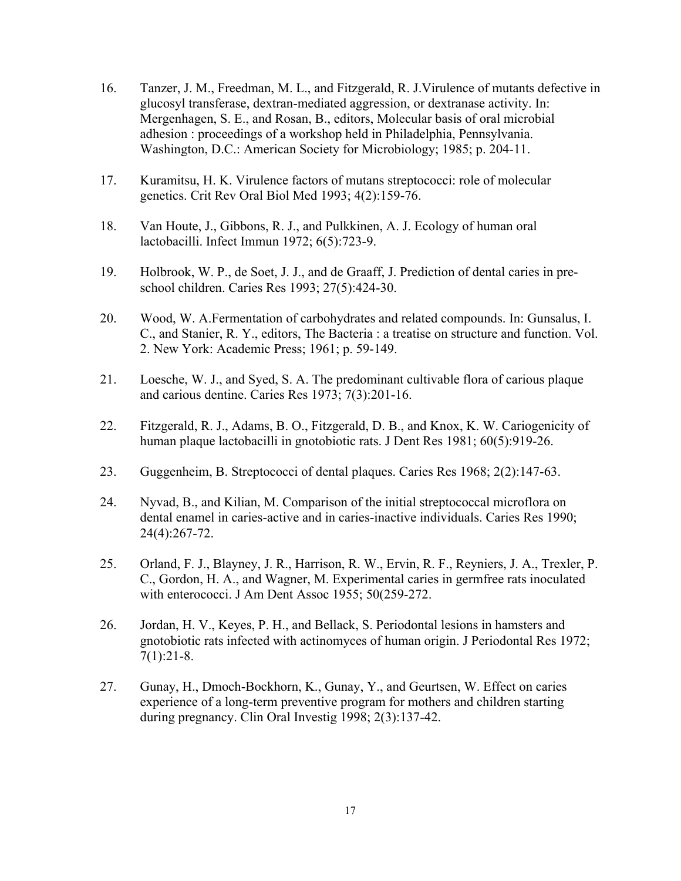16. Tanzer, J. M., Freedman, M. L., and Fitzgerald, R. J.Virulence of mutants defective in glucosyl transferase, dextran-mediated aggression, or dextranase activity. In: Mergenhagen, S. E., and Rosan, B., editors, Molecular basis of oral microbial adhesion : proceedings of a workshop held in Philadelphia, Pennsylvania. Washington, D.C.: American Society for Microbiology; 1985; p. 204-11.

17. Kuramitsu, H. K. Virulence factors of mutans streptococci: role of molecular genetics. Crit Rev Oral Biol Med 1993; 4(2):159-76.

18. Van Houte, J., Gibbons, R. J., and Pulkkinen, A. J. Ecology of human oral lactobacilli. Infect Immun 1972; 6(5):723-9.

19. Holbrook, W. P., de Soet, J. J., and de Graaff, J. Prediction of dental caries in pre-school children. Caries Res 1993; 27(5):424-30.

20. Wood, W. A.Fermentation of carbohydrates and related compounds. In: Gunsalus, I. C., and Stanier, R. Y., editors, The Bacteria : a treatise on structure and function. Vol. 2. New York: Academic Press; 1961; p. 59-149.

21. Loesche, W. J., and Syed, S. A. The predominant cultivable flora of carious plaque and carious dentine. Caries Res 1973; 7(3):201-16.

22. Fitzgerald, R. J., Adams, B. O., Fitzgerald, D. B., and Knox, K. W. Cariogenicity of human plaque lactobacilli in gnotobiotic rats. J Dent Res 1981; 60(5):919-26.

23. Guggenheim, B. Streptococci of dental plaques. Caries Res 1968; 2(2):147-63.

24. Nyvad, B., and Kilian, M. Comparison of the initial streptococcal microflora on dental enamel in caries-active and in caries-inactive individuals. Caries Res 1990; 24(4):267-72.

25. Orland, F. J., Blayney, J. R., Harrison, R. W., Ervin, R. F., Reyniers, J. A., Trexler, P. C., Gordon, H. A., and Wagner, M. Experimental caries in germfree rats inoculated with enterococci. J Am Dent Assoc 1955; 50(259-272.

26. Jordan, H. V., Keyes, P. H., and Bellack, S. Periodontal lesions in hamsters and gnotobiotic rats infected with actinomyces of human origin. J Periodontal Res 1972; 7(1):21-8.

27. Gunay, H., Dmoch-Bockhorn, K., Gunay, Y., and Geurtsen, W. Effect on caries experience of a long-term preventive program for mothers and children starting during pregnancy. Clin Oral Investig 1998; 2(3):137-42.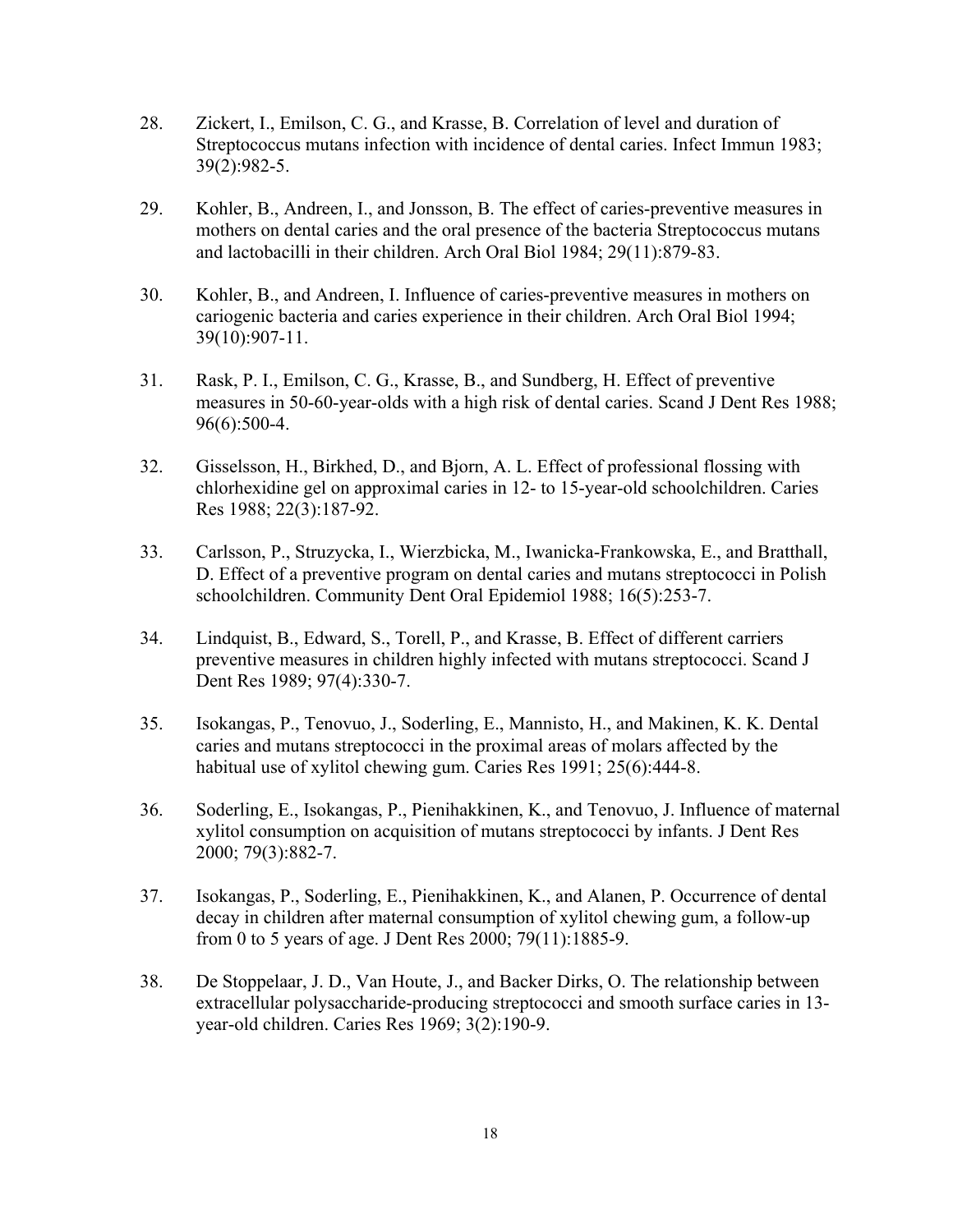28. Zickert, I., Emilson, C. G., and Krasse, B. Correlation of level and duration of Streptococcus mutans infection with incidence of dental caries. Infect Immun 1983; 39(2):982-5.

29. Kohler, B., Andreen, I., and Jonsson, B. The effect of caries-preventive measures in mothers on dental caries and the oral presence of the bacteria Streptococcus mutans and lactobacilli in their children. Arch Oral Biol 1984; 29(11):879-83.

30. Kohler, B., and Andreen, I. Influence of caries-preventive measures in mothers on cariogenic bacteria and caries experience in their children. Arch Oral Biol 1994; 39(10):907-11.

31. Rask, P. I., Emilson, C. G., Krasse, B., and Sundberg, H. Effect of preventive measures in 50-60-year-olds with a high risk of dental caries. Scand J Dent Res 1988; 96(6):500-4.

32. Gisselsson, H., Birkhed, D., and Bjorn, A. L. Effect of professional flossing with chlorhexidine gel on approximal caries in 12- to 15-year-old schoolchildren. Caries Res 1988; 22(3):187-92.

33. Carlsson, P., Struzycka, I., Wierzbicka, M., Iwanicka-Frankowska, E., and Bratthall, D. Effect of a preventive program on dental caries and mutans streptococci in Polish schoolchildren. Community Dent Oral Epidemiol 1988; 16(5):253-7.

34. Lindquist, B., Edward, S., Torell, P., and Krasse, B. Effect of different carriers preventive measures in children highly infected with mutans streptococci. Scand J Dent Res 1989; 97(4):330-7.

35. Isokangas, P., Tenovuo, J., Soderling, E., Mannisto, H., and Makinen, K. K. Dental caries and mutans streptococci in the proximal areas of molars affected by the habitual use of xylitol chewing gum. Caries Res 1991; 25(6):444-8.

36. Soderling, E., Isokangas, P., Pienihakkinen, K., and Tenovuo, J. Influence of maternal xylitol consumption on acquisition of mutans streptococci by infants. J Dent Res 2000; 79(3):882-7.

37. Isokangas, P., Soderling, E., Pienihakkinen, K., and Alanen, P. Occurrence of dental decay in children after maternal consumption of xylitol chewing gum, a follow-up from 0 to 5 years of age. J Dent Res 2000; 79(11):1885-9.

38. De Stoppelaar, J. D., Van Houte, J., and Backer Dirks, O. The relationship between extracellular polysaccharide-producing streptococci and smooth surface caries in 13-year-old children. Caries Res 1969; 3(2):190-9.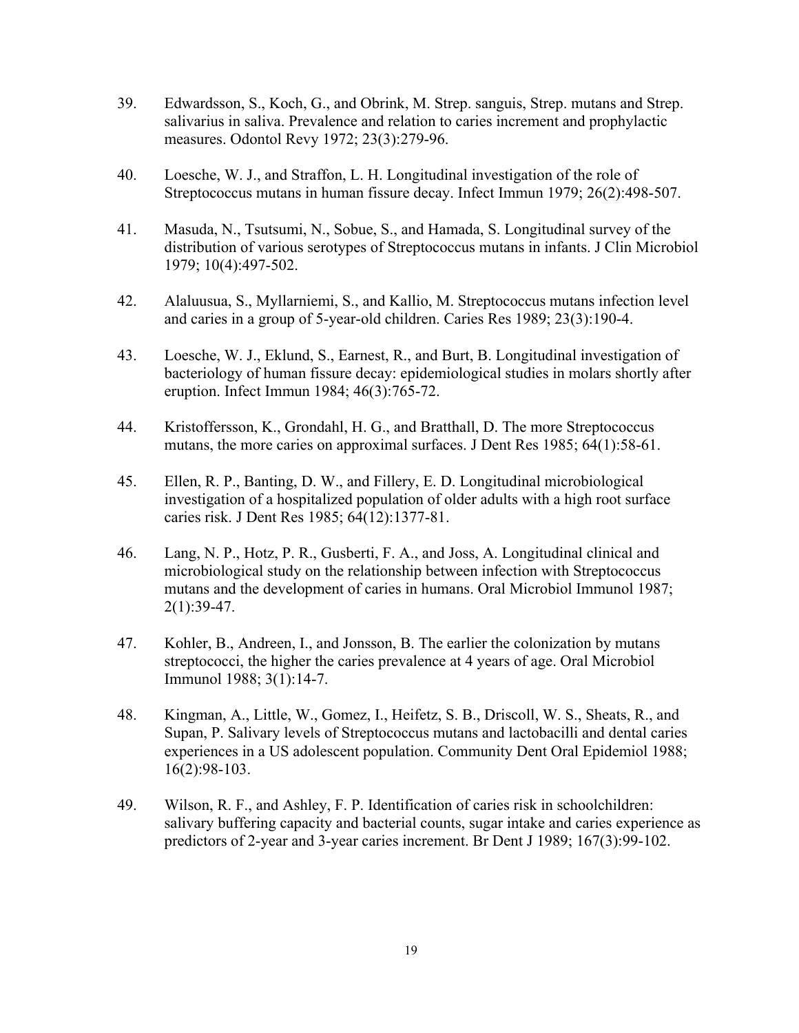39. Edwardsson, S., Koch, G., and Obrink, M. Strep. sanguis, Strep. mutans and Strep. salivarius in saliva. Prevalence and relation to caries increment and prophylactic measures. Odontol Revy 1972; 23(3):279-96.

40. Loesche, W. J., and Straffon, L. H. Longitudinal investigation of the role of Streptococcus mutans in human fissure decay. Infect Immun 1979; 26(2):498-507.

41. Masuda, N., Tsutsumi, N., Sobue, S., and Hamada, S. Longitudinal survey of the distribution of various serotypes of Streptococcus mutans in infants. J Clin Microbiol 1979; 10(4):497-502.

42. Alaluusua, S., Myllarniemi, S., and Kallio, M. Streptococcus mutans infection level and caries in a group of 5-year-old children. Caries Res 1989; 23(3):190-4.

43. Loesche, W. J., Eklund, S., Earnest, R., and Burt, B. Longitudinal investigation of bacteriology of human fissure decay: epidemiological studies in molars shortly after eruption. Infect Immun 1984; 46(3):765-72.

44. Kristoffersson, K., Grondahl, H. G., and Bratthall, D. The more Streptococcus mutans, the more caries on approximal surfaces. J Dent Res 1985; 64(1):58-61.

45. Ellen, R. P., Banting, D. W., and Fillery, E. D. Longitudinal microbiological investigation of a hospitalized population of older adults with a high root surface caries risk. J Dent Res 1985; 64(12):1377-81.

46. Lang, N. P., Hotz, P. R., Gusberti, F. A., and Joss, A. Longitudinal clinical and microbiological study on the relationship between infection with Streptococcus mutans and the development of caries in humans. Oral Microbiol Immunol 1987; 2(1):39-47.

47. Kohler, B., Andreen, I., and Jonsson, B. The earlier the colonization by mutans streptococci, the higher the caries prevalence at 4 years of age. Oral Microbiol Immunol 1988; 3(1):14-7.

48. Kingman, A., Little, W., Gomez, I., Heifetz, S. B., Driscoll, W. S., Sheats, R., and Supan, P. Salivary levels of Streptococcus mutans and lactobacilli and dental caries experiences in a US adolescent population. Community Dent Oral Epidemiol 1988; 16(2):98-103.

49. Wilson, R. F., and Ashley, F. P. Identification of caries risk in schoolchildren: salivary buffering capacity and bacterial counts, sugar intake and caries experience as predictors of 2-year and 3-year caries increment. Br Dent J 1989; 167(3):99-102.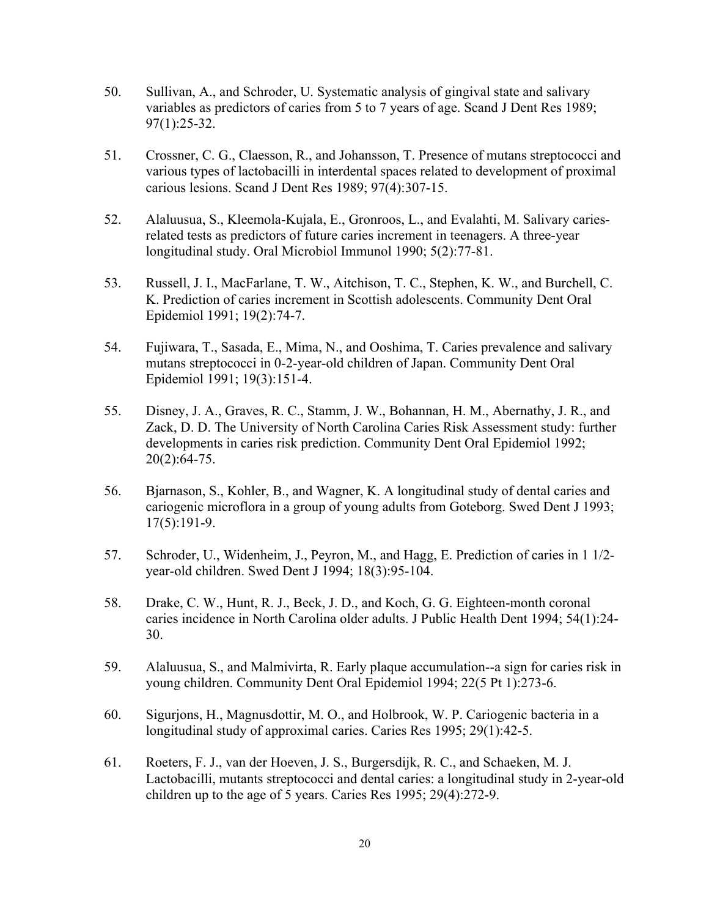50. Sullivan, A., and Schroder, U. Systematic analysis of gingival state and salivary variables as predictors of caries from 5 to 7 years of age. Scand J Dent Res 1989; 97(1):25-32.

51. Crossner, C. G., Claesson, R., and Johansson, T. Presence of mutans streptococci and various types of lactobacilli in interdental spaces related to development of proximal carious lesions. Scand J Dent Res 1989; 97(4):307-15.

52. Alaluusua, S., Kleemola-Kujala, E., Gronroos, L., and Evalahti, M. Salivary caries-related tests as predictors of future caries increment in teenagers. A three-year longitudinal study. Oral Microbiol Immunol 1990; 5(2):77-81.

53. Russell, J. I., MacFarlane, T. W., Aitchison, T. C., Stephen, K. W., and Burchell, C. K. Prediction of caries increment in Scottish adolescents. Community Dent Oral Epidemiol 1991; 19(2):74-7.

54. Fujiwara, T., Sasada, E., Mima, N., and Ooshima, T. Caries prevalence and salivary mutans streptococci in 0-2-year-old children of Japan. Community Dent Oral Epidemiol 1991; 19(3):151-4.

55. Disney, J. A., Graves, R. C., Stamm, J. W., Bohannan, H. M., Abernathy, J. R., and Zack, D. D. The University of North Carolina Caries Risk Assessment study: further developments in caries risk prediction. Community Dent Oral Epidemiol 1992; 20(2):64-75.

56. Bjarnason, S., Kohler, B., and Wagner, K. A longitudinal study of dental caries and cariogenic microflora in a group of young adults from Goteborg. Swed Dent J 1993; 17(5):191-9.

57. Schroder, U., Widenheim, J., Peyron, M., and Hagg, E. Prediction of caries in 1 1/2-year-old children. Swed Dent J 1994; 18(3):95-104.

58. Drake, C. W., Hunt, R. J., Beck, J. D., and Koch, G. G. Eighteen-month coronal caries incidence in North Carolina older adults. J Public Health Dent 1994; 54(1):24-30.

59. Alaluusua, S., and Malmivirta, R. Early plaque accumulation--a sign for caries risk in young children. Community Dent Oral Epidemiol 1994; 22(5 Pt 1):273-6.

60. Sigurjons, H., Magnusdottir, M. O., and Holbrook, W. P. Cariogenic bacteria in a longitudinal study of approximal caries. Caries Res 1995; 29(1):42-5.

61. Roeters, F. J., van der Hoeven, J. S., Burgersdijk, R. C., and Schaeken, M. J. Lactobacilli, mutants streptococci and dental caries: a longitudinal study in 2-year-old children up to the age of 5 years. Caries Res 1995; 29(4):272-9.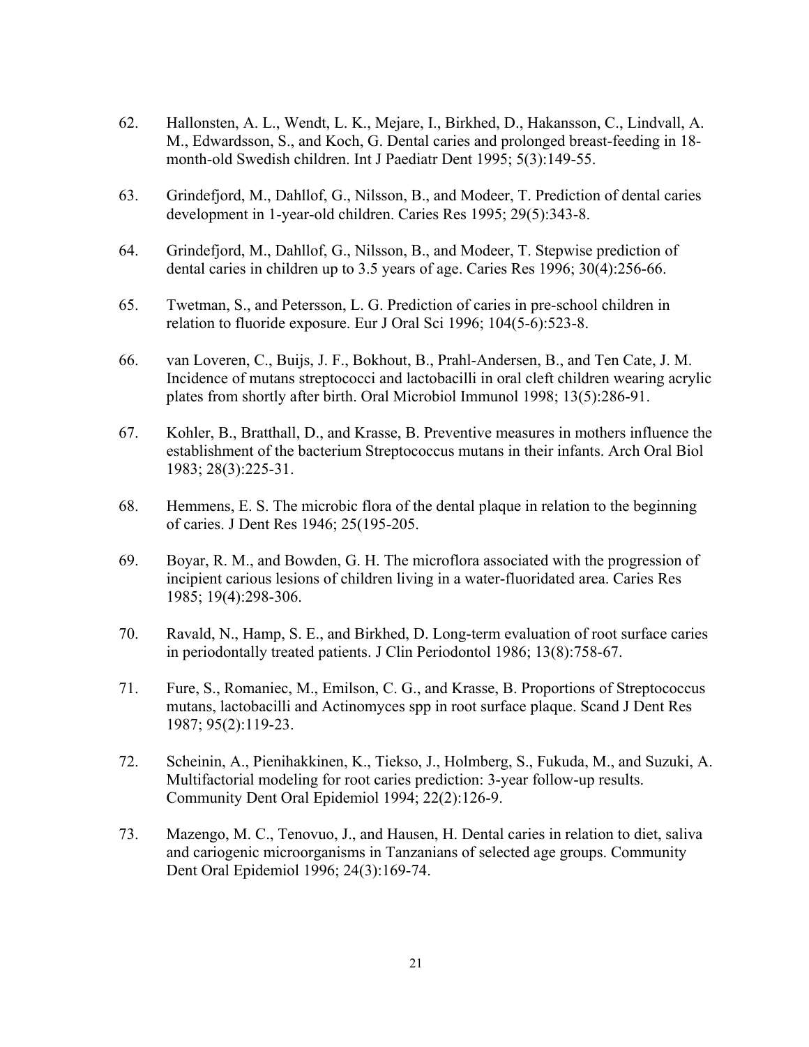62. Hallonsten, A. L., Wendt, L. K., Mejare, I., Birkhed, D., Hakansson, C., Lindvall, A. M., Edwardsson, S., and Koch, G. Dental caries and prolonged breast-feeding in 18-month-old Swedish children. Int J Paediatr Dent 1995; 5(3):149-55.

63. Grindefjord, M., Dahllof, G., Nilsson, B., and Modeer, T. Prediction of dental caries development in 1-year-old children. Caries Res 1995; 29(5):343-8.

64. Grindefjord, M., Dahllof, G., Nilsson, B., and Modeer, T. Stepwise prediction of dental caries in children up to 3.5 years of age. Caries Res 1996; 30(4):256-66.

65. Twetman, S., and Petersson, L. G. Prediction of caries in pre-school children in relation to fluoride exposure. Eur J Oral Sci 1996; 104(5-6):523-8.

66. van Loveren, C., Buijs, J. F., Bokhout, B., Prahl-Andersen, B., and Ten Cate, J. M. Incidence of mutans streptococci and lactobacilli in oral cleft children wearing acrylic plates from shortly after birth. Oral Microbiol Immunol 1998; 13(5):286-91.

67. Kohler, B., Bratthall, D., and Krasse, B. Preventive measures in mothers influence the establishment of the bacterium Streptococcus mutans in their infants. Arch Oral Biol 1983; 28(3):225-31.

68. Hemmens, E. S. The microbic flora of the dental plaque in relation to the beginning of caries. J Dent Res 1946; 25(195-205.

69. Boyar, R. M., and Bowden, G. H. The microflora associated with the progression of incipient carious lesions of children living in a water-fluoridated area. Caries Res 1985; 19(4):298-306.

70. Ravald, N., Hamp, S. E., and Birkhed, D. Long-term evaluation of root surface caries in periodontally treated patients. J Clin Periodontol 1986; 13(8):758-67.

71. Fure, S., Romaniec, M., Emilson, C. G., and Krasse, B. Proportions of Streptococcus mutans, lactobacilli and Actinomyces spp in root surface plaque. Scand J Dent Res 1987; 95(2):119-23.

72. Scheinin, A., Pienihakkinen, K., Tiekso, J., Holmberg, S., Fukuda, M., and Suzuki, A. Multifactorial modeling for root caries prediction: 3-year follow-up results. Community Dent Oral Epidemiol 1994; 22(2):126-9.

73. Mazengo, M. C., Tenovuo, J., and Hausen, H. Dental caries in relation to diet, saliva and cariogenic microorganisms in Tanzanians of selected age groups. Community Dent Oral Epidemiol 1996; 24(3):169-74.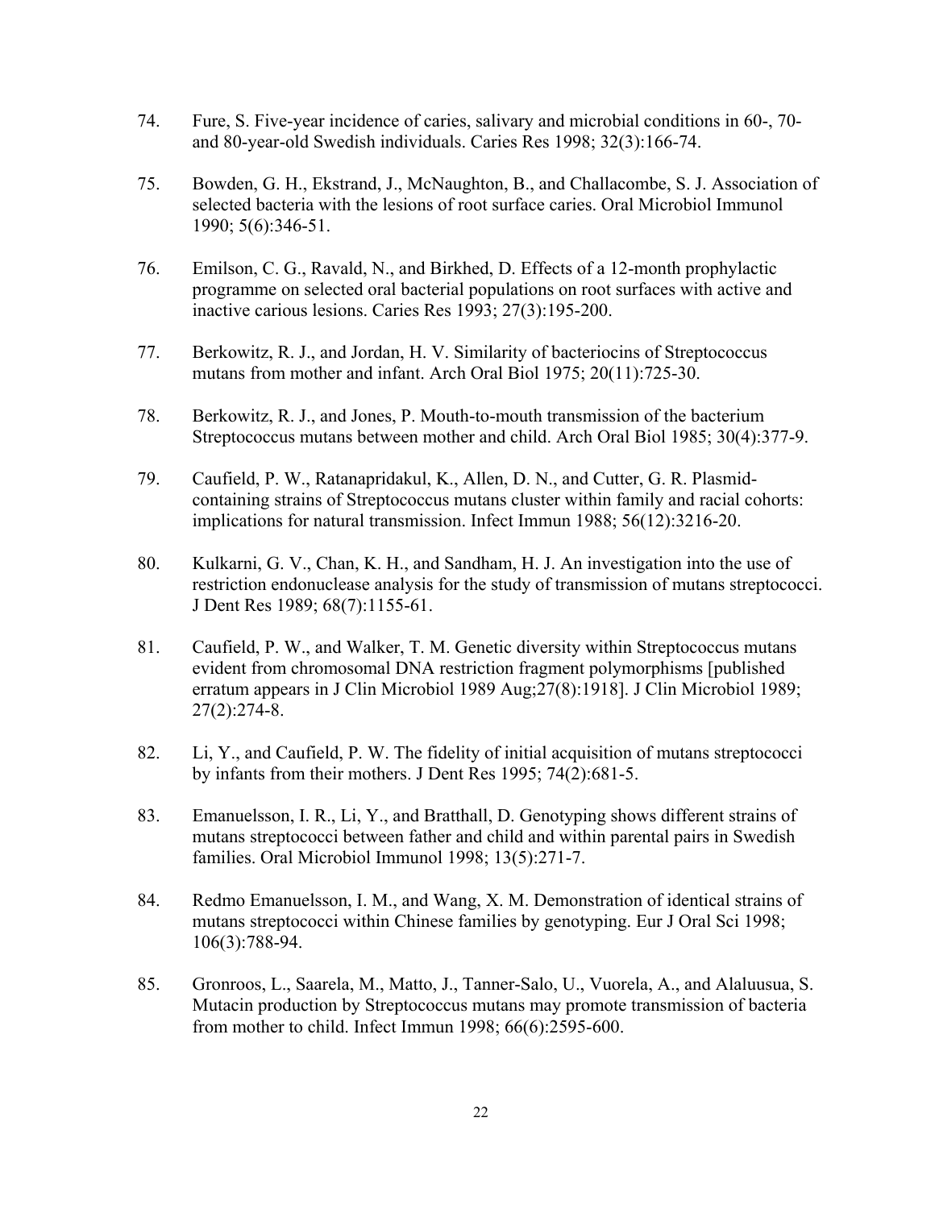74. Fure, S. Five-year incidence of caries, salivary and microbial conditions in 60-, 70- and 80-year-old Swedish individuals. Caries Res 1998; 32(3):166-74.

75. Bowden, G. H., Ekstrand, J., McNaughton, B., and Challacombe, S. J. Association of selected bacteria with the lesions of root surface caries. Oral Microbiol Immunol 1990; 5(6):346-51.

76. Emilson, C. G., Ravald, N., and Birkhed, D. Effects of a 12-month prophylactic programme on selected oral bacterial populations on root surfaces with active and inactive carious lesions. Caries Res 1993; 27(3):195-200.

77. Berkowitz, R. J., and Jordan, H. V. Similarity of bacteriocins of Streptococcus mutans from mother and infant. Arch Oral Biol 1975; 20(11):725-30.

78. Berkowitz, R. J., and Jones, P. Mouth-to-mouth transmission of the bacterium Streptococcus mutans between mother and child. Arch Oral Biol 1985; 30(4):377-9.

79. Caufield, P. W., Ratanapridakul, K., Allen, D. N., and Cutter, G. R. Plasmid-containing strains of Streptococcus mutans cluster within family and racial cohorts: implications for natural transmission. Infect Immun 1988; 56(12):3216-20.

80. Kulkarni, G. V., Chan, K. H., and Sandham, H. J. An investigation into the use of restriction endonuclease analysis for the study of transmission of mutans streptococci. J Dent Res 1989; 68(7):1155-61.

81. Caufield, P. W., and Walker, T. M. Genetic diversity within Streptococcus mutans evident from chromosomal DNA restriction fragment polymorphisms [published erratum appears in J Clin Microbiol 1989 Aug;27(8):1918]. J Clin Microbiol 1989; 27(2):274-8.

82. Li, Y., and Caufield, P. W. The fidelity of initial acquisition of mutans streptococci by infants from their mothers. J Dent Res 1995; 74(2):681-5.

83. Emanuelsson, I. R., Li, Y., and Bratthall, D. Genotyping shows different strains of mutans streptococci between father and child and within parental pairs in Swedish families. Oral Microbiol Immunol 1998; 13(5):271-7.

84. Redmo Emanuelsson, I. M., and Wang, X. M. Demonstration of identical strains of mutans streptococci within Chinese families by genotyping. Eur J Oral Sci 1998; 106(3):788-94.

85. Gronroos, L., Saarela, M., Matto, J., Tanner-Salo, U., Vuorela, A., and Alaluusua, S. Mutacin production by Streptococcus mutans may promote transmission of bacteria from mother to child. Infect Immun 1998; 66(6):2595-600.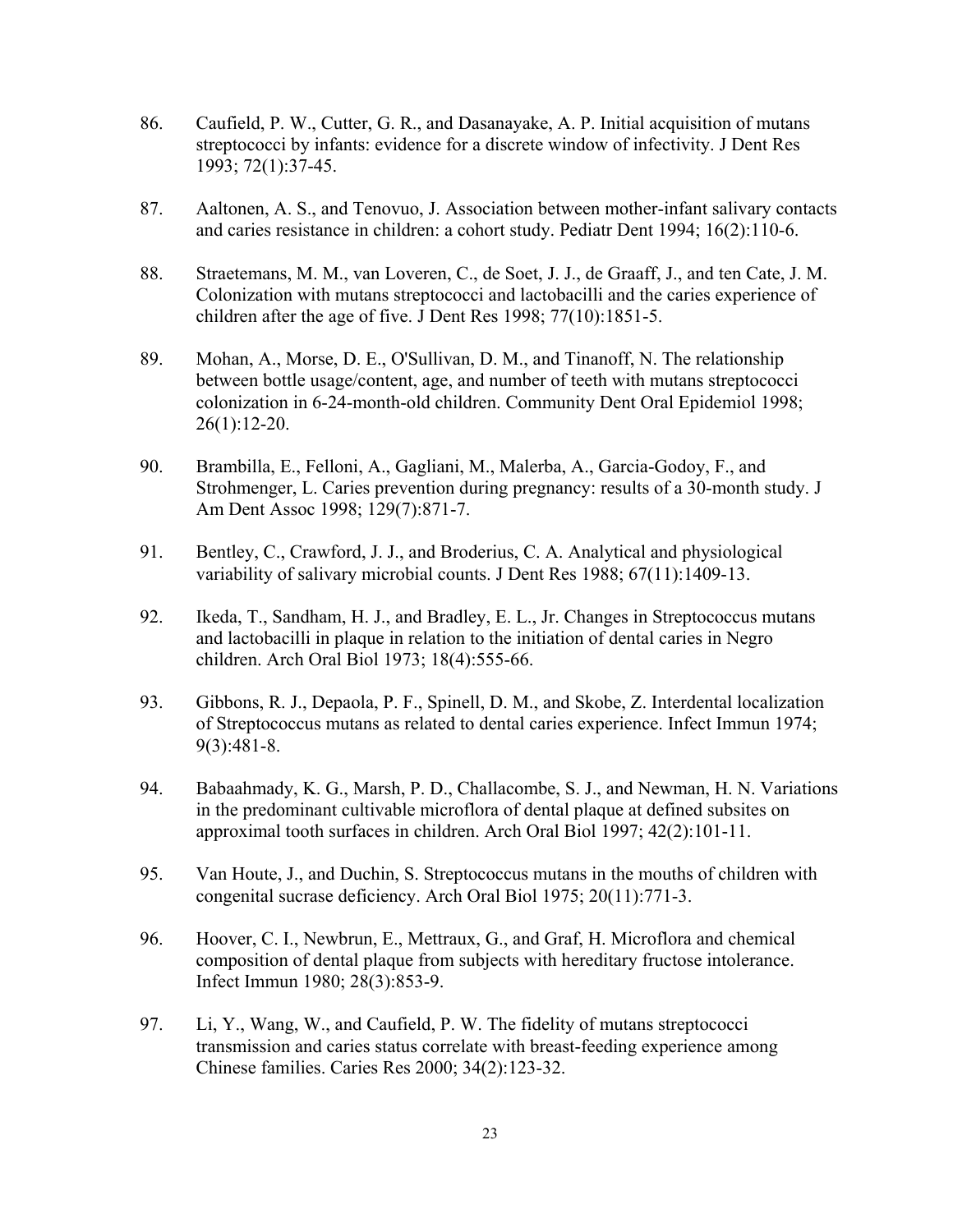86. Caufield, P. W., Cutter, G. R., and Dasanayake, A. P. Initial acquisition of mutans streptococci by infants: evidence for a discrete window of infectivity. J Dent Res 1993; 72(1):37-45.

87. Aaltonen, A. S., and Tenovuo, J. Association between mother-infant salivary contacts and caries resistance in children: a cohort study. Pediatr Dent 1994; 16(2):110-6.

88. Straetemans, M. M., van Loveren, C., de Soet, J. J., de Graaff, J., and ten Cate, J. M. Colonization with mutans streptococci and lactobacilli and the caries experience of children after the age of five. J Dent Res 1998; 77(10):1851-5.

89. Mohan, A., Morse, D. E., O'Sullivan, D. M., and Tinanoff, N. The relationship between bottle usage/content, age, and number of teeth with mutans streptococci colonization in 6-24-month-old children. Community Dent Oral Epidemiol 1998; 26(1):12-20.

90. Brambilla, E., Felloni, A., Gagliani, M., Malerba, A., Garcia-Godoy, F., and Strohmenger, L. Caries prevention during pregnancy: results of a 30-month study. J Am Dent Assoc 1998; 129(7):871-7.

91. Bentley, C., Crawford, J. J., and Broderius, C. A. Analytical and physiological variability of salivary microbial counts. J Dent Res 1988; 67(11):1409-13.

92. Ikeda, T., Sandham, H. J., and Bradley, E. L., Jr. Changes in Streptococcus mutans and lactobacilli in plaque in relation to the initiation of dental caries in Negro children. Arch Oral Biol 1973; 18(4):555-66.

93. Gibbons, R. J., Depaola, P. F., Spinell, D. M., and Skobe, Z. Interdental localization of Streptococcus mutans as related to dental caries experience. Infect Immun 1974; 9(3):481-8.

94. Babaahmady, K. G., Marsh, P. D., Challacombe, S. J., and Newman, H. N. Variations in the predominant cultivable microflora of dental plaque at defined subsites on approximal tooth surfaces in children. Arch Oral Biol 1997; 42(2):101-11.

95. Van Houte, J., and Duchin, S. Streptococcus mutans in the mouths of children with congenital sucrase deficiency. Arch Oral Biol 1975; 20(11):771-3.

96. Hoover, C. I., Newbrun, E., Mettraux, G., and Graf, H. Microflora and chemical composition of dental plaque from subjects with hereditary fructose intolerance. Infect Immun 1980; 28(3):853-9.

97. Li, Y., Wang, W., and Caufield, P. W. The fidelity of mutans streptococci transmission and caries status correlate with breast-feeding experience among Chinese families. Caries Res 2000; 34(2):123-32.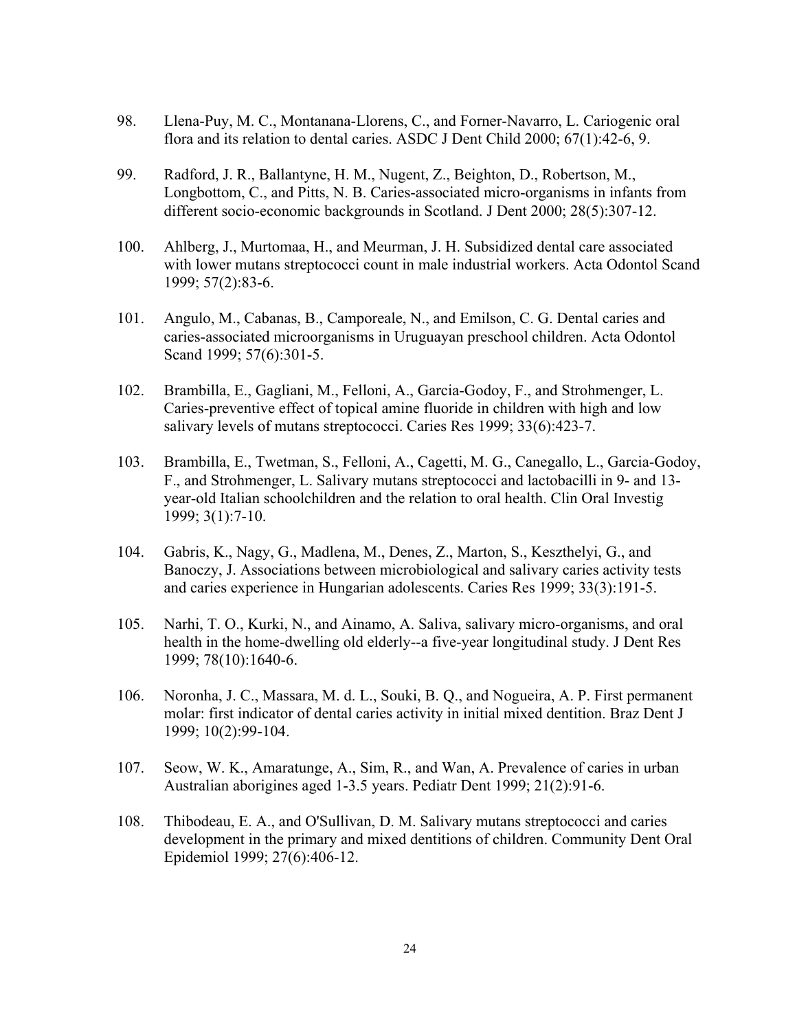98. Llena-Puy, M. C., Montanana-Llorens, C., and Forner-Navarro, L. Cariogenic oral flora and its relation to dental caries. ASDC J Dent Child 2000; 67(1):42-6, 9.

99. Radford, J. R., Ballantyne, H. M., Nugent, Z., Beighton, D., Robertson, M., Longbottom, C., and Pitts, N. B. Caries-associated micro-organisms in infants from different socio-economic backgrounds in Scotland. J Dent 2000; 28(5):307-12.

100. Ahlberg, J., Murtomaa, H., and Meurman, J. H. Subsidized dental care associated with lower mutans streptococci count in male industrial workers. Acta Odontol Scand 1999; 57(2):83-6.

101. Angulo, M., Cabanas, B., Camporeale, N., and Emilson, C. G. Dental caries and caries-associated microorganisms in Uruguayan preschool children. Acta Odontol Scand 1999; 57(6):301-5.

102. Brambilla, E., Gagliani, M., Felloni, A., Garcia-Godoy, F., and Strohmenger, L. Caries-preventive effect of topical amine fluoride in children with high and low salivary levels of mutans streptococci. Caries Res 1999; 33(6):423-7.

103. Brambilla, E., Twetman, S., Felloni, A., Cagetti, M. G., Canegallo, L., Garcia-Godoy, F., and Strohmenger, L. Salivary mutans streptococci and lactobacilli in 9- and 13-year-old Italian schoolchildren and the relation to oral health. Clin Oral Investig 1999; 3(1):7-10.

104. Gabris, K., Nagy, G., Madlena, M., Denes, Z., Marton, S., Keszthelyi, G., and Banoczy, J. Associations between microbiological and salivary caries activity tests and caries experience in Hungarian adolescents. Caries Res 1999; 33(3):191-5.

105. Narhi, T. O., Kurki, N., and Ainamo, A. Saliva, salivary micro-organisms, and oral health in the home-dwelling old elderly--a five-year longitudinal study. J Dent Res 1999; 78(10):1640-6.

106. Noronha, J. C., Massara, M. d. L., Souki, B. Q., and Nogueira, A. P. First permanent molar: first indicator of dental caries activity in initial mixed dentition. Braz Dent J 1999; 10(2):99-104.

107. Seow, W. K., Amaratunge, A., Sim, R., and Wan, A. Prevalence of caries in urban Australian aborigines aged 1-3.5 years. Pediatr Dent 1999; 21(2):91-6.

108. Thibodeau, E. A., and O'Sullivan, D. M. Salivary mutans streptococci and caries development in the primary and mixed dentitions of children. Community Dent Oral Epidemiol 1999; 27(6):406-12.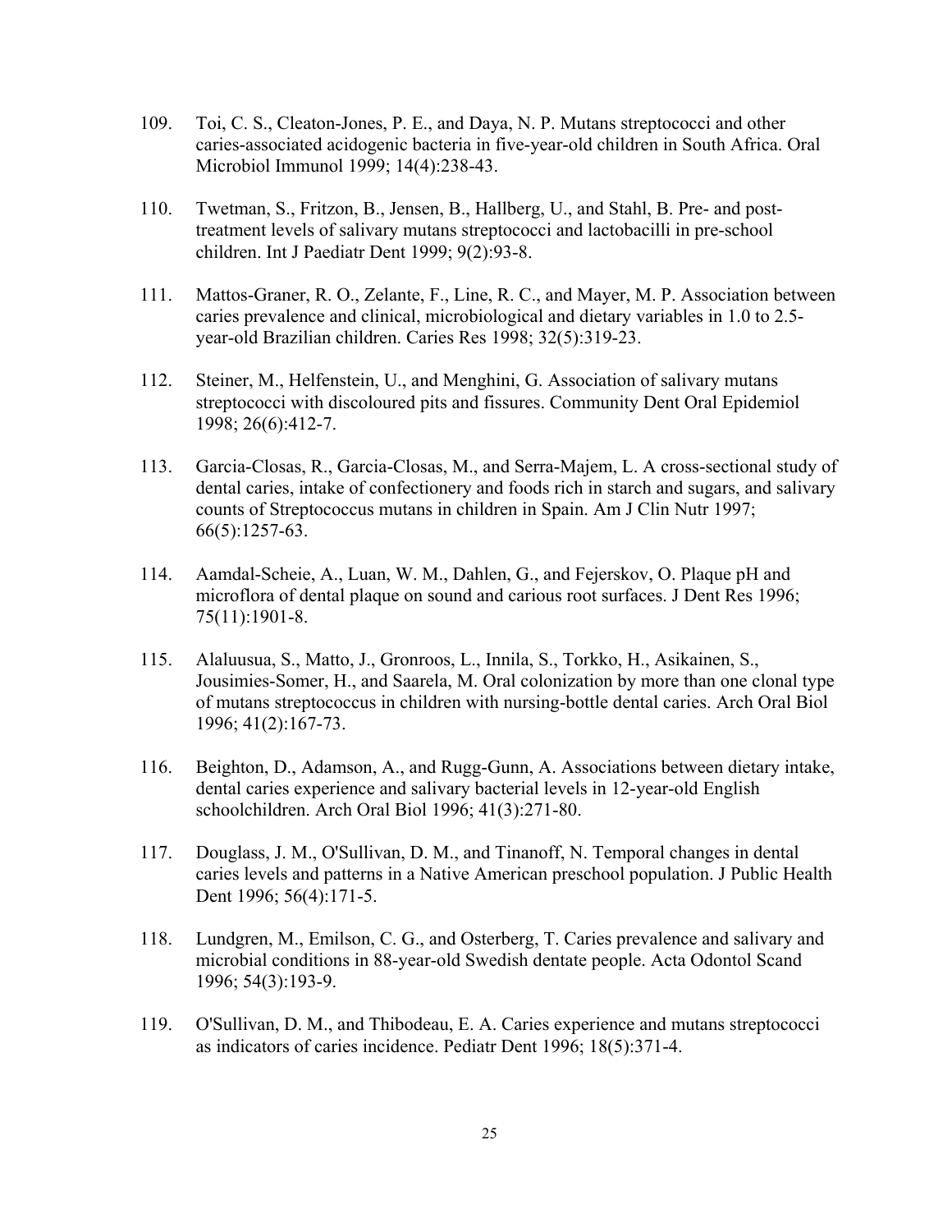109. Toi, C. S., Cleaton-Jones, P. E., and Daya, N. P. Mutans streptococci and other caries-associated acidogenic bacteria in five-year-old children in South Africa. Oral Microbiol Immunol 1999; 14(4):238-43.

110. Twetman, S., Fritzon, B., Jensen, B., Hallberg, U., and Stahl, B. Pre- and post-treatment levels of salivary mutans streptococci and lactobacilli in pre-school children. Int J Paediatr Dent 1999; 9(2):93-8.

111. Mattos-Graner, R. O., Zelante, F., Line, R. C., and Mayer, M. P. Association between caries prevalence and clinical, microbiological and dietary variables in 1.0 to 2.5-year-old Brazilian children. Caries Res 1998; 32(5):319-23.

112. Steiner, M., Helfenstein, U., and Menghini, G. Association of salivary mutans streptococci with discoloured pits and fissures. Community Dent Oral Epidemiol 1998; 26(6):412-7.

113. Garcia-Closas, R., Garcia-Closas, M., and Serra-Majem, L. A cross-sectional study of dental caries, intake of confectionery and foods rich in starch and sugars, and salivary counts of Streptococcus mutans in children in Spain. Am J Clin Nutr 1997; 66(5):1257-63.

114. Aamdal-Scheie, A., Luan, W. M., Dahlen, G., and Fejerskov, O. Plaque pH and microflora of dental plaque on sound and carious root surfaces. J Dent Res 1996; 75(11):1901-8.

115. Alaluusua, S., Matto, J., Gronroos, L., Innila, S., Torkko, H., Asikainen, S., Jousimies-Somer, H., and Saarela, M. Oral colonization by more than one clonal type of mutans streptococcus in children with nursing-bottle dental caries. Arch Oral Biol 1996; 41(2):167-73.

116. Beighton, D., Adamson, A., and Rugg-Gunn, A. Associations between dietary intake, dental caries experience and salivary bacterial levels in 12-year-old English schoolchildren. Arch Oral Biol 1996; 41(3):271-80.

117. Douglass, J. M., O'Sullivan, D. M., and Tinanoff, N. Temporal changes in dental caries levels and patterns in a Native American preschool population. J Public Health Dent 1996; 56(4):171-5.

118. Lundgren, M., Emilson, C. G., and Osterberg, T. Caries prevalence and salivary and microbial conditions in 88-year-old Swedish dentate people. Acta Odontol Scand 1996; 54(3):193-9.

119. O'Sullivan, D. M., and Thibodeau, E. A. Caries experience and mutans streptococci as indicators of caries incidence. Pediatr Dent 1996; 18(5):371-4.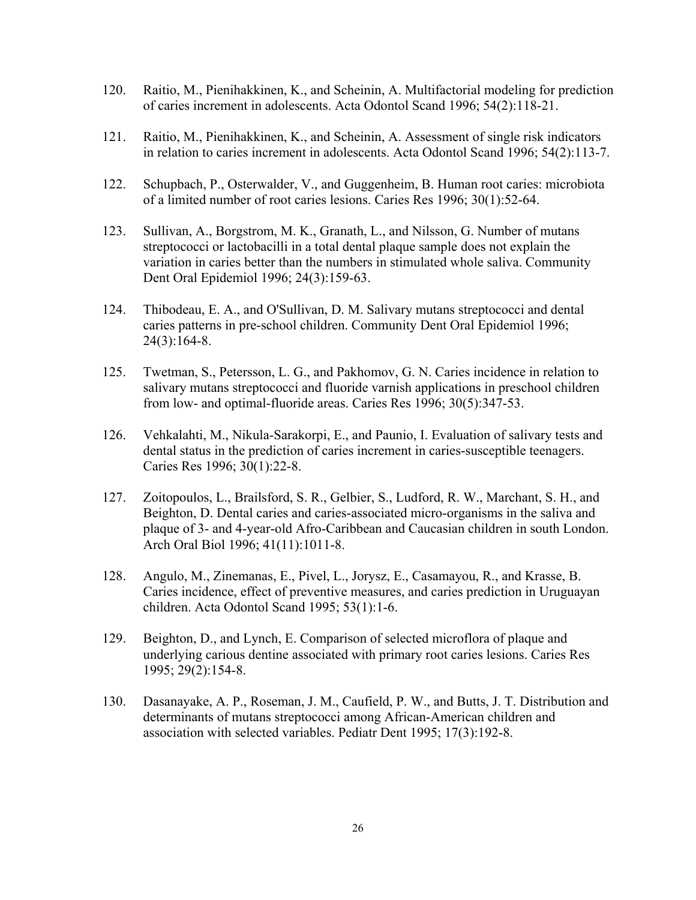120. Raitio, M., Pienihakkinen, K., and Scheinin, A. Multifactorial modeling for prediction of caries increment in adolescents. Acta Odontol Scand 1996; 54(2):118-21.

121. Raitio, M., Pienihakkinen, K., and Scheinin, A. Assessment of single risk indicators in relation to caries increment in adolescents. Acta Odontol Scand 1996; 54(2):113-7.

122. Schupbach, P., Osterwalder, V., and Guggenheim, B. Human root caries: microbiota of a limited number of root caries lesions. Caries Res 1996; 30(1):52-64.

123. Sullivan, A., Borgstrom, M. K., Granath, L., and Nilsson, G. Number of mutans streptococci or lactobacilli in a total dental plaque sample does not explain the variation in caries better than the numbers in stimulated whole saliva. Community Dent Oral Epidemiol 1996; 24(3):159-63.

124. Thibodeau, E. A., and O'Sullivan, D. M. Salivary mutans streptococci and dental caries patterns in pre-school children. Community Dent Oral Epidemiol 1996; 24(3):164-8.

125. Twetman, S., Petersson, L. G., and Pakhomov, G. N. Caries incidence in relation to salivary mutans streptococci and fluoride varnish applications in preschool children from low- and optimal-fluoride areas. Caries Res 1996; 30(5):347-53.

126. Vehkalahti, M., Nikula-Sarakorpi, E., and Paunio, I. Evaluation of salivary tests and dental status in the prediction of caries increment in caries-susceptible teenagers. Caries Res 1996; 30(1):22-8.

127. Zoitopoulos, L., Brailsford, S. R., Gelbier, S., Ludford, R. W., Marchant, S. H., and Beighton, D. Dental caries and caries-associated micro-organisms in the saliva and plaque of 3- and 4-year-old Afro-Caribbean and Caucasian children in south London. Arch Oral Biol 1996; 41(11):1011-8.

128. Angulo, M., Zinemanas, E., Pivel, L., Jorysz, E., Casamayou, R., and Krasse, B. Caries incidence, effect of preventive measures, and caries prediction in Uruguayan children. Acta Odontol Scand 1995; 53(1):1-6.

129. Beighton, D., and Lynch, E. Comparison of selected microflora of plaque and underlying carious dentine associated with primary root caries lesions. Caries Res 1995; 29(2):154-8.

130. Dasanayake, A. P., Roseman, J. M., Caufield, P. W., and Butts, J. T. Distribution and determinants of mutans streptococci among African-American children and association with selected variables. Pediatr Dent 1995; 17(3):192-8.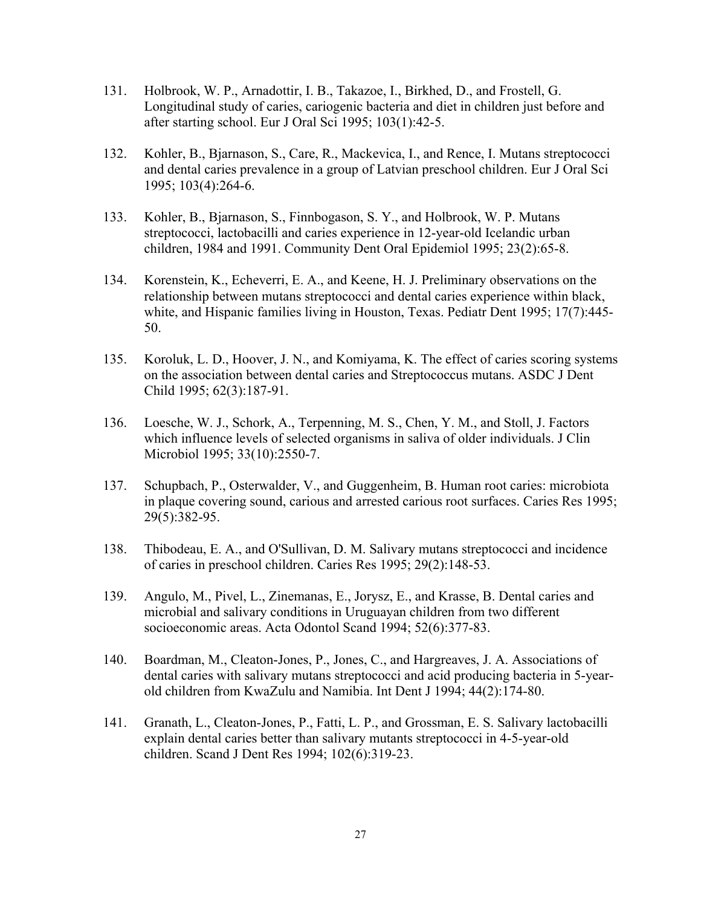131. Holbrook, W. P., Arnadottir, I. B., Takazoe, I., Birkhed, D., and Frostell, G. Longitudinal study of caries, cariogenic bacteria and diet in children just before and after starting school. Eur J Oral Sci 1995; 103(1):42-5.

132. Kohler, B., Bjarnason, S., Care, R., Mackevica, I., and Rence, I. Mutans streptococci and dental caries prevalence in a group of Latvian preschool children. Eur J Oral Sci 1995; 103(4):264-6.

133. Kohler, B., Bjarnason, S., Finnbogason, S. Y., and Holbrook, W. P. Mutans streptococci, lactobacilli and caries experience in 12-year-old Icelandic urban children, 1984 and 1991. Community Dent Oral Epidemiol 1995; 23(2):65-8.

134. Korenstein, K., Echeverri, E. A., and Keene, H. J. Preliminary observations on the relationship between mutans streptococci and dental caries experience within black, white, and Hispanic families living in Houston, Texas. Pediatr Dent 1995; 17(7):445-50.

135. Koroluk, L. D., Hoover, J. N., and Komiyama, K. The effect of caries scoring systems on the association between dental caries and Streptococcus mutans. ASDC J Dent Child 1995; 62(3):187-91.

136. Loesche, W. J., Schork, A., Terpenning, M. S., Chen, Y. M., and Stoll, J. Factors which influence levels of selected organisms in saliva of older individuals. J Clin Microbiol 1995; 33(10):2550-7.

137. Schupbach, P., Osterwalder, V., and Guggenheim, B. Human root caries: microbiota in plaque covering sound, carious and arrested carious root surfaces. Caries Res 1995; 29(5):382-95.

138. Thibodeau, E. A., and O'Sullivan, D. M. Salivary mutans streptococci and incidence of caries in preschool children. Caries Res 1995; 29(2):148-53.

139. Angulo, M., Pivel, L., Zinemanas, E., Jorysz, E., and Krasse, B. Dental caries and microbial and salivary conditions in Uruguayan children from two different socioeconomic areas. Acta Odontol Scand 1994; 52(6):377-83.

140. Boardman, M., Cleaton-Jones, P., Jones, C., and Hargreaves, J. A. Associations of dental caries with salivary mutans streptococci and acid producing bacteria in 5-year-old children from KwaZulu and Namibia. Int Dent J 1994; 44(2):174-80.

141. Granath, L., Cleaton-Jones, P., Fatti, L. P., and Grossman, E. S. Salivary lactobacilli explain dental caries better than salivary mutants streptococci in 4-5-year-old children. Scand J Dent Res 1994; 102(6):319-23.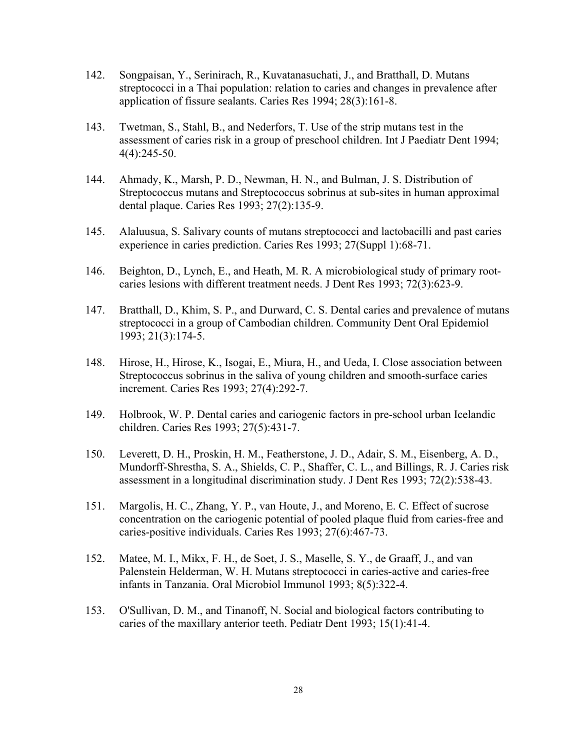142. Songpaisan, Y., Serinirach, R., Kuvatanasuchati, J., and Bratthall, D. Mutans streptococci in a Thai population: relation to caries and changes in prevalence after application of fissure sealants. Caries Res 1994; 28(3):161-8.

143. Twetman, S., Stahl, B., and Nederfors, T. Use of the strip mutans test in the assessment of caries risk in a group of preschool children. Int J Paediatr Dent 1994; 4(4):245-50.

144. Ahmady, K., Marsh, P. D., Newman, H. N., and Bulman, J. S. Distribution of Streptococcus mutans and Streptococcus sobrinus at sub-sites in human approximal dental plaque. Caries Res 1993; 27(2):135-9.

145. Alaluusua, S. Salivary counts of mutans streptococci and lactobacilli and past caries experience in caries prediction. Caries Res 1993; 27(Suppl 1):68-71.

146. Beighton, D., Lynch, E., and Heath, M. R. A microbiological study of primary root-caries lesions with different treatment needs. J Dent Res 1993; 72(3):623-9.

147. Bratthall, D., Khim, S. P., and Durward, C. S. Dental caries and prevalence of mutans streptococci in a group of Cambodian children. Community Dent Oral Epidemiol 1993; 21(3):174-5.

148. Hirose, H., Hirose, K., Isogai, E., Miura, H., and Ueda, I. Close association between Streptococcus sobrinus in the saliva of young children and smooth-surface caries increment. Caries Res 1993; 27(4):292-7.

149. Holbrook, W. P. Dental caries and cariogenic factors in pre-school urban Icelandic children. Caries Res 1993; 27(5):431-7.

150. Leverett, D. H., Proskin, H. M., Featherstone, J. D., Adair, S. M., Eisenberg, A. D., Mundorff-Shrestha, S. A., Shields, C. P., Shaffer, C. L., and Billings, R. J. Caries risk assessment in a longitudinal discrimination study. J Dent Res 1993; 72(2):538-43.

151. Margolis, H. C., Zhang, Y. P., van Houte, J., and Moreno, E. C. Effect of sucrose concentration on the cariogenic potential of pooled plaque fluid from caries-free and caries-positive individuals. Caries Res 1993; 27(6):467-73.

152. Matee, M. I., Mikx, F. H., de Soet, J. S., Maselle, S. Y., de Graaff, J., and van Palenstein Helderman, W. H. Mutans streptococci in caries-active and caries-free infants in Tanzania. Oral Microbiol Immunol 1993; 8(5):322-4.

153. O'Sullivan, D. M., and Tinanoff, N. Social and biological factors contributing to caries of the maxillary anterior teeth. Pediatr Dent 1993; 15(1):41-4.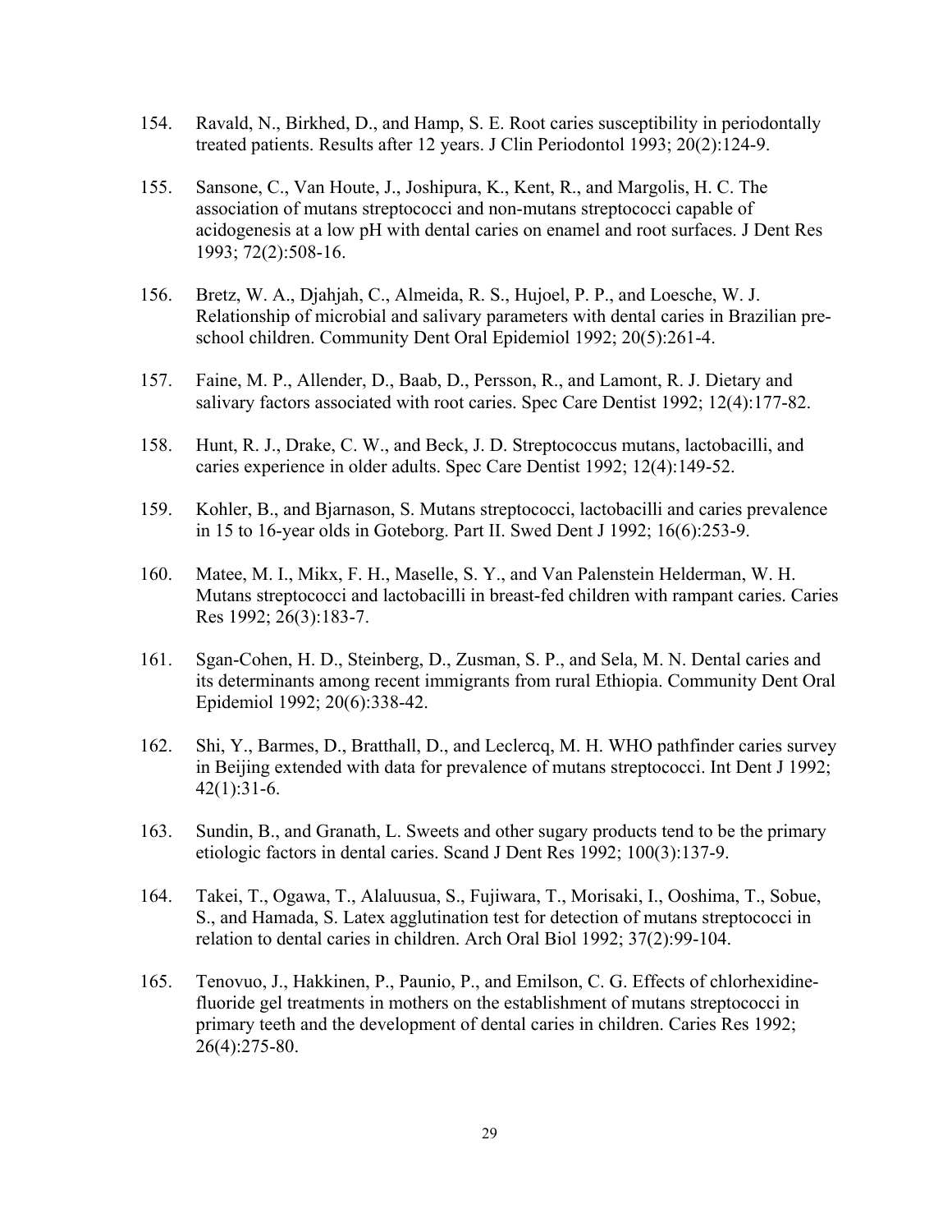154. Ravald, N., Birkhed, D., and Hamp, S. E. Root caries susceptibility in periodontally treated patients. Results after 12 years. J Clin Periodontol 1993; 20(2):124-9.

155. Sansone, C., Van Houte, J., Joshipura, K., Kent, R., and Margolis, H. C. The association of mutans streptococci and non-mutans streptococci capable of acidogenesis at a low pH with dental caries on enamel and root surfaces. J Dent Res 1993; 72(2):508-16.

156. Bretz, W. A., Djahjah, C., Almeida, R. S., Hujoel, P. P., and Loesche, W. J. Relationship of microbial and salivary parameters with dental caries in Brazilian pre-school children. Community Dent Oral Epidemiol 1992; 20(5):261-4.

157. Faine, M. P., Allender, D., Baab, D., Persson, R., and Lamont, R. J. Dietary and salivary factors associated with root caries. Spec Care Dentist 1992; 12(4):177-82.

158. Hunt, R. J., Drake, C. W., and Beck, J. D. Streptococcus mutans, lactobacilli, and caries experience in older adults. Spec Care Dentist 1992; 12(4):149-52.

159. Kohler, B., and Bjarnason, S. Mutans streptococci, lactobacilli and caries prevalence in 15 to 16-year olds in Goteborg. Part II. Swed Dent J 1992; 16(6):253-9.

160. Matee, M. I., Mikx, F. H., Maselle, S. Y., and Van Palenstein Helderman, W. H. Mutans streptococci and lactobacilli in breast-fed children with rampant caries. Caries Res 1992; 26(3):183-7.

161. Sgan-Cohen, H. D., Steinberg, D., Zusman, S. P., and Sela, M. N. Dental caries and its determinants among recent immigrants from rural Ethiopia. Community Dent Oral Epidemiol 1992; 20(6):338-42.

162. Shi, Y., Barmes, D., Bratthall, D., and Leclercq, M. H. WHO pathfinder caries survey in Beijing extended with data for prevalence of mutans streptococci. Int Dent J 1992; 42(1):31-6.

163. Sundin, B., and Granath, L. Sweets and other sugary products tend to be the primary etiologic factors in dental caries. Scand J Dent Res 1992; 100(3):137-9.

164. Takei, T., Ogawa, T., Alaluusua, S., Fujiwara, T., Morisaki, I., Ooshima, T., Sobue, S., and Hamada, S. Latex agglutination test for detection of mutans streptococci in relation to dental caries in children. Arch Oral Biol 1992; 37(2):99-104.

165. Tenovuo, J., Hakkinen, P., Paunio, P., and Emilson, C. G. Effects of chlorhexidine-fluoride gel treatments in mothers on the establishment of mutans streptococci in primary teeth and the development of dental caries in children. Caries Res 1992; 26(4):275-80.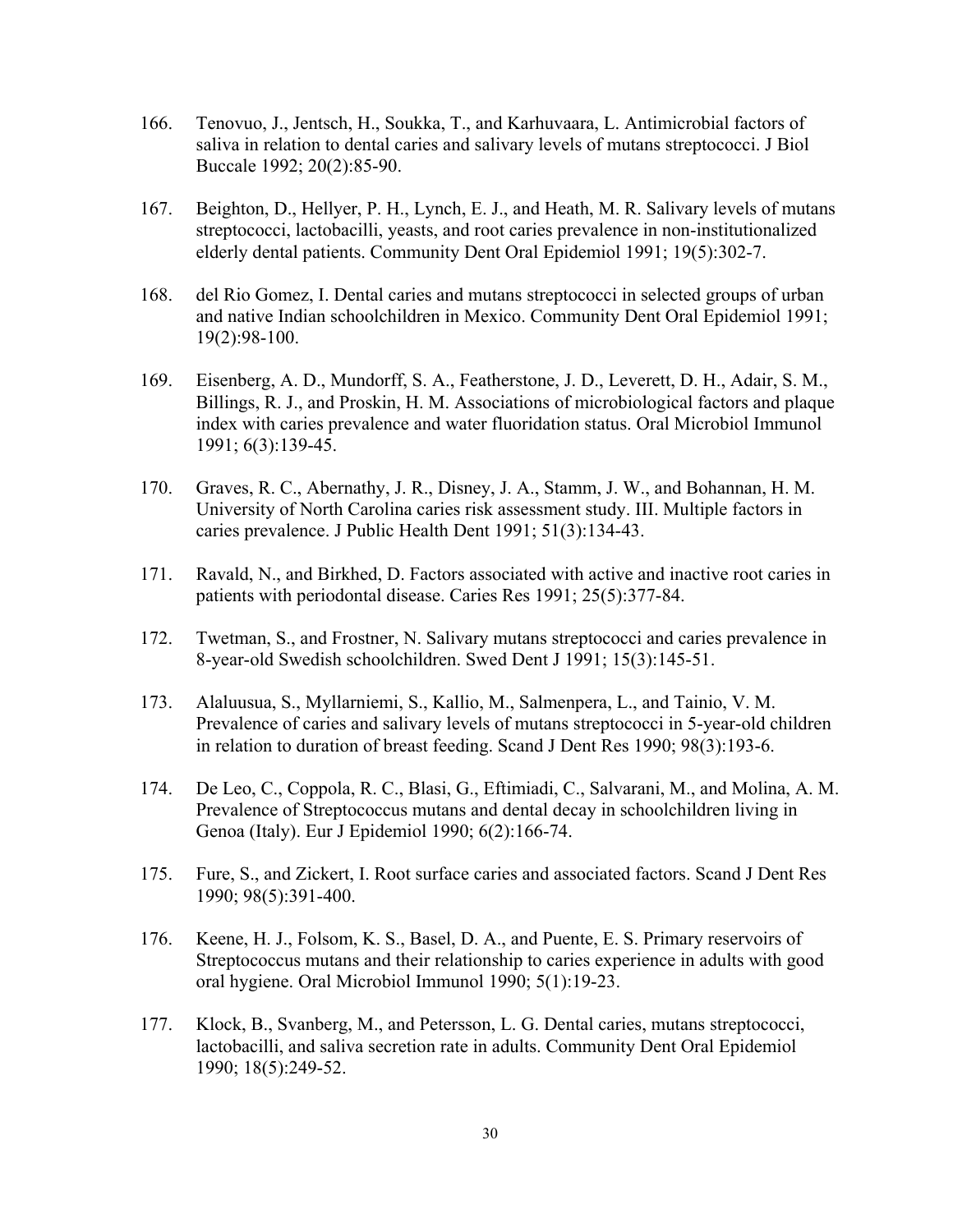166. Tenovuo, J., Jentsch, H., Soukka, T., and Karhuvaara, L. Antimicrobial factors of saliva in relation to dental caries and salivary levels of mutans streptococci. J Biol Buccale 1992; 20(2):85-90.

167. Beighton, D., Hellyer, P. H., Lynch, E. J., and Heath, M. R. Salivary levels of mutans streptococci, lactobacilli, yeasts, and root caries prevalence in non-institutionalized elderly dental patients. Community Dent Oral Epidemiol 1991; 19(5):302-7.

168. del Rio Gomez, I. Dental caries and mutans streptococci in selected groups of urban and native Indian schoolchildren in Mexico. Community Dent Oral Epidemiol 1991; 19(2):98-100.

169. Eisenberg, A. D., Mundorff, S. A., Featherstone, J. D., Leverett, D. H., Adair, S. M., Billings, R. J., and Proskin, H. M. Associations of microbiological factors and plaque index with caries prevalence and water fluoridation status. Oral Microbiol Immunol 1991; 6(3):139-45.

170. Graves, R. C., Abernathy, J. R., Disney, J. A., Stamm, J. W., and Bohannan, H. M. University of North Carolina caries risk assessment study. III. Multiple factors in caries prevalence. J Public Health Dent 1991; 51(3):134-43.

171. Ravald, N., and Birkhed, D. Factors associated with active and inactive root caries in patients with periodontal disease. Caries Res 1991; 25(5):377-84.

172. Twetman, S., and Frostner, N. Salivary mutans streptococci and caries prevalence in 8-year-old Swedish schoolchildren. Swed Dent J 1991; 15(3):145-51.

173. Alaluusua, S., Myllarniemi, S., Kallio, M., Salmenpera, L., and Tainio, V. M. Prevalence of caries and salivary levels of mutans streptococci in 5-year-old children in relation to duration of breast feeding. Scand J Dent Res 1990; 98(3):193-6.

174. De Leo, C., Coppola, R. C., Blasi, G., Eftimiadi, C., Salvarani, M., and Molina, A. M. Prevalence of Streptococcus mutans and dental decay in schoolchildren living in Genoa (Italy). Eur J Epidemiol 1990; 6(2):166-74.

175. Fure, S., and Zickert, I. Root surface caries and associated factors. Scand J Dent Res 1990; 98(5):391-400.

176. Keene, H. J., Folsom, K. S., Basel, D. A., and Puente, E. S. Primary reservoirs of Streptococcus mutans and their relationship to caries experience in adults with good oral hygiene. Oral Microbiol Immunol 1990; 5(1):19-23.

177. Klock, B., Svanberg, M., and Petersson, L. G. Dental caries, mutans streptococci, lactobacilli, and saliva secretion rate in adults. Community Dent Oral Epidemiol 1990; 18(5):249-52.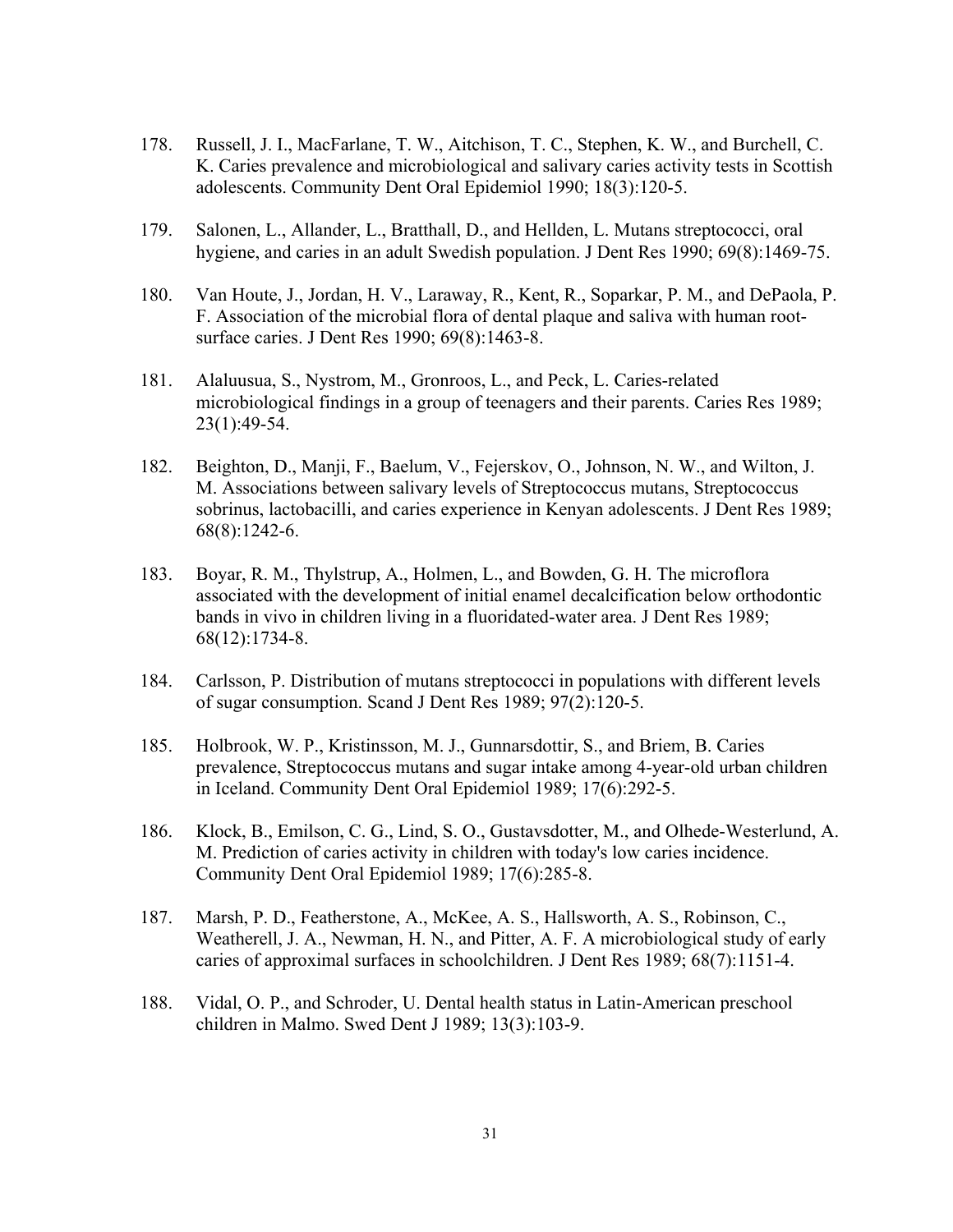178. Russell, J. I., MacFarlane, T. W., Aitchison, T. C., Stephen, K. W., and Burchell, C. K. Caries prevalence and microbiological and salivary caries activity tests in Scottish adolescents. Community Dent Oral Epidemiol 1990; 18(3):120-5.

179. Salonen, L., Allander, L., Bratthall, D., and Hellden, L. Mutans streptococci, oral hygiene, and caries in an adult Swedish population. J Dent Res 1990; 69(8):1469-75.

180. Van Houte, J., Jordan, H. V., Laraway, R., Kent, R., Soparkar, P. M., and DePaola, P. F. Association of the microbial flora of dental plaque and saliva with human root-surface caries. J Dent Res 1990; 69(8):1463-8.

181. Alaluusua, S., Nystrom, M., Gronroos, L., and Peck, L. Caries-related microbiological findings in a group of teenagers and their parents. Caries Res 1989; 23(1):49-54.

182. Beighton, D., Manji, F., Baelum, V., Fejerskov, O., Johnson, N. W., and Wilton, J. M. Associations between salivary levels of Streptococcus mutans, Streptococcus sobrinus, lactobacilli, and caries experience in Kenyan adolescents. J Dent Res 1989; 68(8):1242-6.

183. Boyar, R. M., Thylstrup, A., Holmen, L., and Bowden, G. H. The microflora associated with the development of initial enamel decalcification below orthodontic bands in vivo in children living in a fluoridated-water area. J Dent Res 1989; 68(12):1734-8.

184. Carlsson, P. Distribution of mutans streptococci in populations with different levels of sugar consumption. Scand J Dent Res 1989; 97(2):120-5.

185. Holbrook, W. P., Kristinsson, M. J., Gunnarsdottir, S., and Briem, B. Caries prevalence, Streptococcus mutans and sugar intake among 4-year-old urban children in Iceland. Community Dent Oral Epidemiol 1989; 17(6):292-5.

186. Klock, B., Emilson, C. G., Lind, S. O., Gustavsdotter, M., and Olhede-Westerlund, A. M. Prediction of caries activity in children with today's low caries incidence. Community Dent Oral Epidemiol 1989; 17(6):285-8.

187. Marsh, P. D., Featherstone, A., McKee, A. S., Hallsworth, A. S., Robinson, C., Weatherell, J. A., Newman, H. N., and Pitter, A. F. A microbiological study of early caries of approximal surfaces in schoolchildren. J Dent Res 1989; 68(7):1151-4.

188. Vidal, O. P., and Schroder, U. Dental health status in Latin-American preschool children in Malmo. Swed Dent J 1989; 13(3):103-9.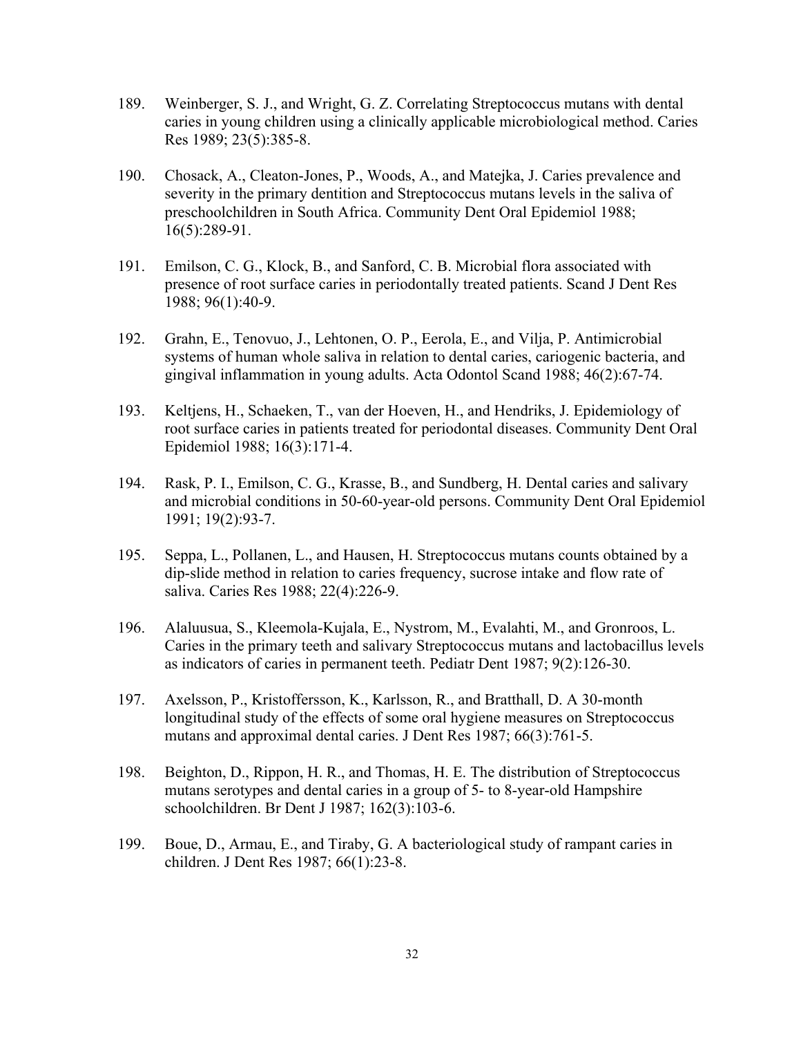189. Weinberger, S. J., and Wright, G. Z. Correlating Streptococcus mutans with dental caries in young children using a clinically applicable microbiological method. Caries Res 1989; 23(5):385-8.

190. Chosack, A., Cleaton-Jones, P., Woods, A., and Matejka, J. Caries prevalence and severity in the primary dentition and Streptococcus mutans levels in the saliva of preschoolchildren in South Africa. Community Dent Oral Epidemiol 1988; 16(5):289-91.

191. Emilson, C. G., Klock, B., and Sanford, C. B. Microbial flora associated with presence of root surface caries in periodontally treated patients. Scand J Dent Res 1988; 96(1):40-9.

192. Grahn, E., Tenovuo, J., Lehtonen, O. P., Eerola, E., and Vilja, P. Antimicrobial systems of human whole saliva in relation to dental caries, cariogenic bacteria, and gingival inflammation in young adults. Acta Odontol Scand 1988; 46(2):67-74.

193. Keltjens, H., Schaeken, T., van der Hoeven, H., and Hendriks, J. Epidemiology of root surface caries in patients treated for periodontal diseases. Community Dent Oral Epidemiol 1988; 16(3):171-4.

194. Rask, P. I., Emilson, C. G., Krasse, B., and Sundberg, H. Dental caries and salivary and microbial conditions in 50-60-year-old persons. Community Dent Oral Epidemiol 1991; 19(2):93-7.

195. Seppa, L., Pollanen, L., and Hausen, H. Streptococcus mutans counts obtained by a dip-slide method in relation to caries frequency, sucrose intake and flow rate of saliva. Caries Res 1988; 22(4):226-9.

196. Alaluusua, S., Kleemola-Kujala, E., Nystrom, M., Evalahti, M., and Gronroos, L. Caries in the primary teeth and salivary Streptococcus mutans and lactobacillus levels as indicators of caries in permanent teeth. Pediatr Dent 1987; 9(2):126-30.

197. Axelsson, P., Kristoffersson, K., Karlsson, R., and Bratthall, D. A 30-month longitudinal study of the effects of some oral hygiene measures on Streptococcus mutans and approximal dental caries. J Dent Res 1987; 66(3):761-5.

198. Beighton, D., Rippon, H. R., and Thomas, H. E. The distribution of Streptococcus mutans serotypes and dental caries in a group of 5- to 8-year-old Hampshire schoolchildren. Br Dent J 1987; 162(3):103-6.

199. Boue, D., Armau, E., and Tiraby, G. A bacteriological study of rampant caries in children. J Dent Res 1987; 66(1):23-8.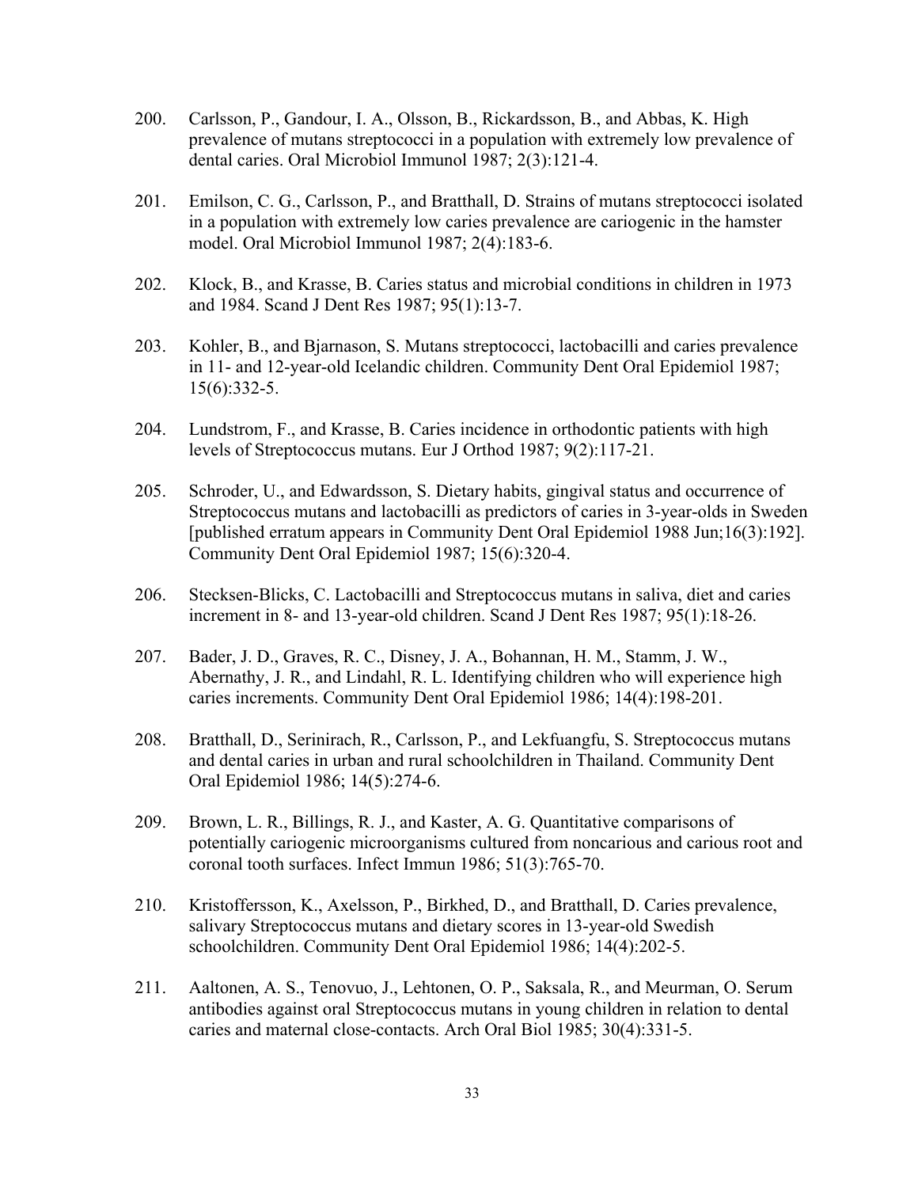200. Carlsson, P., Gandour, I. A., Olsson, B., Rickardsson, B., and Abbas, K. High prevalence of mutans streptococci in a population with extremely low prevalence of dental caries. Oral Microbiol Immunol 1987; 2(3):121-4.

201. Emilson, C. G., Carlsson, P., and Bratthall, D. Strains of mutans streptococci isolated in a population with extremely low caries prevalence are cariogenic in the hamster model. Oral Microbiol Immunol 1987; 2(4):183-6.

202. Klock, B., and Krasse, B. Caries status and microbial conditions in children in 1973 and 1984. Scand J Dent Res 1987; 95(1):13-7.

203. Kohler, B., and Bjarnason, S. Mutans streptococci, lactobacilli and caries prevalence in 11- and 12-year-old Icelandic children. Community Dent Oral Epidemiol 1987; 15(6):332-5.

204. Lundstrom, F., and Krasse, B. Caries incidence in orthodontic patients with high levels of Streptococcus mutans. Eur J Orthod 1987; 9(2):117-21.

205. Schroder, U., and Edwardsson, S. Dietary habits, gingival status and occurrence of Streptococcus mutans and lactobacilli as predictors of caries in 3-year-olds in Sweden [published erratum appears in Community Dent Oral Epidemiol 1988 Jun;16(3):192]. Community Dent Oral Epidemiol 1987; 15(6):320-4.

206. Stecksen-Blicks, C. Lactobacilli and Streptococcus mutans in saliva, diet and caries increment in 8- and 13-year-old children. Scand J Dent Res 1987; 95(1):18-26.

207. Bader, J. D., Graves, R. C., Disney, J. A., Bohannan, H. M., Stamm, J. W., Abernathy, J. R., and Lindahl, R. L. Identifying children who will experience high caries increments. Community Dent Oral Epidemiol 1986; 14(4):198-201.

208. Bratthall, D., Serinirach, R., Carlsson, P., and Lekfuangfu, S. Streptococcus mutans and dental caries in urban and rural schoolchildren in Thailand. Community Dent Oral Epidemiol 1986; 14(5):274-6.

209. Brown, L. R., Billings, R. J., and Kaster, A. G. Quantitative comparisons of potentially cariogenic microorganisms cultured from noncarious and carious root and coronal tooth surfaces. Infect Immun 1986; 51(3):765-70.

210. Kristoffersson, K., Axelsson, P., Birkhed, D., and Bratthall, D. Caries prevalence, salivary Streptococcus mutans and dietary scores in 13-year-old Swedish schoolchildren. Community Dent Oral Epidemiol 1986; 14(4):202-5.

211. Aaltonen, A. S., Tenovuo, J., Lehtonen, O. P., Saksala, R., and Meurman, O. Serum antibodies against oral Streptococcus mutans in young children in relation to dental caries and maternal close-contacts. Arch Oral Biol 1985; 30(4):331-5.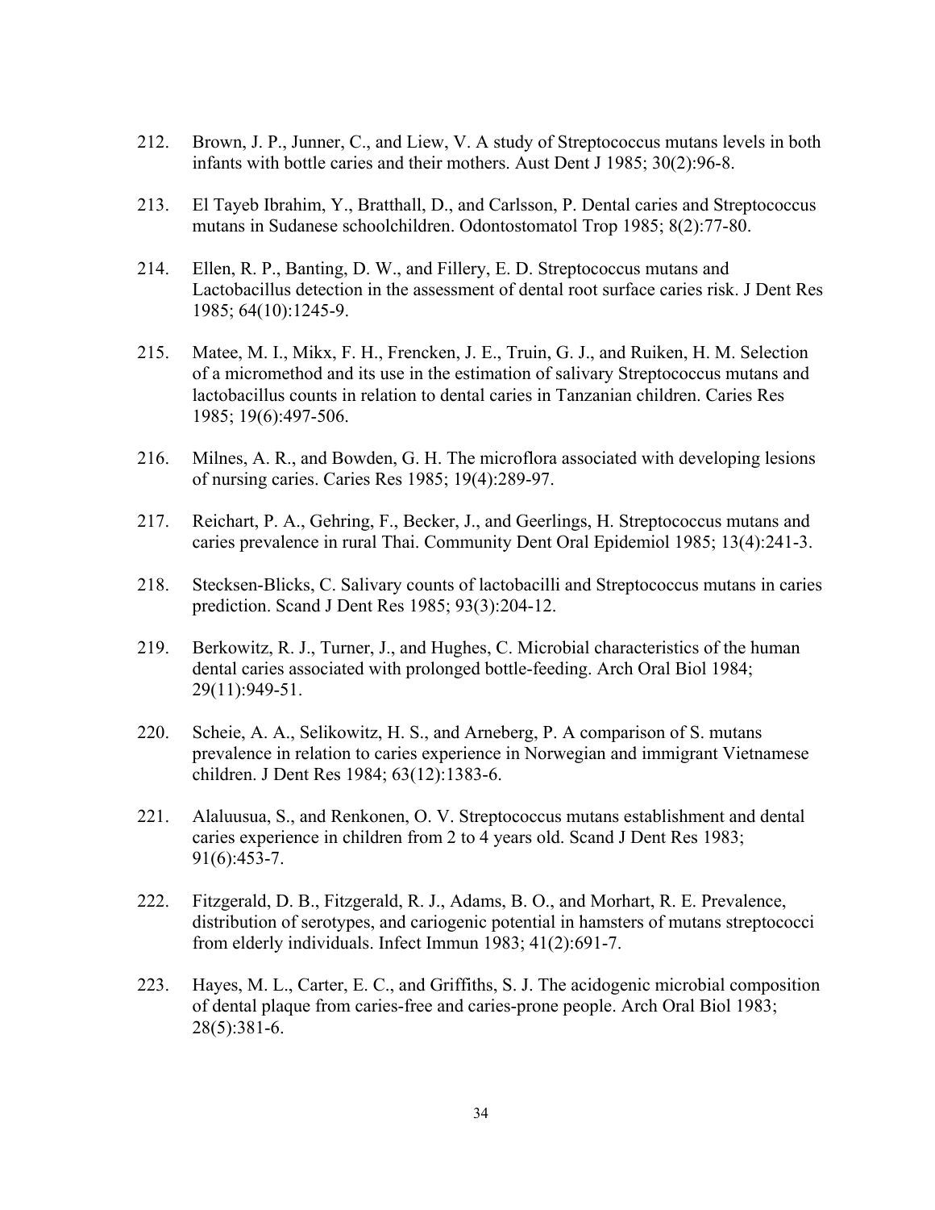212. Brown, J. P., Junner, C., and Liew, V. A study of Streptococcus mutans levels in both infants with bottle caries and their mothers. Aust Dent J 1985; 30(2):96-8.

213. El Tayeb Ibrahim, Y., Bratthall, D., and Carlsson, P. Dental caries and Streptococcus mutans in Sudanese schoolchildren. Odontostomatol Trop 1985; 8(2):77-80.

214. Ellen, R. P., Banting, D. W., and Fillery, E. D. Streptococcus mutans and Lactobacillus detection in the assessment of dental root surface caries risk. J Dent Res 1985; 64(10):1245-9.

215. Matee, M. I., Mikx, F. H., Frencken, J. E., Truin, G. J., and Ruiken, H. M. Selection of a micromethod and its use in the estimation of salivary Streptococcus mutans and lactobacillus counts in relation to dental caries in Tanzanian children. Caries Res 1985; 19(6):497-506.

216. Milnes, A. R., and Bowden, G. H. The microflora associated with developing lesions of nursing caries. Caries Res 1985; 19(4):289-97.

217. Reichart, P. A., Gehring, F., Becker, J., and Geerlings, H. Streptococcus mutans and caries prevalence in rural Thai. Community Dent Oral Epidemiol 1985; 13(4):241-3.

218. Stecksen-Blicks, C. Salivary counts of lactobacilli and Streptococcus mutans in caries prediction. Scand J Dent Res 1985; 93(3):204-12.

219. Berkowitz, R. J., Turner, J., and Hughes, C. Microbial characteristics of the human dental caries associated with prolonged bottle-feeding. Arch Oral Biol 1984; 29(11):949-51.

220. Scheie, A. A., Selikowitz, H. S., and Arneberg, P. A comparison of S. mutans prevalence in relation to caries experience in Norwegian and immigrant Vietnamese children. J Dent Res 1984; 63(12):1383-6.

221. Alaluusua, S., and Renkonen, O. V. Streptococcus mutans establishment and dental caries experience in children from 2 to 4 years old. Scand J Dent Res 1983; 91(6):453-7.

222. Fitzgerald, D. B., Fitzgerald, R. J., Adams, B. O., and Morhart, R. E. Prevalence, distribution of serotypes, and cariogenic potential in hamsters of mutans streptococci from elderly individuals. Infect Immun 1983; 41(2):691-7.

223. Hayes, M. L., Carter, E. C., and Griffiths, S. J. The acidogenic microbial composition of dental plaque from caries-free and caries-prone people. Arch Oral Biol 1983; 28(5):381-6.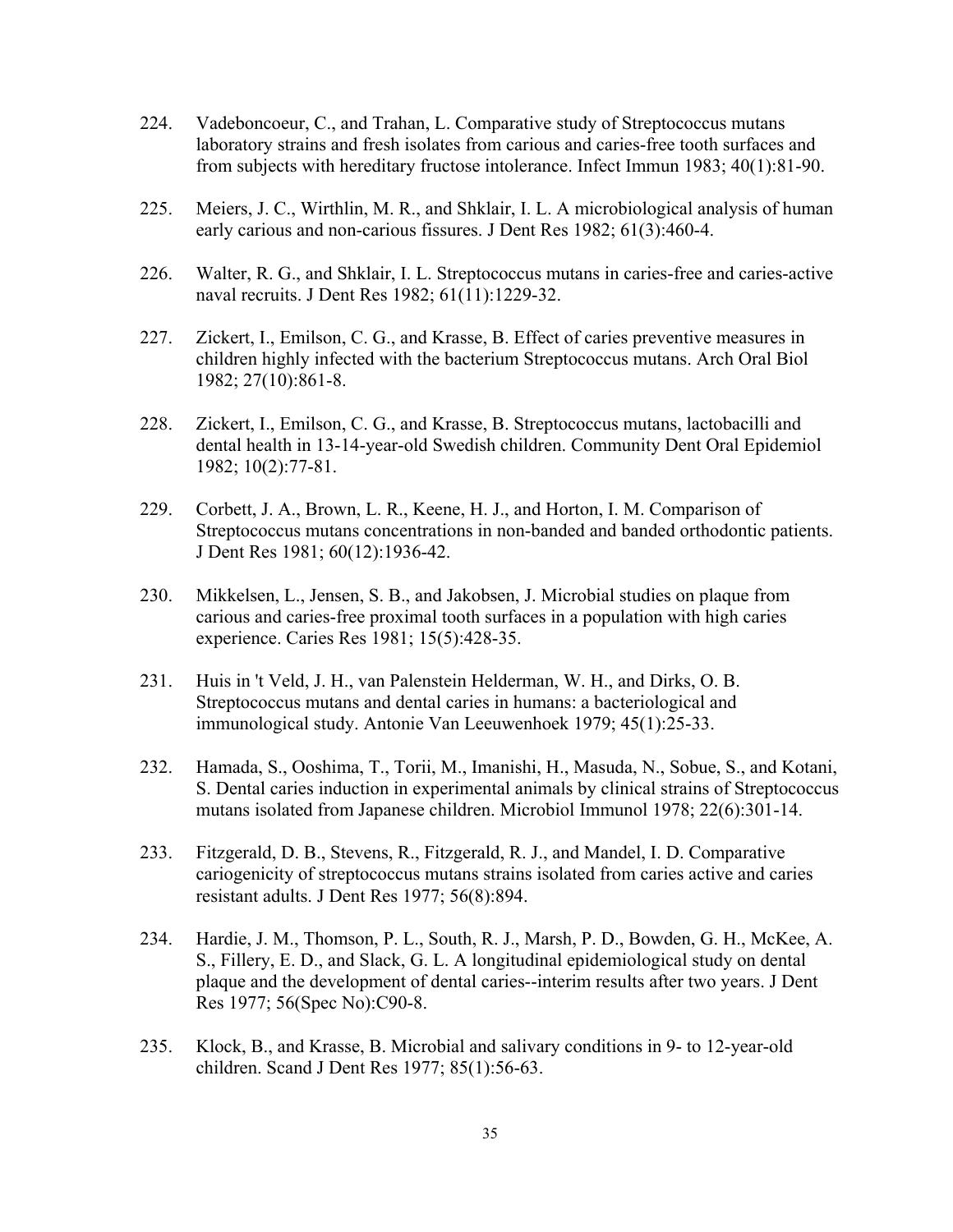224. Vadeboncoeur, C., and Trahan, L. Comparative study of Streptococcus mutans laboratory strains and fresh isolates from carious and caries-free tooth surfaces and from subjects with hereditary fructose intolerance. Infect Immun 1983; 40(1):81-90.

225. Meiers, J. C., Wirthlin, M. R., and Shklair, I. L. A microbiological analysis of human early carious and non-carious fissures. J Dent Res 1982; 61(3):460-4.

226. Walter, R. G., and Shklair, I. L. Streptococcus mutans in caries-free and caries-active naval recruits. J Dent Res 1982; 61(11):1229-32.

227. Zickert, I., Emilson, C. G., and Krasse, B. Effect of caries preventive measures in children highly infected with the bacterium Streptococcus mutans. Arch Oral Biol 1982; 27(10):861-8.

228. Zickert, I., Emilson, C. G., and Krasse, B. Streptococcus mutans, lactobacilli and dental health in 13-14-year-old Swedish children. Community Dent Oral Epidemiol 1982; 10(2):77-81.

229. Corbett, J. A., Brown, L. R., Keene, H. J., and Horton, I. M. Comparison of Streptococcus mutans concentrations in non-banded and banded orthodontic patients. J Dent Res 1981; 60(12):1936-42.

230. Mikkelsen, L., Jensen, S. B., and Jakobsen, J. Microbial studies on plaque from carious and caries-free proximal tooth surfaces in a population with high caries experience. Caries Res 1981; 15(5):428-35.

231. Huis in 't Veld, J. H., van Palenstein Helderman, W. H., and Dirks, O. B. Streptococcus mutans and dental caries in humans: a bacteriological and immunological study. Antonie Van Leeuwenhoek 1979; 45(1):25-33.

232. Hamada, S., Ooshima, T., Torii, M., Imanishi, H., Masuda, N., Sobue, S., and Kotani, S. Dental caries induction in experimental animals by clinical strains of Streptococcus mutans isolated from Japanese children. Microbiol Immunol 1978; 22(6):301-14.

233. Fitzgerald, D. B., Stevens, R., Fitzgerald, R. J., and Mandel, I. D. Comparative cariogenicity of streptococcus mutans strains isolated from caries active and caries resistant adults. J Dent Res 1977; 56(8):894.

234. Hardie, J. M., Thomson, P. L., South, R. J., Marsh, P. D., Bowden, G. H., McKee, A. S., Fillery, E. D., and Slack, G. L. A longitudinal epidemiological study on dental plaque and the development of dental caries--interim results after two years. J Dent Res 1977; 56(Spec No):C90-8.

235. Klock, B., and Krasse, B. Microbial and salivary conditions in 9- to 12-year-old children. Scand J Dent Res 1977; 85(1):56-63.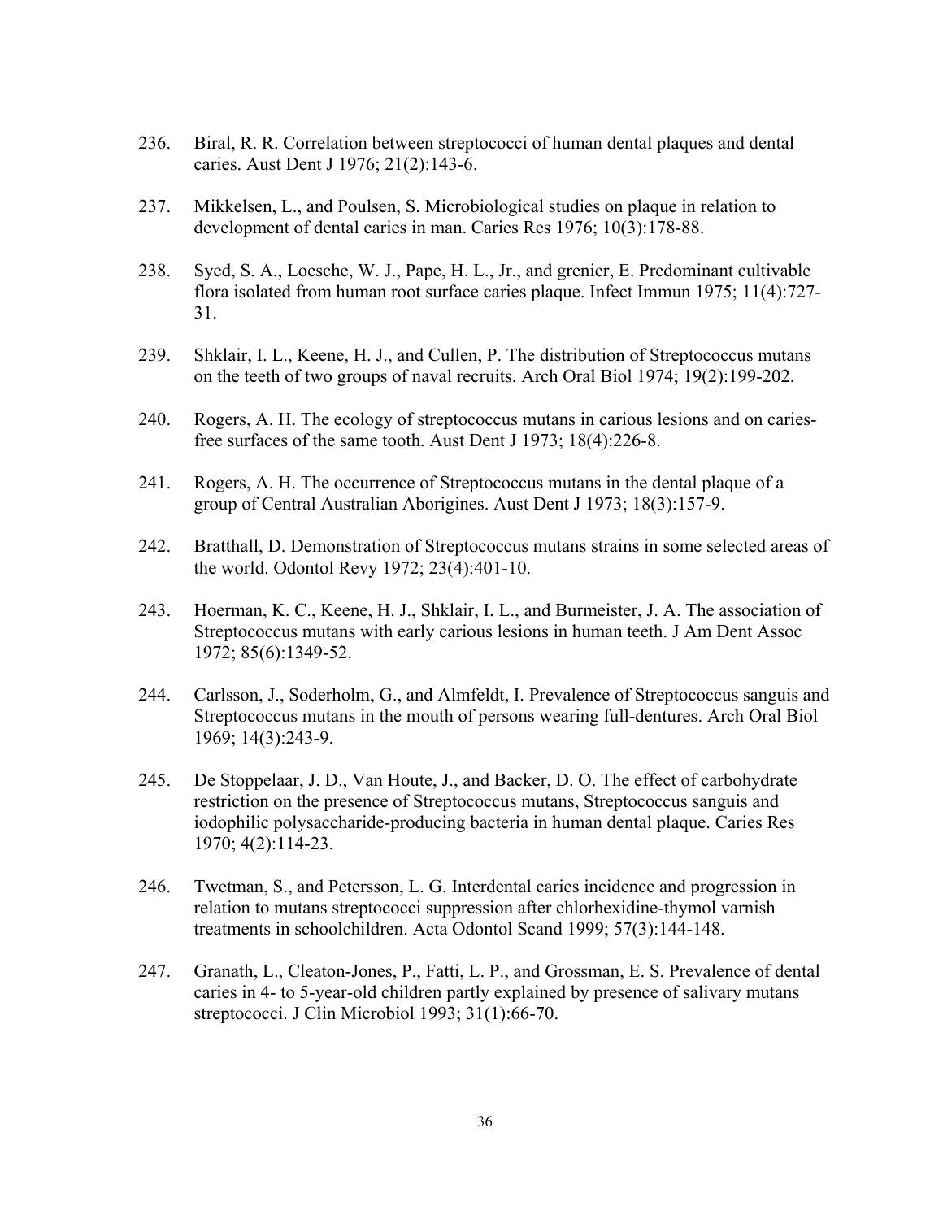236. Biral, R. R. Correlation between streptococci of human dental plaques and dental caries. Aust Dent J 1976; 21(2):143-6.

237. Mikkelsen, L., and Poulsen, S. Microbiological studies on plaque in relation to development of dental caries in man. Caries Res 1976; 10(3):178-88.

238. Syed, S. A., Loesche, W. J., Pape, H. L., Jr., and grenier, E. Predominant cultivable flora isolated from human root surface caries plaque. Infect Immun 1975; 11(4):727-31.

239. Shklair, I. L., Keene, H. J., and Cullen, P. The distribution of Streptococcus mutans on the teeth of two groups of naval recruits. Arch Oral Biol 1974; 19(2):199-202.

240. Rogers, A. H. The ecology of streptococcus mutans in carious lesions and on caries-free surfaces of the same tooth. Aust Dent J 1973; 18(4):226-8.

241. Rogers, A. H. The occurrence of Streptococcus mutans in the dental plaque of a group of Central Australian Aborigines. Aust Dent J 1973; 18(3):157-9.

242. Bratthall, D. Demonstration of Streptococcus mutans strains in some selected areas of the world. Odontol Revy 1972; 23(4):401-10.

243. Hoerman, K. C., Keene, H. J., Shklair, I. L., and Burmeister, J. A. The association of Streptococcus mutans with early carious lesions in human teeth. J Am Dent Assoc 1972; 85(6):1349-52.

244. Carlsson, J., Soderholm, G., and Almfeldt, I. Prevalence of Streptococcus sanguis and Streptococcus mutans in the mouth of persons wearing full-dentures. Arch Oral Biol 1969; 14(3):243-9.

245. De Stoppelaar, J. D., Van Houte, J., and Backer, D. O. The effect of carbohydrate restriction on the presence of Streptococcus mutans, Streptococcus sanguis and iodophilic polysaccharide-producing bacteria in human dental plaque. Caries Res 1970; 4(2):114-23.

246. Twetman, S., and Petersson, L. G. Interdental caries incidence and progression in relation to mutans streptococci suppression after chlorhexidine-thymol varnish treatments in schoolchildren. Acta Odontol Scand 1999; 57(3):144-148.

247. Granath, L., Cleaton-Jones, P., Fatti, L. P., and Grossman, E. S. Prevalence of dental caries in 4- to 5-year-old children partly explained by presence of salivary mutans streptococci. J Clin Microbiol 1993; 31(1):66-70.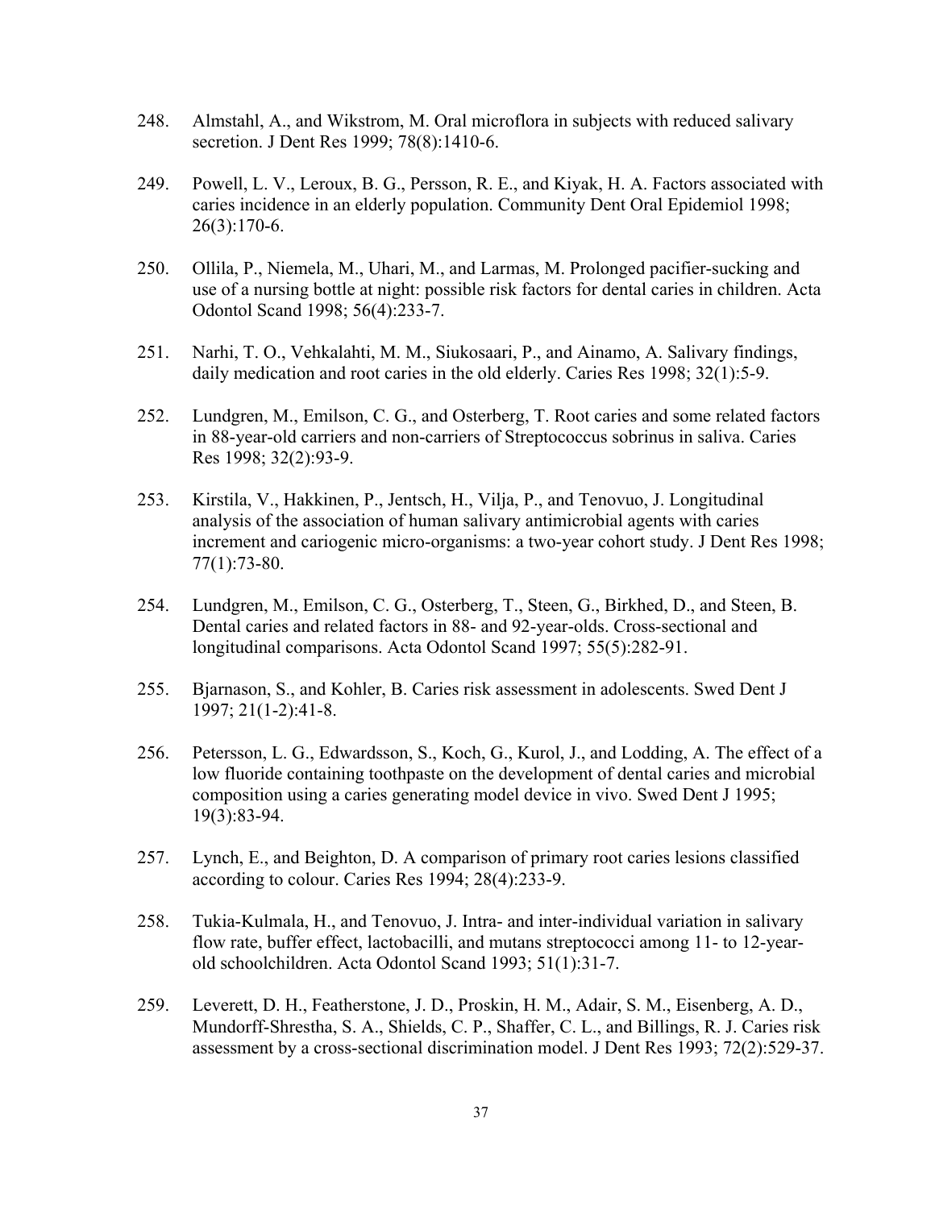248. Almstahl, A., and Wikstrom, M. Oral microflora in subjects with reduced salivary secretion. J Dent Res 1999; 78(8):1410-6.

249. Powell, L. V., Leroux, B. G., Persson, R. E., and Kiyak, H. A. Factors associated with caries incidence in an elderly population. Community Dent Oral Epidemiol 1998; 26(3):170-6.

250. Ollila, P., Niemela, M., Uhari, M., and Larmas, M. Prolonged pacifier-sucking and use of a nursing bottle at night: possible risk factors for dental caries in children. Acta Odontol Scand 1998; 56(4):233-7.

251. Narhi, T. O., Vehkalahti, M. M., Siukosaari, P., and Ainamo, A. Salivary findings, daily medication and root caries in the old elderly. Caries Res 1998; 32(1):5-9.

252. Lundgren, M., Emilson, C. G., and Osterberg, T. Root caries and some related factors in 88-year-old carriers and non-carriers of Streptococcus sobrinus in saliva. Caries Res 1998; 32(2):93-9.

253. Kirstila, V., Hakkinen, P., Jentsch, H., Vilja, P., and Tenovuo, J. Longitudinal analysis of the association of human salivary antimicrobial agents with caries increment and cariogenic micro-organisms: a two-year cohort study. J Dent Res 1998; 77(1):73-80.

254. Lundgren, M., Emilson, C. G., Osterberg, T., Steen, G., Birkhed, D., and Steen, B. Dental caries and related factors in 88- and 92-year-olds. Cross-sectional and longitudinal comparisons. Acta Odontol Scand 1997; 55(5):282-91.

255. Bjarnason, S., and Kohler, B. Caries risk assessment in adolescents. Swed Dent J 1997; 21(1-2):41-8.

256. Petersson, L. G., Edwardsson, S., Koch, G., Kurol, J., and Lodding, A. The effect of a low fluoride containing toothpaste on the development of dental caries and microbial composition using a caries generating model device in vivo. Swed Dent J 1995; 19(3):83-94.

257. Lynch, E., and Beighton, D. A comparison of primary root caries lesions classified according to colour. Caries Res 1994; 28(4):233-9.

258. Tukia-Kulmala, H., and Tenovuo, J. Intra- and inter-individual variation in salivary flow rate, buffer effect, lactobacilli, and mutans streptococci among 11- to 12-year-old schoolchildren. Acta Odontol Scand 1993; 51(1):31-7.

259. Leverett, D. H., Featherstone, J. D., Proskin, H. M., Adair, S. M., Eisenberg, A. D., Mundorff-Shrestha, S. A., Shields, C. P., Shaffer, C. L., and Billings, R. J. Caries risk assessment by a cross-sectional discrimination model. J Dent Res 1993; 72(2):529-37.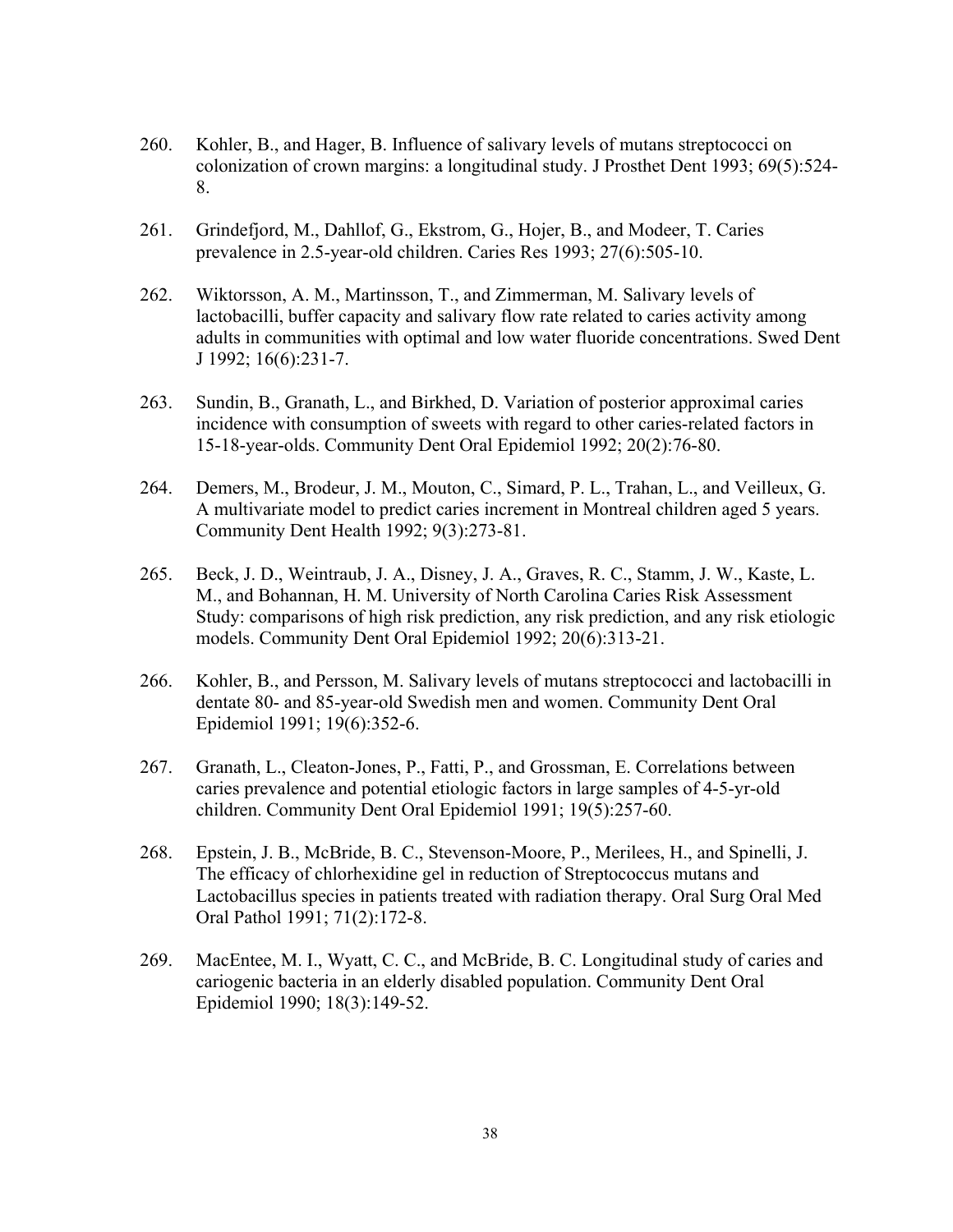260. Kohler, B., and Hager, B. Influence of salivary levels of mutans streptococci on colonization of crown margins: a longitudinal study. J Prosthet Dent 1993; 69(5):524-8.

261. Grindefjord, M., Dahllof, G., Ekstrom, G., Hojer, B., and Modeer, T. Caries prevalence in 2.5-year-old children. Caries Res 1993; 27(6):505-10.

262. Wiktorsson, A. M., Martinsson, T., and Zimmerman, M. Salivary levels of lactobacilli, buffer capacity and salivary flow rate related to caries activity among adults in communities with optimal and low water fluoride concentrations. Swed Dent J 1992; 16(6):231-7.

263. Sundin, B., Granath, L., and Birkhed, D. Variation of posterior approximal caries incidence with consumption of sweets with regard to other caries-related factors in 15-18-year-olds. Community Dent Oral Epidemiol 1992; 20(2):76-80.

264. Demers, M., Brodeur, J. M., Mouton, C., Simard, P. L., Trahan, L., and Veilleux, G. A multivariate model to predict caries increment in Montreal children aged 5 years. Community Dent Health 1992; 9(3):273-81.

265. Beck, J. D., Weintraub, J. A., Disney, J. A., Graves, R. C., Stamm, J. W., Kaste, L. M., and Bohannan, H. M. University of North Carolina Caries Risk Assessment Study: comparisons of high risk prediction, any risk prediction, and any risk etiologic models. Community Dent Oral Epidemiol 1992; 20(6):313-21.

266. Kohler, B., and Persson, M. Salivary levels of mutans streptococci and lactobacilli in dentate 80- and 85-year-old Swedish men and women. Community Dent Oral Epidemiol 1991; 19(6):352-6.

267. Granath, L., Cleaton-Jones, P., Fatti, P., and Grossman, E. Correlations between caries prevalence and potential etiologic factors in large samples of 4-5-yr-old children. Community Dent Oral Epidemiol 1991; 19(5):257-60.

268. Epstein, J. B., McBride, B. C., Stevenson-Moore, P., Merilees, H., and Spinelli, J. The efficacy of chlorhexidine gel in reduction of Streptococcus mutans and Lactobacillus species in patients treated with radiation therapy. Oral Surg Oral Med Oral Pathol 1991; 71(2):172-8.

269. MacEntee, M. I., Wyatt, C. C., and McBride, B. C. Longitudinal study of caries and cariogenic bacteria in an elderly disabled population. Community Dent Oral Epidemiol 1990; 18(3):149-52.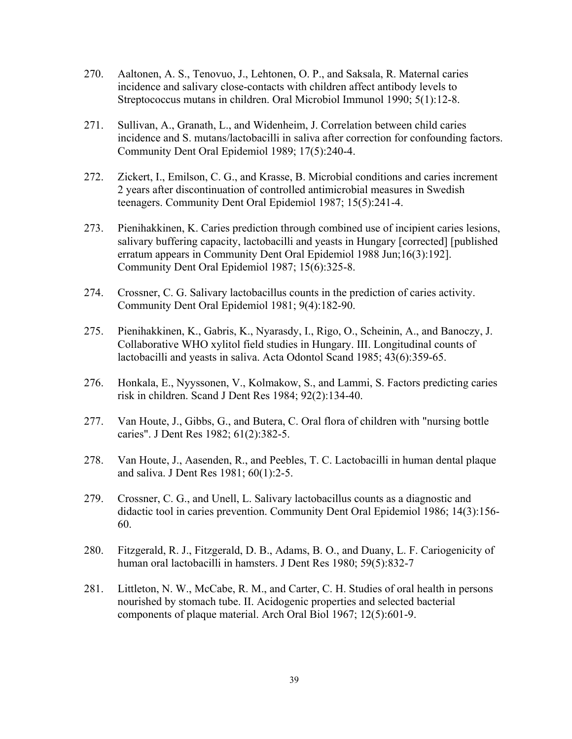270. Aaltonen, A. S., Tenovuo, J., Lehtonen, O. P., and Saksala, R. Maternal caries incidence and salivary close-contacts with children affect antibody levels to Streptococcus mutans in children. Oral Microbiol Immunol 1990; 5(1):12-8.

271. Sullivan, A., Granath, L., and Widenheim, J. Correlation between child caries incidence and S. mutans/lactobacilli in saliva after correction for confounding factors. Community Dent Oral Epidemiol 1989; 17(5):240-4.

272. Zickert, I., Emilson, C. G., and Krasse, B. Microbial conditions and caries increment 2 years after discontinuation of controlled antimicrobial measures in Swedish teenagers. Community Dent Oral Epidemiol 1987; 15(5):241-4.

273. Pienihakkinen, K. Caries prediction through combined use of incipient caries lesions, salivary buffering capacity, lactobacilli and yeasts in Hungary [corrected] [published erratum appears in Community Dent Oral Epidemiol 1988 Jun;16(3):192]. Community Dent Oral Epidemiol 1987; 15(6):325-8.

274. Crossner, C. G. Salivary lactobacillus counts in the prediction of caries activity. Community Dent Oral Epidemiol 1981; 9(4):182-90.

275. Pienihakkinen, K., Gabris, K., Nyarasdy, I., Rigo, O., Scheinin, A., and Banoczy, J. Collaborative WHO xylitol field studies in Hungary. III. Longitudinal counts of lactobacilli and yeasts in saliva. Acta Odontol Scand 1985; 43(6):359-65.

276. Honkala, E., Nyyssonen, V., Kolmakow, S., and Lammi, S. Factors predicting caries risk in children. Scand J Dent Res 1984; 92(2):134-40.

277. Van Houte, J., Gibbs, G., and Butera, C. Oral flora of children with "nursing bottle caries". J Dent Res 1982; 61(2):382-5.

278. Van Houte, J., Aasenden, R., and Peebles, T. C. Lactobacilli in human dental plaque and saliva. J Dent Res 1981; 60(1):2-5.

279. Crossner, C. G., and Unell, L. Salivary lactobacillus counts as a diagnostic and didactic tool in caries prevention. Community Dent Oral Epidemiol 1986; 14(3):156-60.

280. Fitzgerald, R. J., Fitzgerald, D. B., Adams, B. O., and Duany, L. F. Cariogenicity of human oral lactobacilli in hamsters. J Dent Res 1980; 59(5):832-7

281. Littleton, N. W., McCabe, R. M., and Carter, C. H. Studies of oral health in persons nourished by stomach tube. II. Acidogenic properties and selected bacterial components of plaque material. Arch Oral Biol 1967; 12(5):601-9.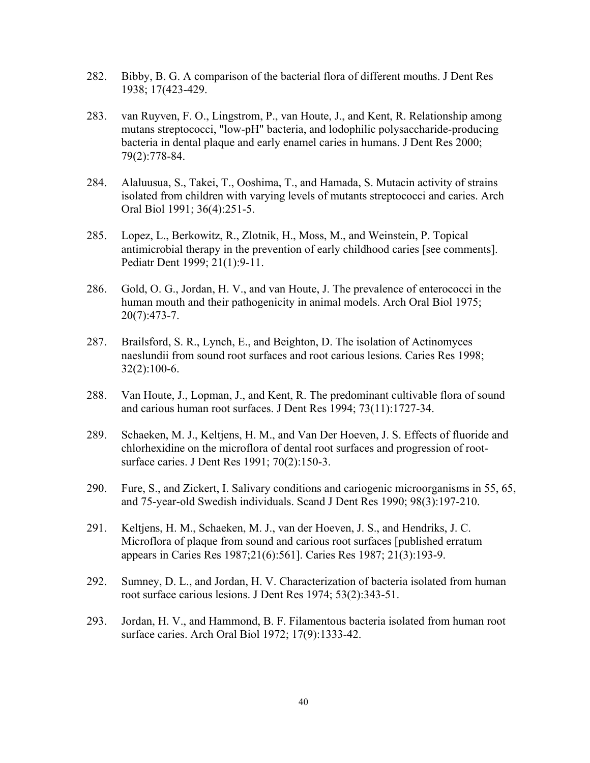282. Bibby, B. G. A comparison of the bacterial flora of different mouths. J Dent Res 1938; 17(423-429.

283. van Ruyven, F. O., Lingstrom, P., van Houte, J., and Kent, R. Relationship among mutans streptococci, "low-pH" bacteria, and lodophilic polysaccharide-producing bacteria in dental plaque and early enamel caries in humans. J Dent Res 2000; 79(2):778-84.

284. Alaluusua, S., Takei, T., Ooshima, T., and Hamada, S. Mutacin activity of strains isolated from children with varying levels of mutants streptococci and caries. Arch Oral Biol 1991; 36(4):251-5.

285. Lopez, L., Berkowitz, R., Zlotnik, H., Moss, M., and Weinstein, P. Topical antimicrobial therapy in the prevention of early childhood caries [see comments]. Pediatr Dent 1999; 21(1):9-11.

286. Gold, O. G., Jordan, H. V., and van Houte, J. The prevalence of enterococci in the human mouth and their pathogenicity in animal models. Arch Oral Biol 1975; 20(7):473-7.

287. Brailsford, S. R., Lynch, E., and Beighton, D. The isolation of Actinomyces naeslundii from sound root surfaces and root carious lesions. Caries Res 1998; 32(2):100-6.

288. Van Houte, J., Lopman, J., and Kent, R. The predominant cultivable flora of sound and carious human root surfaces. J Dent Res 1994; 73(11):1727-34.

289. Schaeken, M. J., Keltjens, H. M., and Van Der Hoeven, J. S. Effects of fluoride and chlorhexidine on the microflora of dental root surfaces and progression of root-surface caries. J Dent Res 1991; 70(2):150-3.

290. Fure, S., and Zickert, I. Salivary conditions and cariogenic microorganisms in 55, 65, and 75-year-old Swedish individuals. Scand J Dent Res 1990; 98(3):197-210.

291. Keltjens, H. M., Schaeken, M. J., van der Hoeven, J. S., and Hendriks, J. C. Microflora of plaque from sound and carious root surfaces [published erratum appears in Caries Res 1987;21(6):561]. Caries Res 1987; 21(3):193-9.

292. Sumney, D. L., and Jordan, H. V. Characterization of bacteria isolated from human root surface carious lesions. J Dent Res 1974; 53(2):343-51.

293. Jordan, H. V., and Hammond, B. F. Filamentous bacteria isolated from human root surface caries. Arch Oral Biol 1972; 17(9):1333-42.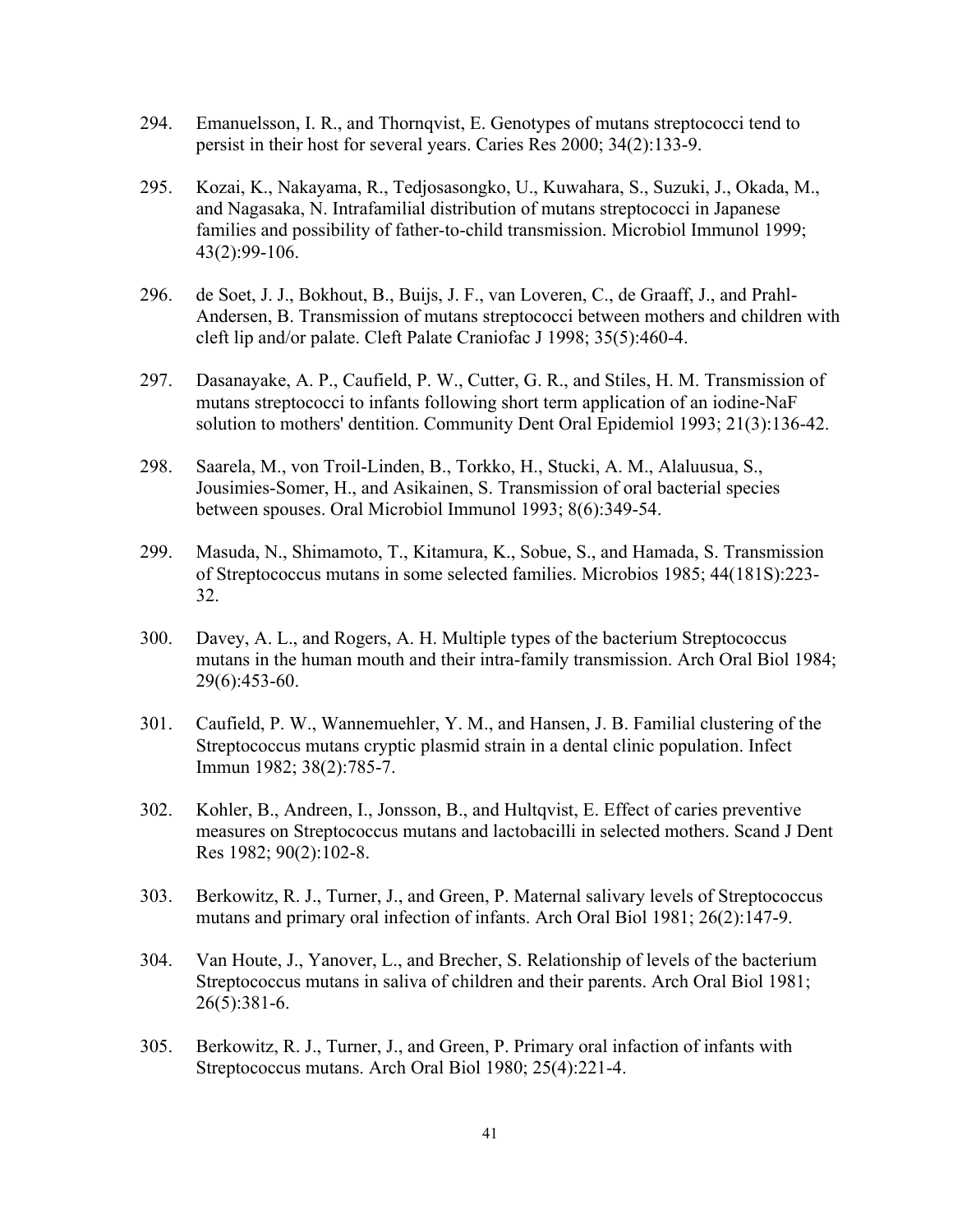294. Emanuelsson, I. R., and Thornqvist, E. Genotypes of mutans streptococci tend to persist in their host for several years. Caries Res 2000; 34(2):133-9.

295. Kozai, K., Nakayama, R., Tedjosasongko, U., Kuwahara, S., Suzuki, J., Okada, M., and Nagasaka, N. Intrafamilial distribution of mutans streptococci in Japanese families and possibility of father-to-child transmission. Microbiol Immunol 1999; 43(2):99-106.

296. de Soet, J. J., Bokhout, B., Buijs, J. F., van Loveren, C., de Graaff, J., and Prahl-Andersen, B. Transmission of mutans streptococci between mothers and children with cleft lip and/or palate. Cleft Palate Craniofac J 1998; 35(5):460-4.

297. Dasanayake, A. P., Caufield, P. W., Cutter, G. R., and Stiles, H. M. Transmission of mutans streptococci to infants following short term application of an iodine-NaF solution to mothers' dentition. Community Dent Oral Epidemiol 1993; 21(3):136-42.

298. Saarela, M., von Troil-Linden, B., Torkko, H., Stucki, A. M., Alaluusua, S., Jousimies-Somer, H., and Asikainen, S. Transmission of oral bacterial species between spouses. Oral Microbiol Immunol 1993; 8(6):349-54.

299. Masuda, N., Shimamoto, T., Kitamura, K., Sobue, S., and Hamada, S. Transmission of Streptococcus mutans in some selected families. Microbios 1985; 44(181S):223-32.

300. Davey, A. L., and Rogers, A. H. Multiple types of the bacterium Streptococcus mutans in the human mouth and their intra-family transmission. Arch Oral Biol 1984; 29(6):453-60.

301. Caufield, P. W., Wannemuehler, Y. M., and Hansen, J. B. Familial clustering of the Streptococcus mutans cryptic plasmid strain in a dental clinic population. Infect Immun 1982; 38(2):785-7.

302. Kohler, B., Andreen, I., Jonsson, B., and Hultqvist, E. Effect of caries preventive measures on Streptococcus mutans and lactobacilli in selected mothers. Scand J Dent Res 1982; 90(2):102-8.

303. Berkowitz, R. J., Turner, J., and Green, P. Maternal salivary levels of Streptococcus mutans and primary oral infection of infants. Arch Oral Biol 1981; 26(2):147-9.

304. Van Houte, J., Yanover, L., and Brecher, S. Relationship of levels of the bacterium Streptococcus mutans in saliva of children and their parents. Arch Oral Biol 1981; 26(5):381-6.

305. Berkowitz, R. J., Turner, J., and Green, P. Primary oral infaction of infants with Streptococcus mutans. Arch Oral Biol 1980; 25(4):221-4.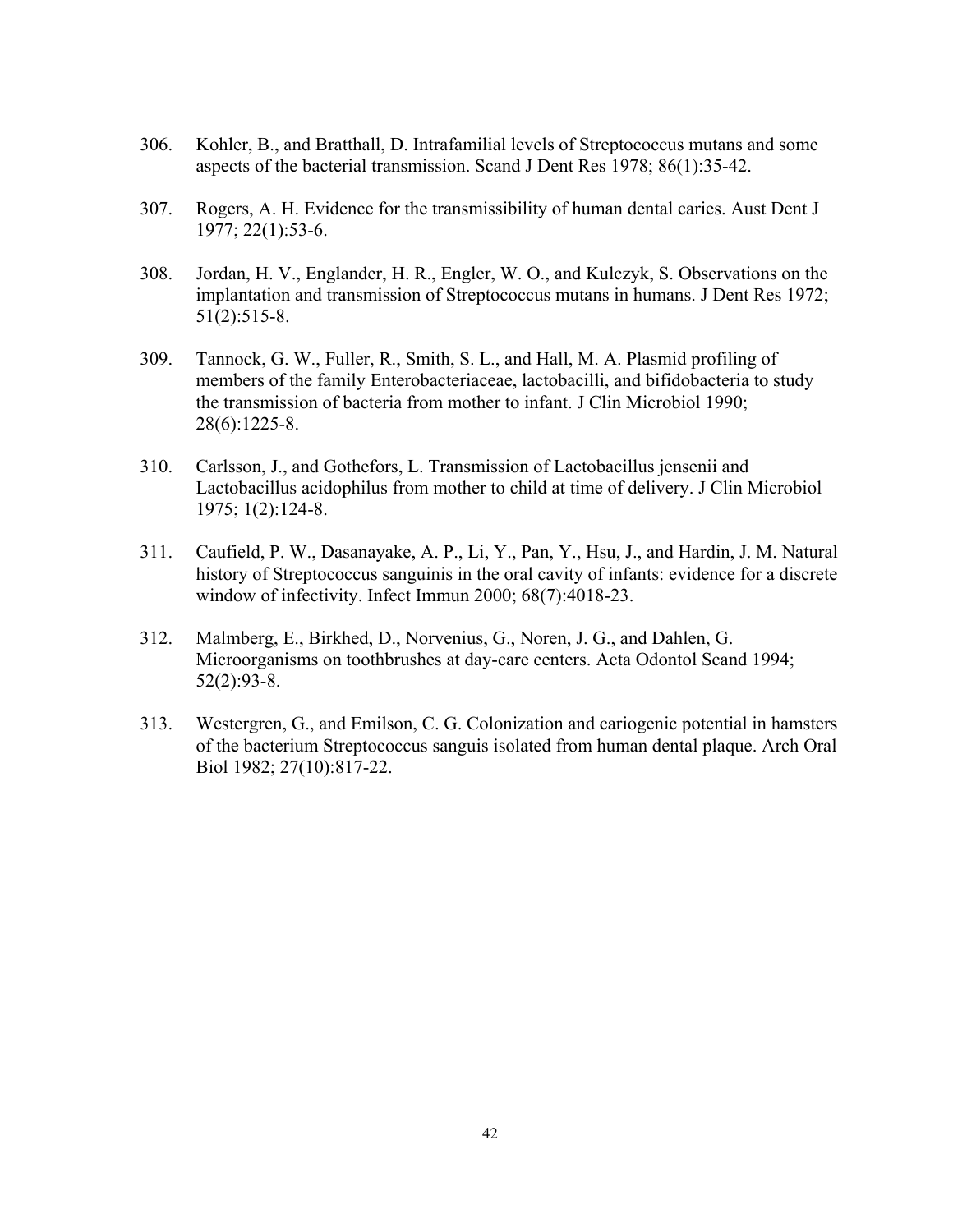306. Kohler, B., and Bratthall, D. Intrafamilial levels of Streptococcus mutans and some aspects of the bacterial transmission. Scand J Dent Res 1978; 86(1):35-42.

307. Rogers, A. H. Evidence for the transmissibility of human dental caries. Aust Dent J 1977; 22(1):53-6.

308. Jordan, H. V., Englander, H. R., Engler, W. O., and Kulczyk, S. Observations on the implantation and transmission of Streptococcus mutans in humans. J Dent Res 1972; 51(2):515-8.

309. Tannock, G. W., Fuller, R., Smith, S. L., and Hall, M. A. Plasmid profiling of members of the family Enterobacteriaceae, lactobacilli, and bifidobacteria to study the transmission of bacteria from mother to infant. J Clin Microbiol 1990; 28(6):1225-8.

310. Carlsson, J., and Gothefors, L. Transmission of Lactobacillus jensenii and Lactobacillus acidophilus from mother to child at time of delivery. J Clin Microbiol 1975; 1(2):124-8.

311. Caufield, P. W., Dasanayake, A. P., Li, Y., Pan, Y., Hsu, J., and Hardin, J. M. Natural history of Streptococcus sanguinis in the oral cavity of infants: evidence for a discrete window of infectivity. Infect Immun 2000; 68(7):4018-23.

312. Malmberg, E., Birkhed, D., Norvenius, G., Noren, J. G., and Dahlen, G. Microorganisms on toothbrushes at day-care centers. Acta Odontol Scand 1994; 52(2):93-8.

313. Westergren, G., and Emilson, C. G. Colonization and cariogenic potential in hamsters of the bacterium Streptococcus sanguis isolated from human dental plaque. Arch Oral Biol 1982; 27(10):817-22.